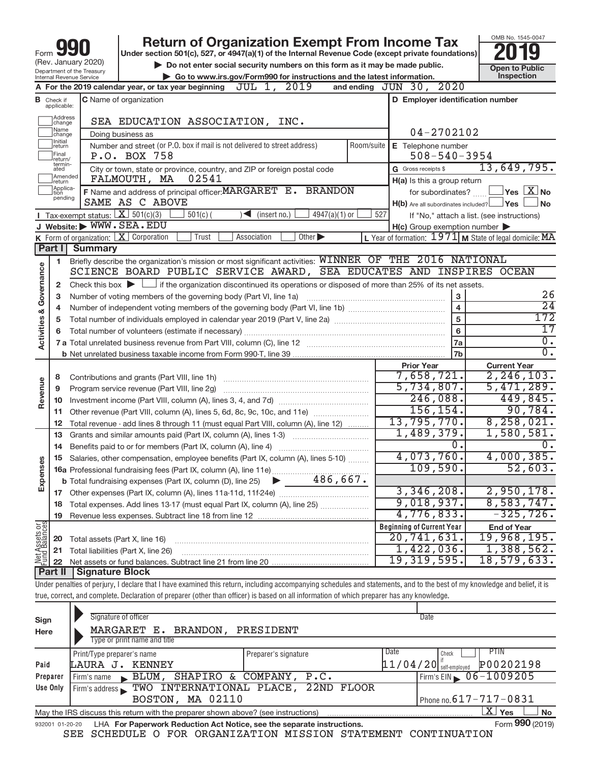Form **990** (Rev. January 2020) Department of the Treasury Internal Revenue Service

# Return of Organization Exempt From Income Tax

Under section 501(c), 527, or 4947(a)(1) of the Internal Revenue Code (except private foundations)

▶ Do not enter social security numbers on this form as it may be made public.

▶ Go to www.irs.gov/Form990 for instructions and the latest information.

OMB No. 1545-0047 **2019** Open to Public Inspection

**A** For the 2019 calendar year, or tax year beginning JUL 1, 2019 and ending JUN 30, 2020

**B** Check if applicable: Address change, Name change, Initial return, Final return/terminated, Amended return, Application pending

**C** Name of organization: SEA EDUCATION ASSOCIATION, INC.

Doing business as

Number and street (or P.O. box if mail is not delivered to street address): P.O. BOX 758 | Room/suite

City or town, state or province, country, and ZIP or foreign postal code: FALMOUTH, MA 02541

**D** Employer identification number: 04-2702102

**E** Telephone number: 508-540-3954

**G** Gross receipts $ 13,649,795.

**F** Name and address of principal officer: MARGARET E. BRANDON, SAME AS C ABOVE

**H(a)** Is this a group return for subordinates? Yes [ ] No [X]

**H(b)** Are all subordinates included? Yes [ ] No [ ] If "No," attach a list. (see instructions)

**H(c)** Group exemption number ▶

**I** Tax-exempt status: [X] 501(c)(3) [ ] 501(c) ( ) ◀ (insert no.) [ ] 4947(a)(1) or [ ] 527

**J** Website: ▶ WWW.SEA.EDU

**K** Form of organization: [X] Corporation [ ] Trust [ ] Association [ ] Other ▶

**L** Year of formation: 1971 **M** State of legal domicile: MA

## Part I Summary

**Activities & Governance**

1 Briefly describe the organization's mission or most significant activities: WINNER OF THE 2016 NATIONAL SCIENCE BOARD PUBLIC SERVICE AWARD, SEA EDUCATES AND INSPIRES OCEAN

2 Check this box ▶ [ ] if the organization discontinued its operations or disposed of more than 25% of its net assets.

| | | | |
|---|---|---|---|
| 3 | Number of voting members of the governing body (Part VI, line 1a) | 3 | 26 |
| 4 | Number of independent voting members of the governing body (Part VI, line 1b) | 4 | 24 |
| 5 | Total number of individuals employed in calendar year 2019 (Part V, line 2a) | 5 | 172 |
| 6 | Total number of volunteers (estimate if necessary) | 6 | 17 |
| 7a | Total unrelated business revenue from Part VIII, column (C), line 12 | 7a | 0. |
| b | Net unrelated business taxable income from Form 990-T, line 39 | 7b | 0. |

| | | Prior Year | Current Year |
|---|---|---|---|
| **Revenue** | | | |
| 8 | Contributions and grants (Part VIII, line 1h) | 7,658,721. | 2,246,103. |
| 9 | Program service revenue (Part VIII, line 2g) | 5,734,807. | 5,471,289. |
| 10 | Investment income (Part VIII, column (A), lines 3, 4, and 7d) | 246,088. | 449,845. |
| 11 | Other revenue (Part VIII, column (A), lines 5, 6d, 8c, 9c, 10c, and 11e) | 156,154. | 90,784. |
| 12 | Total revenue - add lines 8 through 11 (must equal Part VIII, column (A), line 12) | 13,795,770. | 8,258,021. |
| **Expenses** | | | |
| 13 | Grants and similar amounts paid (Part IX, column (A), lines 1-3) | 1,489,379. | 1,580,581. |
| 14 | Benefits paid to or for members (Part IX, column (A), line 4) | 0. | 0. |
| 15 | Salaries, other compensation, employee benefits (Part IX, column (A), lines 5-10) | 4,073,760. | 4,000,385. |
| 16a | Professional fundraising fees (Part IX, column (A), line 11e) | 109,590. | 52,603. |
| b | Total fundraising expenses (Part IX, column (D), line 25) ▶ 486,667. | | |
| 17 | Other expenses (Part IX, column (A), lines 11a-11d, 11f-24e) | 3,346,208. | 2,950,178. |
| 18 | Total expenses. Add lines 13-17 (must equal Part IX, column (A), line 25) | 9,018,937. | 8,583,747. |
| 19 | Revenue less expenses. Subtract line 18 from line 12 | 4,776,833. | -325,726. |
| **Net Assets or Fund Balances** | | **Beginning of Current Year** | **End of Year** |
| 20 | Total assets (Part X, line 16) | 20,741,631. | 19,968,195. |
| 21 | Total liabilities (Part X, line 26) | 1,422,036. | 1,388,562. |
| 22 | Net assets or fund balances. Subtract line 21 from line 20 | 19,319,595. | 18,579,633. |

## Part II Signature Block

Under penalties of perjury, I declare that I have examined this return, including accompanying schedules and statements, and to the best of my knowledge and belief, it is true, correct, and complete. Declaration of preparer (other than officer) is based on all information of which preparer has any knowledge.

**Sign Here**

Signature of officer | Date

MARGARET E. BRANDON, PRESIDENT
Type or print name and title

**Paid Preparer Use Only**

| Print/Type preparer's name | Preparer's signature | Date | Check [ ] if self-employed | PTIN |
|---|---|---|---|---|
| LAURA J. KENNEY | | 11/04/20 | | P00202198 |

Firm's name ▶ BLUM, SHAPIRO & COMPANY, P.C. | Firm's EIN ▶ 06-1009205

Firm's address ▶ TWO INTERNATIONAL PLACE, 22ND FLOOR, BOSTON, MA 02110 | Phone no. 617-717-0831

May the IRS discuss this return with the preparer shown above? (see instructions) [X] Yes [ ] No

932001 01-20-20 LHA For Paperwork Reduction Act Notice, see the separate instructions. Form **990** (2019)

SEE SCHEDULE O FOR ORGANIZATION MISSION STATEMENT CONTINUATION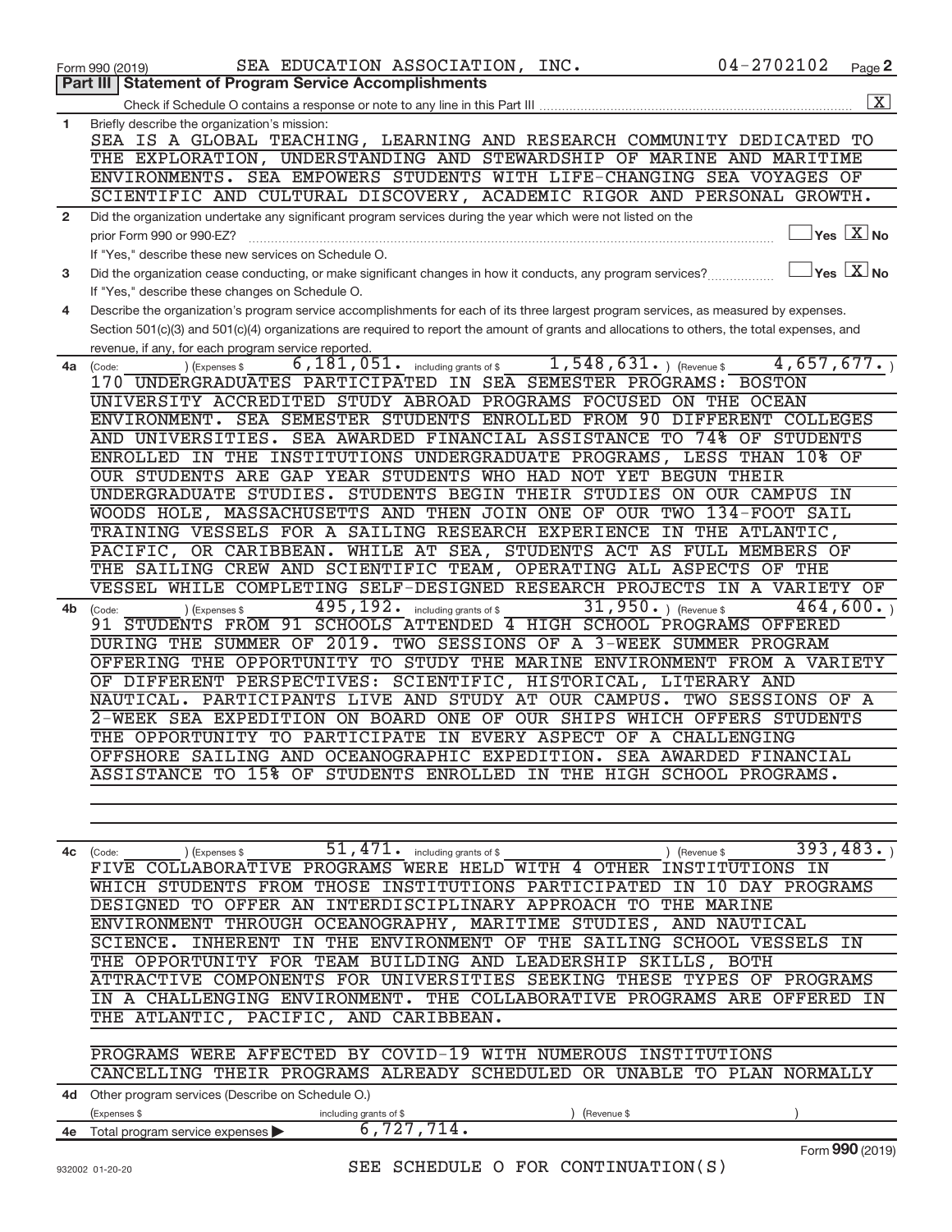Form 990 (2019) SEA EDUCATION ASSOCIATION, INC. 04-2702102 Page **2**

## Part III | Statement of Program Service Accomplishments

Check if Schedule O contains a response or note to any line in this Part III ..... [X]

**1** Briefly describe the organization's mission:

SEA IS A GLOBAL TEACHING, LEARNING AND RESEARCH COMMUNITY DEDICATED TO THE EXPLORATION, UNDERSTANDING AND STEWARDSHIP OF MARINE AND MARITIME ENVIRONMENTS. SEA EMPOWERS STUDENTS WITH LIFE-CHANGING SEA VOYAGES OF SCIENTIFIC AND CULTURAL DISCOVERY, ACADEMIC RIGOR AND PERSONAL GROWTH.

**2** Did the organization undertake any significant program services during the year which were not listed on the prior Form 990 or 990-EZ? ..... [ ] Yes [X] No

If "Yes," describe these new services on Schedule O.

**3** Did the organization cease conducting, or make significant changes in how it conducts, any program services? ..... [ ] Yes [X] No

If "Yes," describe these changes on Schedule O.

**4** Describe the organization's program service accomplishments for each of its three largest program services, as measured by expenses. Section 501(c)(3) and 501(c)(4) organizations are required to report the amount of grants and allocations to others, the total expenses, and revenue, if any, for each program service reported.

**4a** (Code: ) (Expenses $ 6,181,051. including grants of $ 1,548,631. ) (Revenue $ 4,657,677. )

170 UNDERGRADUATES PARTICIPATED IN SEA SEMESTER PROGRAMS: BOSTON UNIVERSITY ACCREDITED STUDY ABROAD PROGRAMS FOCUSED ON THE OCEAN ENVIRONMENT. SEA SEMESTER STUDENTS ENROLLED FROM 90 DIFFERENT COLLEGES AND UNIVERSITIES. SEA AWARDED FINANCIAL ASSISTANCE TO 74% OF STUDENTS ENROLLED IN THE INSTITUTIONS UNDERGRADUATE PROGRAMS, LESS THAN 10% OF OUR STUDENTS ARE GAP YEAR STUDENTS WHO HAD NOT YET BEGUN THEIR UNDERGRADUATE STUDIES. STUDENTS BEGIN THEIR STUDIES ON OUR CAMPUS IN WOODS HOLE, MASSACHUSETTS AND THEN JOIN ONE OF OUR TWO 134-FOOT SAIL TRAINING VESSELS FOR A SAILING RESEARCH EXPERIENCE IN THE ATLANTIC, PACIFIC, OR CARIBBEAN. WHILE AT SEA, STUDENTS ACT AS FULL MEMBERS OF THE SAILING CREW AND SCIENTIFIC TEAM, OPERATING ALL ASPECTS OF THE VESSEL WHILE COMPLETING SELF-DESIGNED RESEARCH PROJECTS IN A VARIETY OF

**4b** (Code: ) (Expenses $ 495,192. including grants of $ 31,950. ) (Revenue $ 464,600. )

91 STUDENTS FROM 91 SCHOOLS ATTENDED 4 HIGH SCHOOL PROGRAMS OFFERED DURING THE SUMMER OF 2019. TWO SESSIONS OF A 3-WEEK SUMMER PROGRAM OFFERING THE OPPORTUNITY TO STUDY THE MARINE ENVIRONMENT FROM A VARIETY OF DIFFERENT PERSPECTIVES: SCIENTIFIC, HISTORICAL, LITERARY AND NAUTICAL. PARTICIPANTS LIVE AND STUDY AT OUR CAMPUS. TWO SESSIONS OF A 2-WEEK SEA EXPEDITION ON BOARD ONE OF OUR SHIPS WHICH OFFERS STUDENTS THE OPPORTUNITY TO PARTICIPATE IN EVERY ASPECT OF A CHALLENGING OFFSHORE SAILING AND OCEANOGRAPHIC EXPEDITION. SEA AWARDED FINANCIAL ASSISTANCE TO 15% OF STUDENTS ENROLLED IN THE HIGH SCHOOL PROGRAMS.

**4c** (Code: ) (Expenses $ 51,471. including grants of $ ) (Revenue $ 393,483. )

FIVE COLLABORATIVE PROGRAMS WERE HELD WITH 4 OTHER INSTITUTIONS IN WHICH STUDENTS FROM THOSE INSTITUTIONS PARTICIPATED IN 10 DAY PROGRAMS DESIGNED TO OFFER AN INTERDISCIPLINARY APPROACH TO THE MARINE ENVIRONMENT THROUGH OCEANOGRAPHY, MARITIME STUDIES, AND NAUTICAL SCIENCE. INHERENT IN THE ENVIRONMENT OF THE SAILING SCHOOL VESSELS IN THE OPPORTUNITY FOR TEAM BUILDING AND LEADERSHIP SKILLS, BOTH ATTRACTIVE COMPONENTS FOR UNIVERSITIES SEEKING THESE TYPES OF PROGRAMS IN A CHALLENGING ENVIRONMENT. THE COLLABORATIVE PROGRAMS ARE OFFERED IN THE ATLANTIC, PACIFIC, AND CARIBBEAN.

PROGRAMS WERE AFFECTED BY COVID-19 WITH NUMEROUS INSTITUTIONS CANCELLING THEIR PROGRAMS ALREADY SCHEDULED OR UNABLE TO PLAN NORMALLY

**4d** Other program services (Describe on Schedule O.)

(Expenses $ including grants of $ ) (Revenue $ )

**4e** Total program service expenses ▶ 6,727,714.

Form **990** (2019)

SEE SCHEDULE O FOR CONTINUATION(S)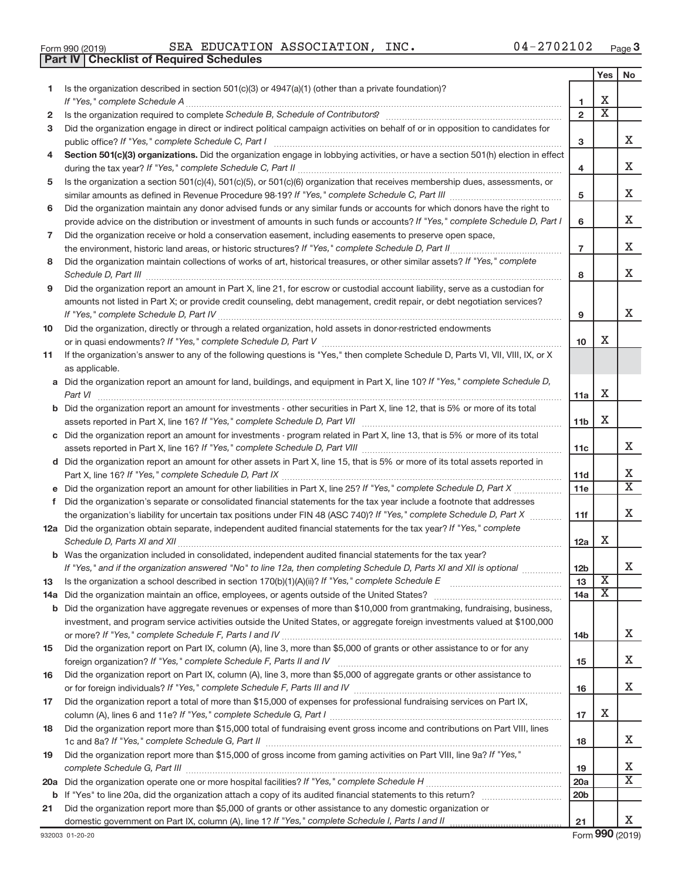Form 990 (2019) SEA EDUCATION ASSOCIATION, INC. 04-2702102

## Part IV Checklist of Required Schedules

| | | | Yes | No |
|---|---|---|---|---|
| 1 | Is the organization described in section 501(c)(3) or 4947(a)(1) (other than a private foundation)? *If "Yes," complete Schedule A* | 1 | X | |
| 2 | Is the organization required to complete *Schedule B, Schedule of Contributors*? | 2 | X | |
| 3 | Did the organization engage in direct or indirect political campaign activities on behalf of or in opposition to candidates for public office? *If "Yes," complete Schedule C, Part I* | 3 | | X |
| 4 | **Section 501(c)(3) organizations.** Did the organization engage in lobbying activities, or have a section 501(h) election in effect during the tax year? *If "Yes," complete Schedule C, Part II* | 4 | | X |
| 5 | Is the organization a section 501(c)(4), 501(c)(5), or 501(c)(6) organization that receives membership dues, assessments, or similar amounts as defined in Revenue Procedure 98-19? *If "Yes," complete Schedule C, Part III* | 5 | | X |
| 6 | Did the organization maintain any donor advised funds or any similar funds or accounts for which donors have the right to provide advice on the distribution or investment of amounts in such funds or accounts? *If "Yes," complete Schedule D, Part I* | 6 | | X |
| 7 | Did the organization receive or hold a conservation easement, including easements to preserve open space, the environment, historic land areas, or historic structures? *If "Yes," complete Schedule D, Part II* | 7 | | X |
| 8 | Did the organization maintain collections of works of art, historical treasures, or other similar assets? *If "Yes," complete Schedule D, Part III* | 8 | | X |
| 9 | Did the organization report an amount in Part X, line 21, for escrow or custodial account liability, serve as a custodian for amounts not listed in Part X; or provide credit counseling, debt management, credit repair, or debt negotiation services? *If "Yes," complete Schedule D, Part IV* | 9 | | X |
| 10 | Did the organization, directly or through a related organization, hold assets in donor-restricted endowments or in quasi endowments? *If "Yes," complete Schedule D, Part V* | 10 | X | |
| 11 | If the organization's answer to any of the following questions is "Yes," then complete Schedule D, Parts VI, VII, VIII, IX, or X as applicable. | | | |
| a | Did the organization report an amount for land, buildings, and equipment in Part X, line 10? *If "Yes," complete Schedule D, Part VI* | 11a | X | |
| b | Did the organization report an amount for investments - other securities in Part X, line 12, that is 5% or more of its total assets reported in Part X, line 16? *If "Yes," complete Schedule D, Part VII* | 11b | X | |
| c | Did the organization report an amount for investments - program related in Part X, line 13, that is 5% or more of its total assets reported in Part X, line 16? *If "Yes," complete Schedule D, Part VIII* | 11c | | X |
| d | Did the organization report an amount for other assets in Part X, line 15, that is 5% or more of its total assets reported in Part X, line 16? *If "Yes," complete Schedule D, Part IX* | 11d | | X |
| e | Did the organization report an amount for other liabilities in Part X, line 25? *If "Yes," complete Schedule D, Part X* | 11e | | X |
| f | Did the organization's separate or consolidated financial statements for the tax year include a footnote that addresses the organization's liability for uncertain tax positions under FIN 48 (ASC 740)? *If "Yes," complete Schedule D, Part X* | 11f | | X |
| 12a | Did the organization obtain separate, independent audited financial statements for the tax year? *If "Yes," complete Schedule D, Parts XI and XII* | 12a | X | |
| b | Was the organization included in consolidated, independent audited financial statements for the tax year? *If "Yes," and if the organization answered "No" to line 12a, then completing Schedule D, Parts XI and XII is optional* | 12b | | X |
| 13 | Is the organization a school described in section 170(b)(1)(A)(ii)? *If "Yes," complete Schedule E* | 13 | X | |
| 14a | Did the organization maintain an office, employees, or agents outside of the United States? | 14a | X | |
| b | Did the organization have aggregate revenues or expenses of more than $10,000 from grantmaking, fundraising, business, investment, and program service activities outside the United States, or aggregate foreign investments valued at $100,000 or more? *If "Yes," complete Schedule F, Parts I and IV* | 14b | | X |
| 15 | Did the organization report on Part IX, column (A), line 3, more than $5,000 of grants or other assistance to or for any foreign organization? *If "Yes," complete Schedule F, Parts II and IV* | 15 | | X |
| 16 | Did the organization report on Part IX, column (A), line 3, more than $5,000 of aggregate grants or other assistance to or for foreign individuals? *If "Yes," complete Schedule F, Parts III and IV* | 16 | | X |
| 17 | Did the organization report a total of more than $15,000 of expenses for professional fundraising services on Part IX, column (A), lines 6 and 11e? *If "Yes," complete Schedule G, Part I* | 17 | X | |
| 18 | Did the organization report more than $15,000 total of fundraising event gross income and contributions on Part VIII, lines 1c and 8a? *If "Yes," complete Schedule G, Part II* | 18 | | X |
| 19 | Did the organization report more than $15,000 of gross income from gaming activities on Part VIII, line 9a? *If "Yes," complete Schedule G, Part III* | 19 | | X |
| 20a | Did the organization operate one or more hospital facilities? *If "Yes," complete Schedule H* | 20a | | X |
| b | If "Yes" to line 20a, did the organization attach a copy of its audited financial statements to this return? | 20b | | |
| 21 | Did the organization report more than $5,000 of grants or other assistance to any domestic organization or domestic government on Part IX, column (A), line 1? *If "Yes," complete Schedule I, Parts I and II* | 21 | | X |

932003 01-20-20 Form **990** (2019)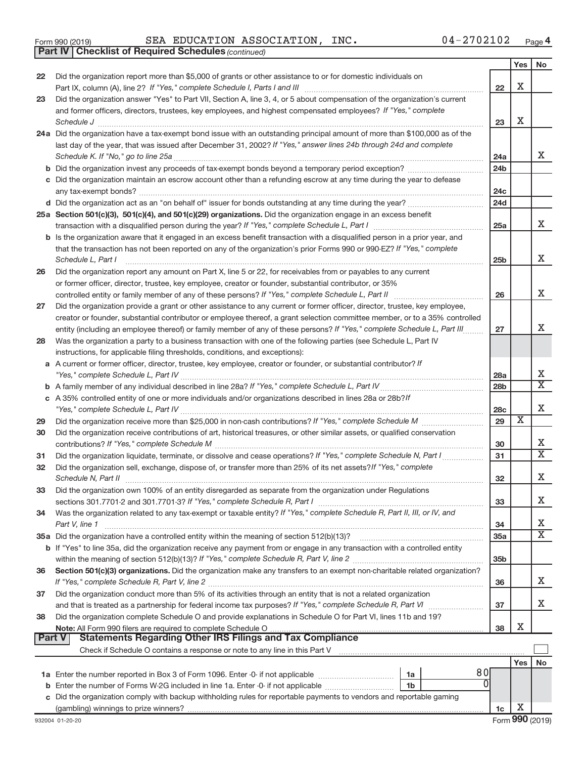Form 990 (2019) SEA EDUCATION ASSOCIATION, INC. 04-2702102 Page 4

**Part IV | Checklist of Required Schedules** *(continued)*

| | | | Yes | No |
|---|---|---|---|---|
| 22 | Did the organization report more than $5,000 of grants or other assistance to or for domestic individuals on Part IX, column (A), line 2? *If "Yes," complete Schedule I, Parts I and III* | 22 | X | |
| 23 | Did the organization answer "Yes" to Part VII, Section A, line 3, 4, or 5 about compensation of the organization's current and former officers, directors, trustees, key employees, and highest compensated employees? *If "Yes," complete Schedule J* | 23 | X | |
| 24a | Did the organization have a tax-exempt bond issue with an outstanding principal amount of more than $100,000 as of the last day of the year, that was issued after December 31, 2002? *If "Yes," answer lines 24b through 24d and complete Schedule K. If "No," go to line 25a* | 24a | | X |
| b | Did the organization invest any proceeds of tax-exempt bonds beyond a temporary period exception? | 24b | | |
| c | Did the organization maintain an escrow account other than a refunding escrow at any time during the year to defease any tax-exempt bonds? | 24c | | |
| d | Did the organization act as an "on behalf of" issuer for bonds outstanding at any time during the year? | 24d | | |
| 25a | **Section 501(c)(3), 501(c)(4), and 501(c)(29) organizations.** Did the organization engage in an excess benefit transaction with a disqualified person during the year? *If "Yes," complete Schedule L, Part I* | 25a | | X |
| b | Is the organization aware that it engaged in an excess benefit transaction with a disqualified person in a prior year, and that the transaction has not been reported on any of the organization's prior Forms 990 or 990-EZ? *If "Yes," complete Schedule L, Part I* | 25b | | X |
| 26 | Did the organization report any amount on Part X, line 5 or 22, for receivables from or payables to any current or former officer, director, trustee, key employee, creator or founder, substantial contributor, or 35% controlled entity or family member of any of these persons? *If "Yes," complete Schedule L, Part II* | 26 | | X |
| 27 | Did the organization provide a grant or other assistance to any current or former officer, director, trustee, key employee, creator or founder, substantial contributor or employee thereof, a grant selection committee member, or to a 35% controlled entity (including an employee thereof) or family member of any of these persons? *If "Yes," complete Schedule L, Part III* | 27 | | X |
| 28 | Was the organization a party to a business transaction with one of the following parties (see Schedule L, Part IV instructions, for applicable filing thresholds, conditions, and exceptions): | | | |
| a | A current or former officer, director, trustee, key employee, creator or founder, or substantial contributor? *If "Yes," complete Schedule L, Part IV* | 28a | | X |
| b | A family member of any individual described in line 28a? *If "Yes," complete Schedule L, Part IV* | 28b | | X |
| c | A 35% controlled entity of one or more individuals and/or organizations described in lines 28a or 28b? *If "Yes," complete Schedule L, Part IV* | 28c | | X |
| 29 | Did the organization receive more than $25,000 in non-cash contributions? *If "Yes," complete Schedule M* | 29 | X | |
| 30 | Did the organization receive contributions of art, historical treasures, or other similar assets, or qualified conservation contributions? *If "Yes," complete Schedule M* | 30 | | X |
| 31 | Did the organization liquidate, terminate, or dissolve and cease operations? *If "Yes," complete Schedule N, Part I* | 31 | | X |
| 32 | Did the organization sell, exchange, dispose of, or transfer more than 25% of its net assets? *If "Yes," complete Schedule N, Part II* | 32 | | X |
| 33 | Did the organization own 100% of an entity disregarded as separate from the organization under Regulations sections 301.7701-2 and 301.7701-3? *If "Yes," complete Schedule R, Part I* | 33 | | X |
| 34 | Was the organization related to any tax-exempt or taxable entity? *If "Yes," complete Schedule R, Part II, III, or IV, and Part V, line 1* | 34 | | X |
| 35a | Did the organization have a controlled entity within the meaning of section 512(b)(13)? | 35a | | X |
| b | If "Yes" to line 35a, did the organization receive any payment from or engage in any transaction with a controlled entity within the meaning of section 512(b)(13)? *If "Yes," complete Schedule R, Part V, line 2* | 35b | | |
| 36 | **Section 501(c)(3) organizations.** Did the organization make any transfers to an exempt non-charitable related organization? *If "Yes," complete Schedule R, Part V, line 2* | 36 | | X |
| 37 | Did the organization conduct more than 5% of its activities through an entity that is not a related organization and that is treated as a partnership for federal income tax purposes? *If "Yes," complete Schedule R, Part VI* | 37 | | X |
| 38 | Did the organization complete Schedule O and provide explanations in Schedule O for Part VI, lines 11b and 19? **Note:** All Form 990 filers are required to complete Schedule O | 38 | X | |

**Part V | Statements Regarding Other IRS Filings and Tax Compliance**

Check if Schedule O contains a response or note to any line in this Part V ☐

| | | | | | Yes | No |
|---|---|---|---|---|---|---|
| 1a | Enter the number reported in Box 3 of Form 1096. Enter -0- if not applicable | 1a | 80 | | | |
| b | Enter the number of Forms W-2G included in line 1a. Enter -0- if not applicable | 1b | 0 | | | |
| c | Did the organization comply with backup withholding rules for reportable payments to vendors and reportable gaming (gambling) winnings to prize winners? | | | 1c | X | |

932004 01-20-20 Form **990** (2019)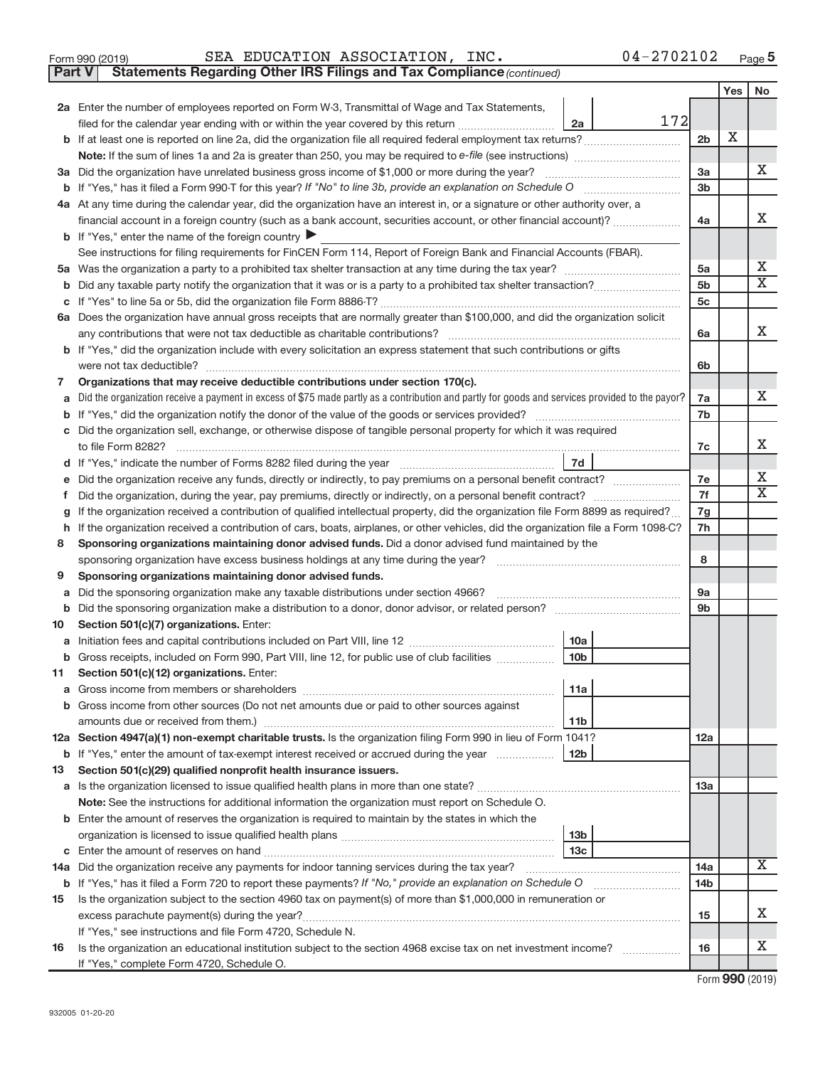Form 990 (2019) SEA EDUCATION ASSOCIATION, INC. 04-2702102 Page 5

**Part V Statements Regarding Other IRS Filings and Tax Compliance** *(continued)*

| | | | | Line | Yes | No |
|---|---|---|---|---|---|---|
| **2a** | Enter the number of employees reported on Form W-3, Transmittal of Wage and Tax Statements, filed for the calendar year ending with or within the year covered by this return | 2a | 172 | | | |
| **b** | If at least one is reported on line 2a, did the organization file all required federal employment tax returns? | | | 2b | X | |
| | **Note:** If the sum of lines 1a and 2a is greater than 250, you may be required to *e-file* (see instructions) | | | | | |
| **3a** | Did the organization have unrelated business gross income of $1,000 or more during the year? | | | 3a | | X |
| **b** | If "Yes," has it filed a Form 990-T for this year? *If "No" to line 3b, provide an explanation on Schedule O* | | | 3b | | |
| **4a** | At any time during the calendar year, did the organization have an interest in, or a signature or other authority over, a financial account in a foreign country (such as a bank account, securities account, or other financial account)? | | | 4a | | X |
| **b** | If "Yes," enter the name of the foreign country ▶ | | | | | |
| | See instructions for filing requirements for FinCEN Form 114, Report of Foreign Bank and Financial Accounts (FBAR). | | | | | |
| **5a** | Was the organization a party to a prohibited tax shelter transaction at any time during the tax year? | | | 5a | | X |
| **b** | Did any taxable party notify the organization that it was or is a party to a prohibited tax shelter transaction? | | | 5b | | X |
| **c** | If "Yes" to line 5a or 5b, did the organization file Form 8886-T? | | | 5c | | |
| **6a** | Does the organization have annual gross receipts that are normally greater than $100,000, and did the organization solicit any contributions that were not tax deductible as charitable contributions? | | | 6a | | X |
| **b** | If "Yes," did the organization include with every solicitation an express statement that such contributions or gifts were not tax deductible? | | | 6b | | |
| **7** | **Organizations that may receive deductible contributions under section 170(c).** | | | | | |
| **a** | Did the organization receive a payment in excess of $75 made partly as a contribution and partly for goods and services provided to the payor? | | | 7a | | X |
| **b** | If "Yes," did the organization notify the donor of the value of the goods or services provided? | | | 7b | | |
| **c** | Did the organization sell, exchange, or otherwise dispose of tangible personal property for which it was required to file Form 8282? | | | 7c | | X |
| **d** | If "Yes," indicate the number of Forms 8282 filed during the year | 7d | | | | |
| **e** | Did the organization receive any funds, directly or indirectly, to pay premiums on a personal benefit contract? | | | 7e | | X |
| **f** | Did the organization, during the year, pay premiums, directly or indirectly, on a personal benefit contract? | | | 7f | | X |
| **g** | If the organization received a contribution of qualified intellectual property, did the organization file Form 8899 as required? | | | 7g | | |
| **h** | If the organization received a contribution of cars, boats, airplanes, or other vehicles, did the organization file a Form 1098-C? | | | 7h | | |
| **8** | **Sponsoring organizations maintaining donor advised funds.** Did a donor advised fund maintained by the sponsoring organization have excess business holdings at any time during the year? | | | 8 | | |
| **9** | **Sponsoring organizations maintaining donor advised funds.** | | | | | |
| **a** | Did the sponsoring organization make any taxable distributions under section 4966? | | | 9a | | |
| **b** | Did the sponsoring organization make a distribution to a donor, donor advisor, or related person? | | | 9b | | |
| **10** | **Section 501(c)(7) organizations.** Enter: | | | | | |
| **a** | Initiation fees and capital contributions included on Part VIII, line 12 | 10a | | | | |
| **b** | Gross receipts, included on Form 990, Part VIII, line 12, for public use of club facilities | 10b | | | | |
| **11** | **Section 501(c)(12) organizations.** Enter: | | | | | |
| **a** | Gross income from members or shareholders | 11a | | | | |
| **b** | Gross income from other sources (Do not net amounts due or paid to other sources against amounts due or received from them.) | 11b | | | | |
| **12a** | **Section 4947(a)(1) non-exempt charitable trusts.** Is the organization filing Form 990 in lieu of Form 1041? | | | 12a | | |
| **b** | If "Yes," enter the amount of tax-exempt interest received or accrued during the year | 12b | | | | |
| **13** | **Section 501(c)(29) qualified nonprofit health insurance issuers.** | | | | | |
| **a** | Is the organization licensed to issue qualified health plans in more than one state? | | | 13a | | |
| | **Note:** See the instructions for additional information the organization must report on Schedule O. | | | | | |
| **b** | Enter the amount of reserves the organization is required to maintain by the states in which the organization is licensed to issue qualified health plans | 13b | | | | |
| **c** | Enter the amount of reserves on hand | 13c | | | | |
| **14a** | Did the organization receive any payments for indoor tanning services during the tax year? | | | 14a | | X |
| **b** | If "Yes," has it filed a Form 720 to report these payments? *If "No," provide an explanation on Schedule O* | | | 14b | | |
| **15** | Is the organization subject to the section 4960 tax on payment(s) of more than $1,000,000 in remuneration or excess parachute payment(s) during the year? | | | 15 | | X |
| | If "Yes," see instructions and file Form 4720, Schedule N. | | | | | |
| **16** | Is the organization an educational institution subject to the section 4968 excise tax on net investment income? | | | 16 | | X |
| | If "Yes," complete Form 4720, Schedule O. | | | | | |

932005 01-20-20 Form **990** (2019)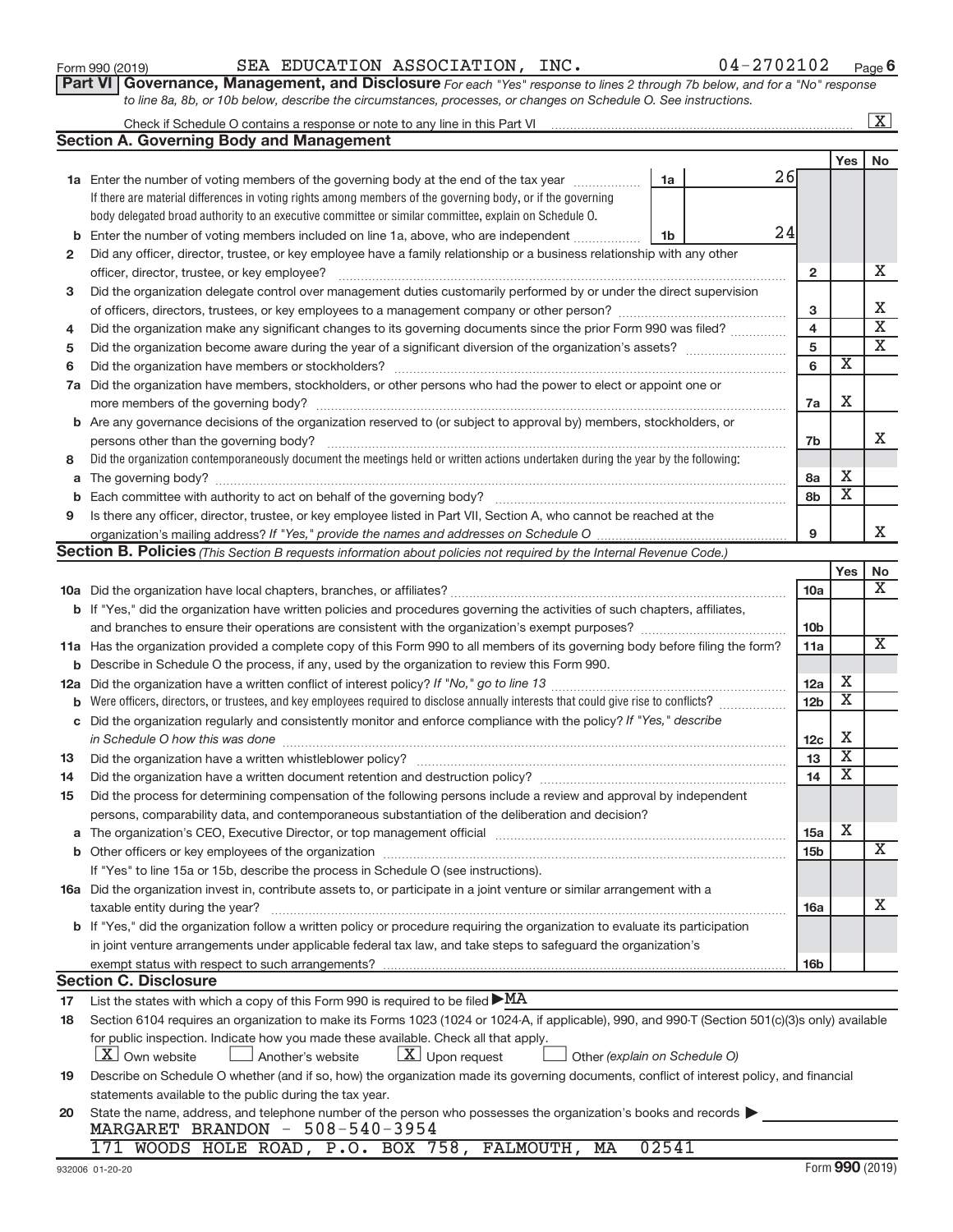Form 990 (2019) SEA EDUCATION ASSOCIATION, INC. 04-2702102 Page 6

**Part VI Governance, Management, and Disclosure** *For each "Yes" response to lines 2 through 7b below, and for a "No" response to line 8a, 8b, or 10b below, describe the circumstances, processes, or changes on Schedule O. See instructions.*

Check if Schedule O contains a response or note to any line in this Part VI [X]

## Section A. Governing Body and Management

| | | | | Yes | No |
|---|---|---|---|---|---|
| **1a** | Enter the number of voting members of the governing body at the end of the tax year | 1a | 26 | | |
| | If there are material differences in voting rights among members of the governing body, or if the governing body delegated broad authority to an executive committee or similar committee, explain on Schedule O. | | | | |
| **b** | Enter the number of voting members included on line 1a, above, who are independent | 1b | 24 | | |
| **2** | Did any officer, director, trustee, or key employee have a family relationship or a business relationship with any other officer, director, trustee, or key employee? | 2 | | | X |
| **3** | Did the organization delegate control over management duties customarily performed by or under the direct supervision of officers, directors, trustees, or key employees to a management company or other person? | 3 | | | X |
| **4** | Did the organization make any significant changes to its governing documents since the prior Form 990 was filed? | 4 | | | X |
| **5** | Did the organization become aware during the year of a significant diversion of the organization's assets? | 5 | | | X |
| **6** | Did the organization have members or stockholders? | 6 | | X | |
| **7a** | Did the organization have members, stockholders, or other persons who had the power to elect or appoint one or more members of the governing body? | 7a | | X | |
| **b** | Are any governance decisions of the organization reserved to (or subject to approval by) members, stockholders, or persons other than the governing body? | 7b | | | X |
| **8** | Did the organization contemporaneously document the meetings held or written actions undertaken during the year by the following: | | | | |
| **a** | The governing body? | 8a | | X | |
| **b** | Each committee with authority to act on behalf of the governing body? | 8b | | X | |
| **9** | Is there any officer, director, trustee, or key employee listed in Part VII, Section A, who cannot be reached at the organization's mailing address? *If "Yes," provide the names and addresses on Schedule O* | 9 | | | X |

## Section B. Policies *(This Section B requests information about policies not required by the Internal Revenue Code.)*

| | | | Yes | No |
|---|---|---|---|---|
| **10a** | Did the organization have local chapters, branches, or affiliates? | 10a | | X |
| **b** | If "Yes," did the organization have written policies and procedures governing the activities of such chapters, affiliates, and branches to ensure their operations are consistent with the organization's exempt purposes? | 10b | | |
| **11a** | Has the organization provided a complete copy of this Form 990 to all members of its governing body before filing the form? | 11a | | X |
| **b** | Describe in Schedule O the process, if any, used by the organization to review this Form 990. | | | |
| **12a** | Did the organization have a written conflict of interest policy? *If "No," go to line 13* | 12a | X | |
| **b** | Were officers, directors, or trustees, and key employees required to disclose annually interests that could give rise to conflicts? | 12b | X | |
| **c** | Did the organization regularly and consistently monitor and enforce compliance with the policy? *If "Yes," describe in Schedule O how this was done* | 12c | X | |
| **13** | Did the organization have a written whistleblower policy? | 13 | X | |
| **14** | Did the organization have a written document retention and destruction policy? | 14 | X | |
| **15** | Did the process for determining compensation of the following persons include a review and approval by independent persons, comparability data, and contemporaneous substantiation of the deliberation and decision? | | | |
| **a** | The organization's CEO, Executive Director, or top management official | 15a | X | |
| **b** | Other officers or key employees of the organization | 15b | | X |
| | If "Yes" to line 15a or 15b, describe the process in Schedule O (see instructions). | | | |
| **16a** | Did the organization invest in, contribute assets to, or participate in a joint venture or similar arrangement with a taxable entity during the year? | 16a | | X |
| **b** | If "Yes," did the organization follow a written policy or procedure requiring the organization to evaluate its participation in joint venture arrangements under applicable federal tax law, and take steps to safeguard the organization's exempt status with respect to such arrangements? | 16b | | |

## Section C. Disclosure

**17** List the states with which a copy of this Form 990 is required to be filed ▶MA

**18** Section 6104 requires an organization to make its Forms 1023 (1024 or 1024-A, if applicable), 990, and 990-T (Section 501(c)(3)s only) available for public inspection. Indicate how you made these available. Check all that apply.

[X] Own website [ ] Another's website [X] Upon request [ ] Other *(explain on Schedule O)*

**19** Describe on Schedule O whether (and if so, how) the organization made its governing documents, conflict of interest policy, and financial statements available to the public during the tax year.

**20** State the name, address, and telephone number of the person who possesses the organization's books and records ▶

MARGARET BRANDON - 508-540-3954
171 WOODS HOLE ROAD, P.O. BOX 758, FALMOUTH, MA 02541

932006 01-20-20 Form 990 (2019)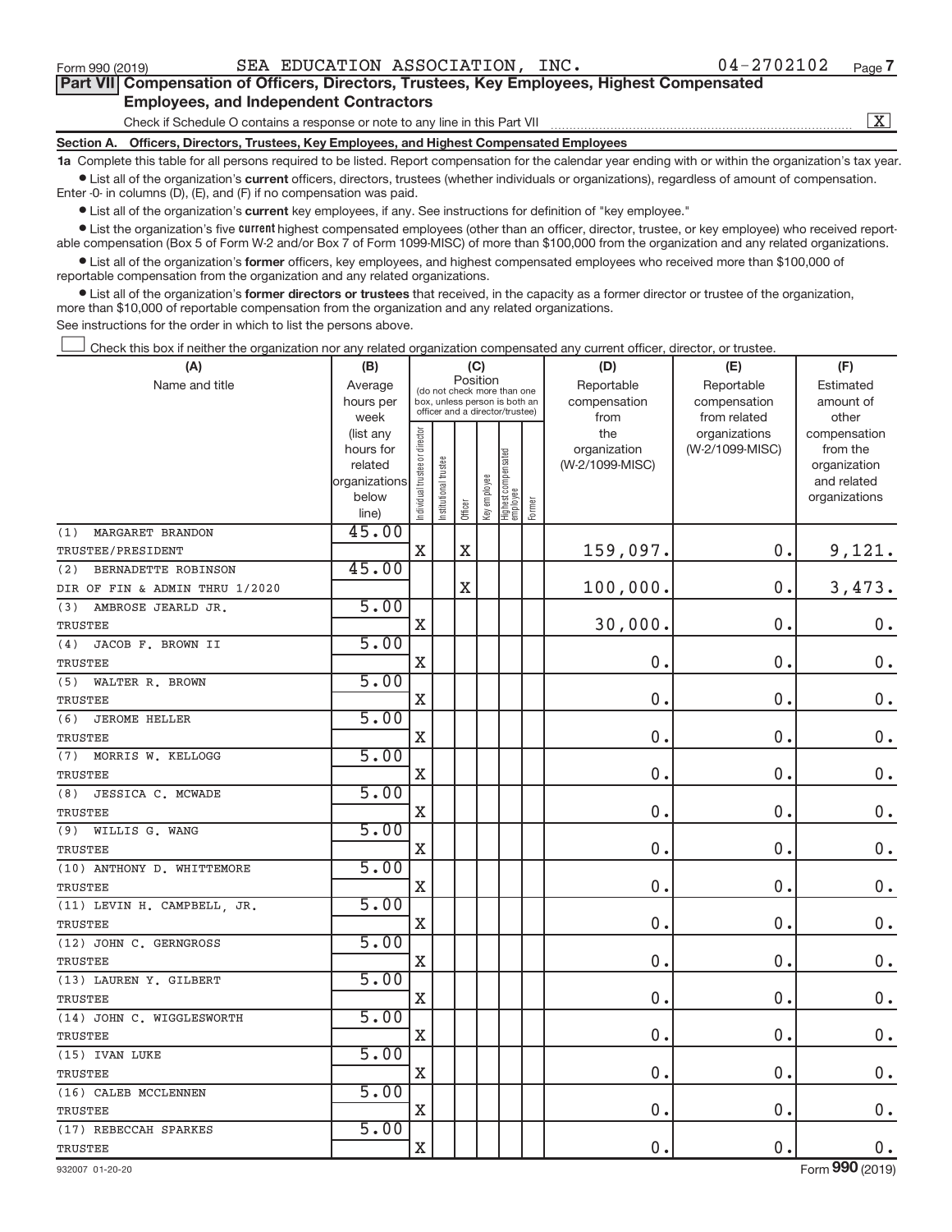Form 990 (2019) SEA EDUCATION ASSOCIATION, INC. 04-2702102

## Part VII Compensation of Officers, Directors, Trustees, Key Employees, Highest Compensated Employees, and Independent Contractors

Check if Schedule O contains a response or note to any line in this Part VII ..... [X]

**Section A. Officers, Directors, Trustees, Key Employees, and Highest Compensated Employees**

**1a** Complete this table for all persons required to be listed. Report compensation for the calendar year ending with or within the organization's tax year.

- List all of the organization's **current** officers, directors, trustees (whether individuals or organizations), regardless of amount of compensation. Enter -0- in columns (D), (E), and (F) if no compensation was paid.
- List all of the organization's **current** key employees, if any. See instructions for definition of "key employee."
- List the organization's five **current** highest compensated employees (other than an officer, director, trustee, or key employee) who received reportable compensation (Box 5 of Form W-2 and/or Box 7 of Form 1099-MISC) of more than $100,000 from the organization and any related organizations.
- List all of the organization's **former** officers, key employees, and highest compensated employees who received more than $100,000 of reportable compensation from the organization and any related organizations.
- List all of the organization's **former directors or trustees** that received, in the capacity as a former director or trustee of the organization, more than $10,000 of reportable compensation from the organization and any related organizations.

See instructions for the order in which to list the persons above.

[ ] Check this box if neither the organization nor any related organization compensated any current officer, director, or trustee.

| (A) Name and title | (B) Average hours per week (list any hours for related organizations below line) | (C) Position: Individual trustee or director | Institutional trustee | Officer | Key employee | Highest compensated employee | Former | (D) Reportable compensation from the organization (W-2/1099-MISC) | (E) Reportable compensation from related organizations (W-2/1099-MISC) | (F) Estimated amount of other compensation from the organization and related organizations |
|---|---|---|---|---|---|---|---|---|---|---|
| (1) MARGARET BRANDON<br>TRUSTEE/PRESIDENT | 45.00 | X | | X | | | | 159,097. | 0. | 9,121. |
| (2) BERNADETTE ROBINSON<br>DIR OF FIN & ADMIN THRU 1/2020 | 45.00 | | | X | | | | 100,000. | 0. | 3,473. |
| (3) AMBROSE JEARLD JR.<br>TRUSTEE | 5.00 | X | | | | | | 30,000. | 0. | 0. |
| (4) JACOB F. BROWN II<br>TRUSTEE | 5.00 | X | | | | | | 0. | 0. | 0. |
| (5) WALTER R. BROWN<br>TRUSTEE | 5.00 | X | | | | | | 0. | 0. | 0. |
| (6) JEROME HELLER<br>TRUSTEE | 5.00 | X | | | | | | 0. | 0. | 0. |
| (7) MORRIS W. KELLOGG<br>TRUSTEE | 5.00 | X | | | | | | 0. | 0. | 0. |
| (8) JESSICA C. MCWADE<br>TRUSTEE | 5.00 | X | | | | | | 0. | 0. | 0. |
| (9) WILLIS G. WANG<br>TRUSTEE | 5.00 | X | | | | | | 0. | 0. | 0. |
| (10) ANTHONY D. WHITTEMORE<br>TRUSTEE | 5.00 | X | | | | | | 0. | 0. | 0. |
| (11) LEVIN H. CAMPBELL, JR.<br>TRUSTEE | 5.00 | X | | | | | | 0. | 0. | 0. |
| (12) JOHN C. GERNGROSS<br>TRUSTEE | 5.00 | X | | | | | | 0. | 0. | 0. |
| (13) LAUREN Y. GILBERT<br>TRUSTEE | 5.00 | X | | | | | | 0. | 0. | 0. |
| (14) JOHN C. WIGGLESWORTH<br>TRUSTEE | 5.00 | X | | | | | | 0. | 0. | 0. |
| (15) IVAN LUKE<br>TRUSTEE | 5.00 | X | | | | | | 0. | 0. | 0. |
| (16) CALEB MCCLENNEN<br>TRUSTEE | 5.00 | X | | | | | | 0. | 0. | 0. |
| (17) REBECCAH SPARKES<br>TRUSTEE | 5.00 | X | | | | | | 0. | 0. | 0. |

932007 01-20-20 Form **990** (2019)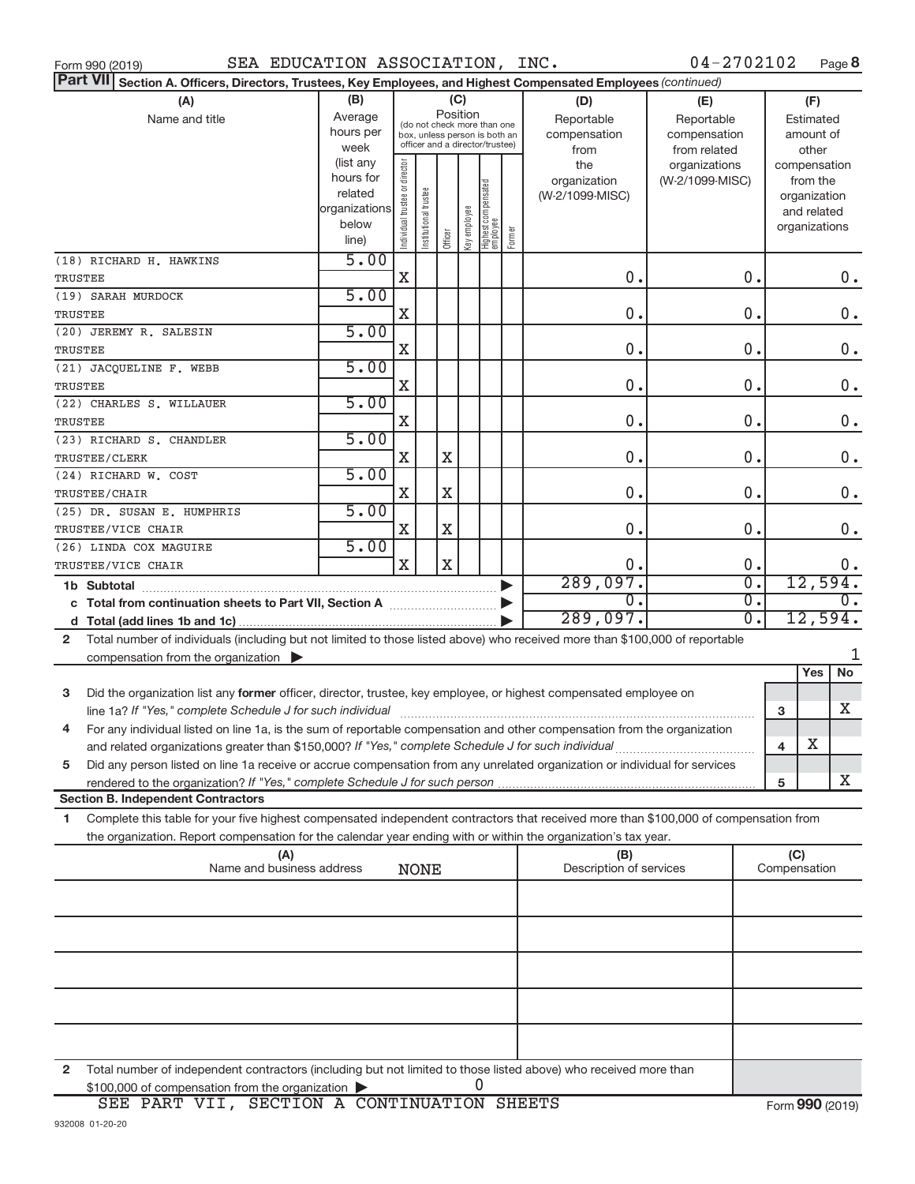Form 990 (2019) SEA EDUCATION ASSOCIATION, INC. 04-2702102 Page **8**

**Part VII** Section A. Officers, Directors, Trustees, Key Employees, and Highest Compensated Employees *(continued)*

| (A) Name and title | (B) Average hours per week (list any hours for related organizations below line) | (C) Position: Individual trustee or director | Institutional trustee | Officer | Key employee | Highest compensated employee | Former | (D) Reportable compensation from the organization (W-2/1099-MISC) | (E) Reportable compensation from related organizations (W-2/1099-MISC) | (F) Estimated amount of other compensation from the organization and related organizations |
|---|---|---|---|---|---|---|---|---|---|---|
| (18) RICHARD H. HAWKINS<br>TRUSTEE | 5.00 | X | | | | | | 0. | 0. | 0. |
| (19) SARAH MURDOCK<br>TRUSTEE | 5.00 | X | | | | | | 0. | 0. | 0. |
| (20) JEREMY R. SALESIN<br>TRUSTEE | 5.00 | X | | | | | | 0. | 0. | 0. |
| (21) JACQUELINE F. WEBB<br>TRUSTEE | 5.00 | X | | | | | | 0. | 0. | 0. |
| (22) CHARLES S. WILLAUER<br>TRUSTEE | 5.00 | X | | | | | | 0. | 0. | 0. |
| (23) RICHARD S. CHANDLER<br>TRUSTEE/CLERK | 5.00 | X | | X | | | | 0. | 0. | 0. |
| (24) RICHARD W. COST<br>TRUSTEE/CHAIR | 5.00 | X | | X | | | | 0. | 0. | 0. |
| (25) DR. SUSAN E. HUMPHRIS<br>TRUSTEE/VICE CHAIR | 5.00 | X | | X | | | | 0. | 0. | 0. |
| (26) LINDA COX MAGUIRE<br>TRUSTEE/VICE CHAIR | 5.00 | X | | X | | | | 0. | 0. | 0. |
| 1b Subtotal | | | | | | | | 289,097. | 0. | 12,594. |
| c Total from continuation sheets to Part VII, Section A | | | | | | | | 0. | 0. | 0. |
| d Total (add lines 1b and 1c) | | | | | | | | 289,097. | 0. | 12,594. |

2 Total number of individuals (including but not limited to those listed above) who received more than $100,000 of reportable compensation from the organization ▶ 1

| | | | Yes | No |
|---|---|---|---|---|
| 3 | Did the organization list any **former** officer, director, trustee, key employee, or highest compensated employee on line 1a? *If "Yes," complete Schedule J for such individual* | 3 | | X |
| 4 | For any individual listed on line 1a, is the sum of reportable compensation and other compensation from the organization and related organizations greater than $150,000? *If "Yes," complete Schedule J for such individual* | 4 | X | |
| 5 | Did any person listed on line 1a receive or accrue compensation from any unrelated organization or individual for services rendered to the organization? *If "Yes," complete Schedule J for such person* | 5 | | X |

**Section B. Independent Contractors**

1 Complete this table for your five highest compensated independent contractors that received more than $100,000 of compensation from the organization. Report compensation for the calendar year ending with or within the organization's tax year.

| (A) Name and business address | (B) Description of services | (C) Compensation |
|---|---|---|
| NONE | | |
| | | |
| | | |
| | | |
| | | |

2 Total number of independent contractors (including but not limited to those listed above) who received more than $100,000 of compensation from the organization ▶ 0

SEE PART VII, SECTION A CONTINUATION SHEETS

Form **990** (2019)

932008 01-20-20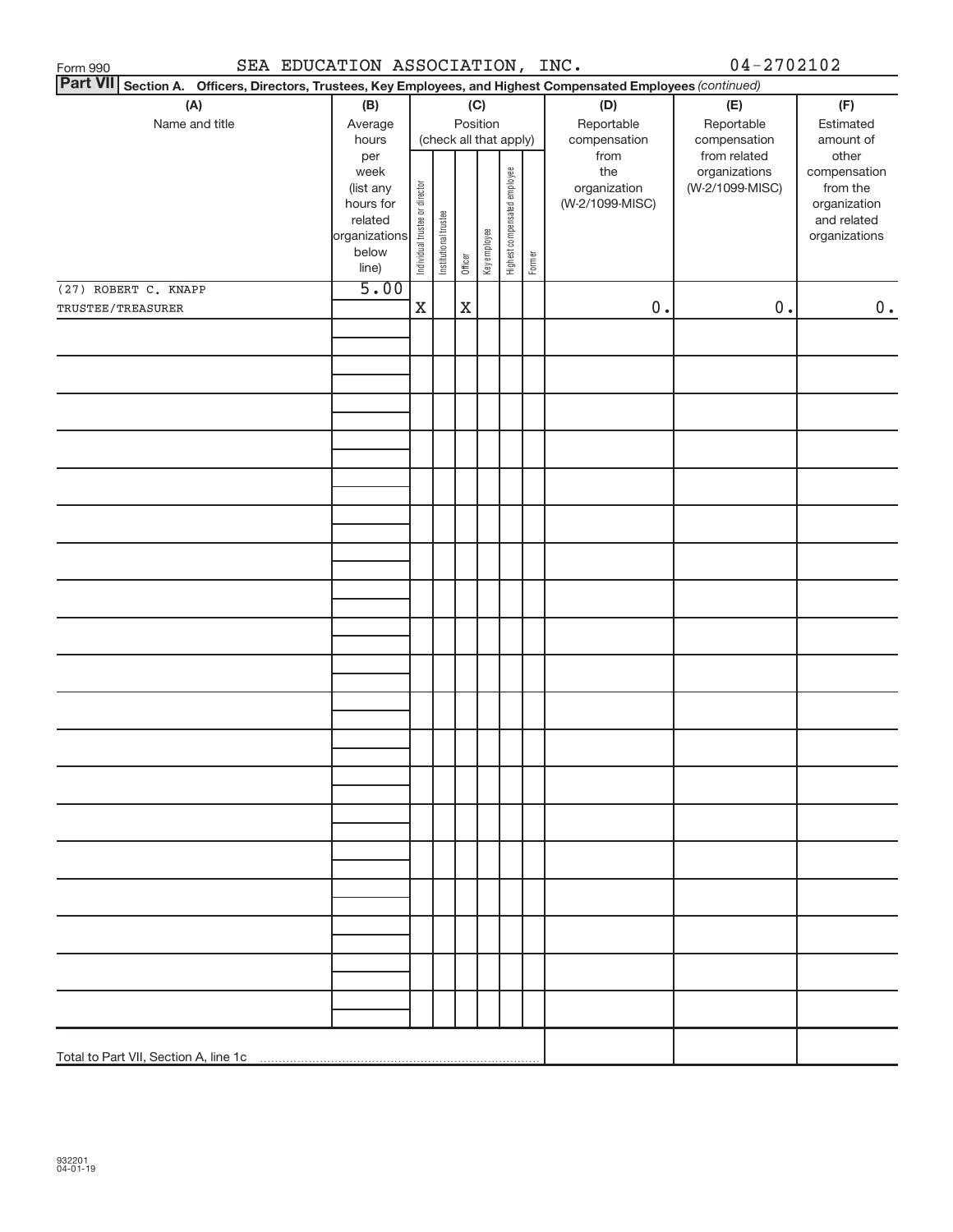Form 990 SEA EDUCATION ASSOCIATION, INC. 04-2702102

**Part VII** **Section A. Officers, Directors, Trustees, Key Employees, and Highest Compensated Employees** *(continued)*

| (A) Name and title | (B) Average hours per week (list any hours for related organizations below line) | (C) Position (check all that apply): Individual trustee or director | Institutional trustee | Officer | Key employee | Highest compensated employee | Former | (D) Reportable compensation from the organization (W-2/1099-MISC) | (E) Reportable compensation from related organizations (W-2/1099-MISC) | (F) Estimated amount of other compensation from the organization and related organizations |
|---|---|---|---|---|---|---|---|---|---|---|
| (27) ROBERT C. KNAPP TRUSTEE/TREASURER | 5.00 | X | | X | | | | 0. | 0. | 0. |
| | | | | | | | | | | |
| Total to Part VII, Section A, line 1c | | | | | | | | | | |

932201 04-01-19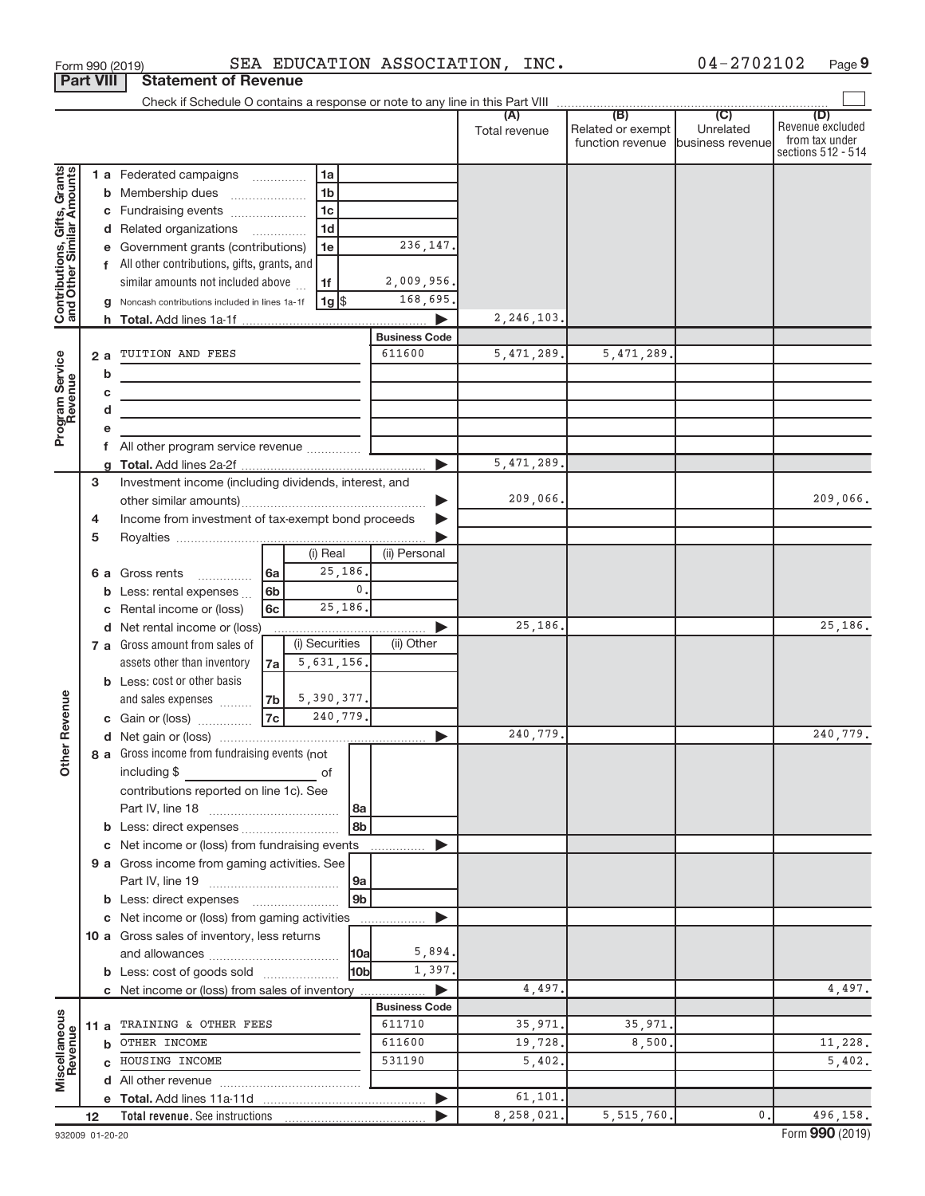Form 990 (2019) SEA EDUCATION ASSOCIATION, INC. 04-2702102 Page 9

## Part VIII Statement of Revenue

Check if Schedule O contains a response or note to any line in this Part VIII

| | | | (A) Total revenue | (B) Related or exempt function revenue | (C) Unrelated business revenue | (D) Revenue excluded from tax under sections 512 - 514 |
|---|---|---|---|---|---|---|
| **Contributions, Gifts, Grants and Other Similar Amounts** | 1 a Federated campaigns | 1a | | | | |
| | b Membership dues | 1b | | | | |
| | c Fundraising events | 1c | | | | |
| | d Related organizations | 1d | | | | |
| | e Government grants (contributions) | 1e 236,147. | | | | |
| | f All other contributions, gifts, grants, and similar amounts not included above | 1f 2,009,956. | | | | |
| | g Noncash contributions included in lines 1a-1f | 1g $ 168,695. | | | | |
| | h Total. Add lines 1a-1f | ▶ | 2,246,103. | | | |
| **Program Service Revenue** | | Business Code | | | | |
| | 2 a TUITION AND FEES | 611600 | 5,471,289. | 5,471,289. | | |
| | b | | | | | |
| | c | | | | | |
| | d | | | | | |
| | e | | | | | |
| | f All other program service revenue | | | | | |
| | g Total. Add lines 2a-2f | ▶ | 5,471,289. | | | |
| **Other Revenue** | 3 Investment income (including dividends, interest, and other similar amounts) | ▶ | 209,066. | | | 209,066. |
| | 4 Income from investment of tax-exempt bond proceeds | ▶ | | | | |
| | 5 Royalties | ▶ | | | | |
| | | (i) Real / (ii) Personal | | | | |
| | 6 a Gross rents | 6a (i) 25,186. | | | | |
| | b Less: rental expenses | 6b (i) 0. | | | | |
| | c Rental income or (loss) | 6c (i) 25,186. | | | | |
| | d Net rental income or (loss) | ▶ | 25,186. | | | 25,186. |
| | | (i) Securities / (ii) Other | | | | |
| | 7 a Gross amount from sales of assets other than inventory | 7a (i) 5,631,156. | | | | |
| | b Less: cost or other basis and sales expenses | 7b (i) 5,390,377. | | | | |
| | c Gain or (loss) | 7c (i) 240,779. | | | | |
| | d Net gain or (loss) | ▶ | 240,779. | | | 240,779. |
| | 8 a Gross income from fundraising events (not including $ of contributions reported on line 1c). See Part IV, line 18 | 8a | | | | |
| | b Less: direct expenses | 8b | | | | |
| | c Net income or (loss) from fundraising events | ▶ | | | | |
| | 9 a Gross income from gaming activities. See Part IV, line 19 | 9a | | | | |
| | b Less: direct expenses | 9b | | | | |
| | c Net income or (loss) from gaming activities | ▶ | | | | |
| | 10 a Gross sales of inventory, less returns and allowances | 10a 5,894. | | | | |
| | b Less: cost of goods sold | 10b 1,397. | | | | |
| | c Net income or (loss) from sales of inventory | ▶ | 4,497. | | | 4,497. |
| **Miscellaneous Revenue** | | Business Code | | | | |
| | 11 a TRAINING & OTHER FEES | 611710 | 35,971. | 35,971. | | |
| | b OTHER INCOME | 611600 | 19,728. | 8,500. | | 11,228. |
| | c HOUSING INCOME | 531190 | 5,402. | | | 5,402. |
| | d All other revenue | | | | | |
| | e Total. Add lines 11a-11d | ▶ | 61,101. | | | |
| | 12 Total revenue. See instructions | ▶ | 8,258,021. | 5,515,760. | 0. | 496,158. |

932009 01-20-20 Form 990 (2019)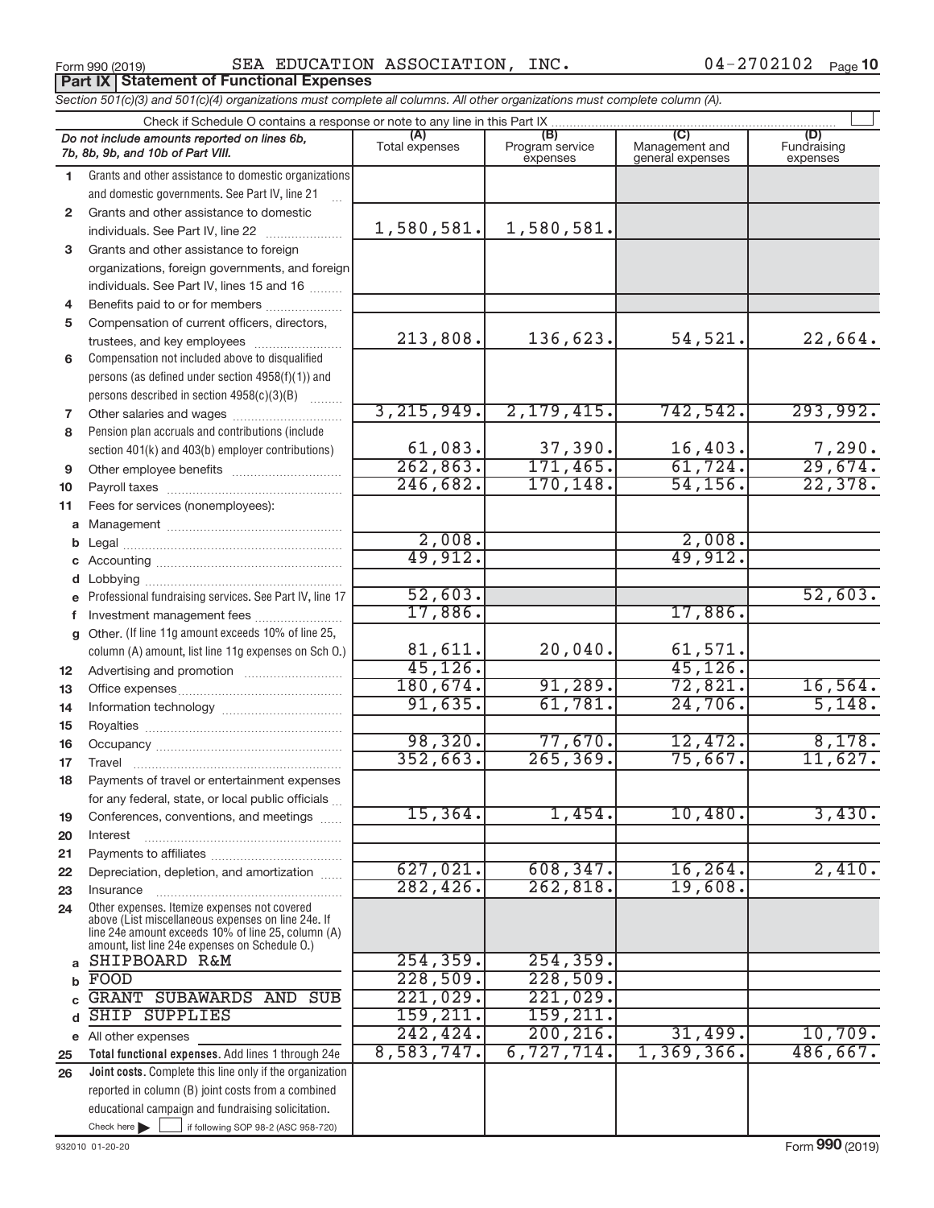Form 990 (2019) SEA EDUCATION ASSOCIATION, INC. 04-2702102 Page 10

**Part IX | Statement of Functional Expenses**

*Section 501(c)(3) and 501(c)(4) organizations must complete all columns. All other organizations must complete column (A).*

Check if Schedule O contains a response or note to any line in this Part IX

| *Do not include amounts reported on lines 6b, 7b, 8b, 9b, and 10b of Part VIII.* | (A) Total expenses | (B) Program service expenses | (C) Management and general expenses | (D) Fundraising expenses |
|---|---|---|---|---|
| 1 Grants and other assistance to domestic organizations and domestic governments. See Part IV, line 21 | | | | |
| 2 Grants and other assistance to domestic individuals. See Part IV, line 22 | 1,580,581. | 1,580,581. | | |
| 3 Grants and other assistance to foreign organizations, foreign governments, and foreign individuals. See Part IV, lines 15 and 16 | | | | |
| 4 Benefits paid to or for members | | | | |
| 5 Compensation of current officers, directors, trustees, and key employees | 213,808. | 136,623. | 54,521. | 22,664. |
| 6 Compensation not included above to disqualified persons (as defined under section 4958(f)(1)) and persons described in section 4958(c)(3)(B) | | | | |
| 7 Other salaries and wages | 3,215,949. | 2,179,415. | 742,542. | 293,992. |
| 8 Pension plan accruals and contributions (include section 401(k) and 403(b) employer contributions) | 61,083. | 37,390. | 16,403. | 7,290. |
| 9 Other employee benefits | 262,863. | 171,465. | 61,724. | 29,674. |
| 10 Payroll taxes | 246,682. | 170,148. | 54,156. | 22,378. |
| 11 Fees for services (nonemployees): | | | | |
| a Management | | | | |
| b Legal | 2,008. | | 2,008. | |
| c Accounting | 49,912. | | 49,912. | |
| d Lobbying | | | | |
| e Professional fundraising services. See Part IV, line 17 | 52,603. | | | 52,603. |
| f Investment management fees | 17,886. | | 17,886. | |
| g Other. (If line 11g amount exceeds 10% of line 25, column (A) amount, list line 11g expenses on Sch O.) | 81,611. | 20,040. | 61,571. | |
| 12 Advertising and promotion | 45,126. | | 45,126. | |
| 13 Office expenses | 180,674. | 91,289. | 72,821. | 16,564. |
| 14 Information technology | 91,635. | 61,781. | 24,706. | 5,148. |
| 15 Royalties | | | | |
| 16 Occupancy | 98,320. | 77,670. | 12,472. | 8,178. |
| 17 Travel | 352,663. | 265,369. | 75,667. | 11,627. |
| 18 Payments of travel or entertainment expenses for any federal, state, or local public officials | | | | |
| 19 Conferences, conventions, and meetings | 15,364. | 1,454. | 10,480. | 3,430. |
| 20 Interest | | | | |
| 21 Payments to affiliates | | | | |
| 22 Depreciation, depletion, and amortization | 627,021. | 608,347. | 16,264. | 2,410. |
| 23 Insurance | 282,426. | 262,818. | 19,608. | |
| 24 Other expenses. Itemize expenses not covered above (List miscellaneous expenses on line 24e. If line 24e amount exceeds 10% of line 25, column (A) amount, list line 24e expenses on Schedule O.) | | | | |
| a SHIPBOARD R&M | 254,359. | 254,359. | | |
| b FOOD | 228,509. | 228,509. | | |
| c GRANT SUBAWARDS AND SUB | 221,029. | 221,029. | | |
| d SHIP SUPPLIES | 159,211. | 159,211. | | |
| e All other expenses | 242,424. | 200,216. | 31,499. | 10,709. |
| 25 **Total functional expenses.** Add lines 1 through 24e | 8,583,747. | 6,727,714. | 1,369,366. | 486,667. |
| 26 **Joint costs.** Complete this line only if the organization reported in column (B) joint costs from a combined educational campaign and fundraising solicitation. Check here ☐ if following SOP 98-2 (ASC 958-720) | | | | |

932010 01-20-20 Form **990** (2019)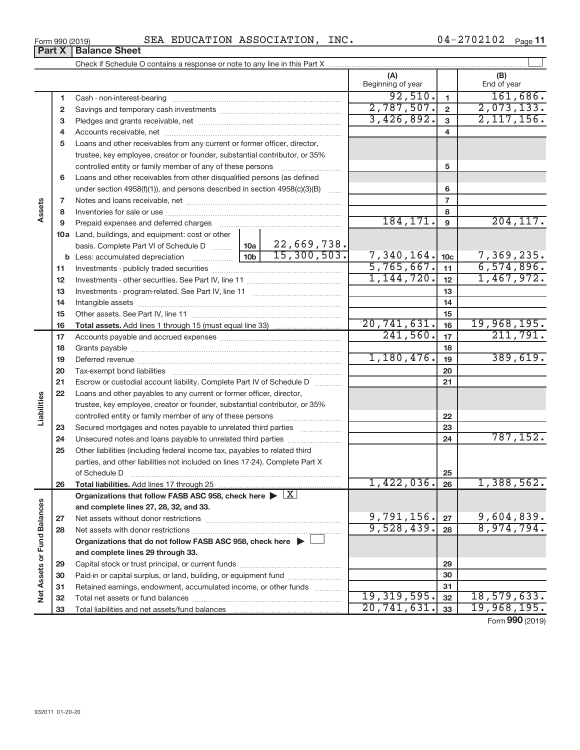Form 990 (2019) SEA EDUCATION ASSOCIATION, INC. 04-2702102 Page 11

## Part X | Balance Sheet

Check if Schedule O contains a response or note to any line in this Part X

| | | | | (A) Beginning of year | | (B) End of year |
|---|---|---|---|---|---|---|
| **Assets** | 1 | Cash - non-interest-bearing | | 92,510. | 1 | 161,686. |
| | 2 | Savings and temporary cash investments | | 2,787,507. | 2 | 2,073,133. |
| | 3 | Pledges and grants receivable, net | | 3,426,892. | 3 | 2,117,156. |
| | 4 | Accounts receivable, net | | | 4 | |
| | 5 | Loans and other receivables from any current or former officer, director, trustee, key employee, creator or founder, substantial contributor, or 35% controlled entity or family member of any of these persons | | | 5 | |
| | 6 | Loans and other receivables from other disqualified persons (as defined under section 4958(f)(1)), and persons described in section 4958(c)(3)(B) | | | 6 | |
| | 7 | Notes and loans receivable, net | | | 7 | |
| | 8 | Inventories for sale or use | | | 8 | |
| | 9 | Prepaid expenses and deferred charges | | 184,171. | 9 | 204,117. |
| | 10a | Land, buildings, and equipment: cost or other basis. Complete Part VI of Schedule D | 10a 22,669,738. | | | |
| | b | Less: accumulated depreciation | 10b 15,300,503. | 7,340,164. | 10c | 7,369,235. |
| | 11 | Investments - publicly traded securities | | 5,765,667. | 11 | 6,574,896. |
| | 12 | Investments - other securities. See Part IV, line 11 | | 1,144,720. | 12 | 1,467,972. |
| | 13 | Investments - program-related. See Part IV, line 11 | | | 13 | |
| | 14 | Intangible assets | | | 14 | |
| | 15 | Other assets. See Part IV, line 11 | | | 15 | |
| | 16 | **Total assets.** Add lines 1 through 15 (must equal line 33) | | 20,741,631. | 16 | 19,968,195. |
| **Liabilities** | 17 | Accounts payable and accrued expenses | | 241,560. | 17 | 211,791. |
| | 18 | Grants payable | | | 18 | |
| | 19 | Deferred revenue | | 1,180,476. | 19 | 389,619. |
| | 20 | Tax-exempt bond liabilities | | | 20 | |
| | 21 | Escrow or custodial account liability. Complete Part IV of Schedule D | | | 21 | |
| | 22 | Loans and other payables to any current or former officer, director, trustee, key employee, creator or founder, substantial contributor, or 35% controlled entity or family member of any of these persons | | | 22 | |
| | 23 | Secured mortgages and notes payable to unrelated third parties | | | 23 | |
| | 24 | Unsecured notes and loans payable to unrelated third parties | | | 24 | 787,152. |
| | 25 | Other liabilities (including federal income tax, payables to related third parties, and other liabilities not included on lines 17-24). Complete Part X of Schedule D | | | 25 | |
| | 26 | **Total liabilities.** Add lines 17 through 25 | | 1,422,036. | 26 | 1,388,562. |
| **Net Assets or Fund Balances** | | **Organizations that follow FASB ASC 958, check here ▶ [X] and complete lines 27, 28, 32, and 33.** | | | | |
| | 27 | Net assets without donor restrictions | | 9,791,156. | 27 | 9,604,839. |
| | 28 | Net assets with donor restrictions | | 9,528,439. | 28 | 8,974,794. |
| | | **Organizations that do not follow FASB ASC 958, check here ▶ [ ] and complete lines 29 through 33.** | | | | |
| | 29 | Capital stock or trust principal, or current funds | | | 29 | |
| | 30 | Paid-in or capital surplus, or land, building, or equipment fund | | | 30 | |
| | 31 | Retained earnings, endowment, accumulated income, or other funds | | | 31 | |
| | 32 | Total net assets or fund balances | | 19,319,595. | 32 | 18,579,633. |
| | 33 | Total liabilities and net assets/fund balances | | 20,741,631. | 33 | 19,968,195. |

Form **990** (2019)

932011 01-20-20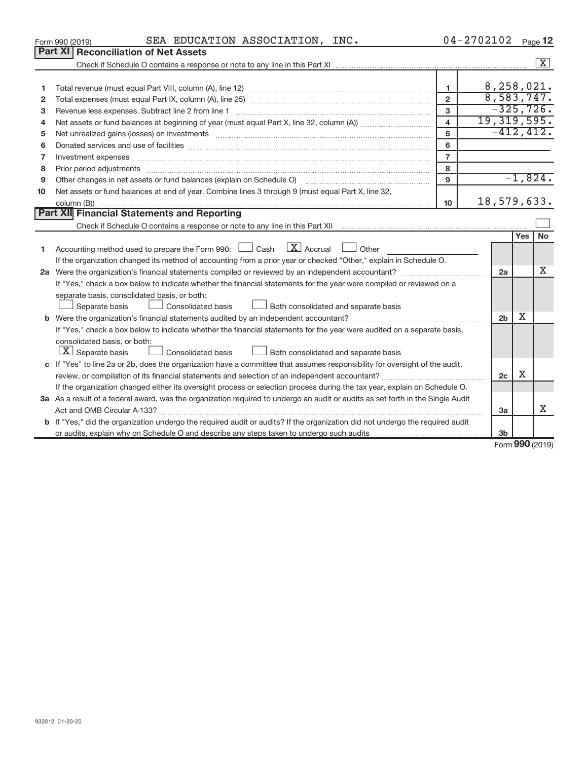Form 990 (2019) SEA EDUCATION ASSOCIATION, INC. 04-2702102

## Part XI Reconciliation of Net Assets

Check if Schedule O contains a response or note to any line in this Part XI ..... [X]

| | | | |
|---|---|---|---|
| 1 | Total revenue (must equal Part VIII, column (A), line 12) | 1 | 8,258,021. |
| 2 | Total expenses (must equal Part IX, column (A), line 25) | 2 | 8,583,747. |
| 3 | Revenue less expenses. Subtract line 2 from line 1 | 3 | -325,726. |
| 4 | Net assets or fund balances at beginning of year (must equal Part X, line 32, column (A)) | 4 | 19,319,595. |
| 5 | Net unrealized gains (losses) on investments | 5 | -412,412. |
| 6 | Donated services and use of facilities | 6 | |
| 7 | Investment expenses | 7 | |
| 8 | Prior period adjustments | 8 | |
| 9 | Other changes in net assets or fund balances (explain on Schedule O) | 9 | -1,824. |
| 10 | Net assets or fund balances at end of year. Combine lines 3 through 9 (must equal Part X, line 32, column (B)) | 10 | 18,579,633. |

## Part XII Financial Statements and Reporting

Check if Schedule O contains a response or note to any line in this Part XII ..... [ ]

| | | | Yes | No |
|---|---|---|---|---|
| 1 | Accounting method used to prepare the Form 990: [ ] Cash [X] Accrual [ ] Other<br>If the organization changed its method of accounting from a prior year or checked "Other," explain in Schedule O. | | | |
| 2a | Were the organization's financial statements compiled or reviewed by an independent accountant?<br>If "Yes," check a box below to indicate whether the financial statements for the year were compiled or reviewed on a separate basis, consolidated basis, or both:<br>[ ] Separate basis [ ] Consolidated basis [ ] Both consolidated and separate basis | 2a | | X |
| b | Were the organization's financial statements audited by an independent accountant?<br>If "Yes," check a box below to indicate whether the financial statements for the year were audited on a separate basis, consolidated basis, or both:<br>[X] Separate basis [ ] Consolidated basis [ ] Both consolidated and separate basis | 2b | X | |
| c | If "Yes" to line 2a or 2b, does the organization have a committee that assumes responsibility for oversight of the audit, review, or compilation of its financial statements and selection of an independent accountant?<br>If the organization changed either its oversight process or selection process during the tax year, explain on Schedule O. | 2c | X | |
| 3a | As a result of a federal award, was the organization required to undergo an audit or audits as set forth in the Single Audit Act and OMB Circular A-133? | 3a | | X |
| b | If "Yes," did the organization undergo the required audit or audits? If the organization did not undergo the required audit or audits, explain why on Schedule O and describe any steps taken to undergo such audits | 3b | | |

Form 990 (2019)

932012 01-20-20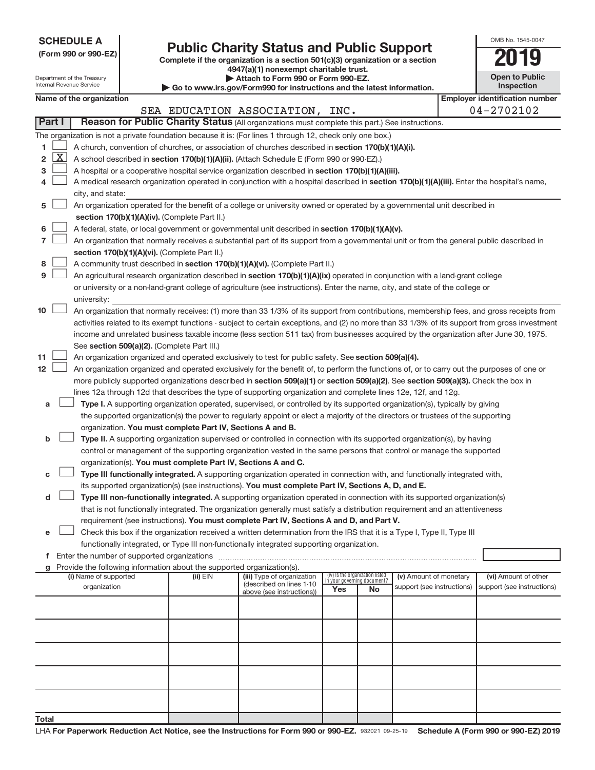**SCHEDULE A**
**(Form 990 or 990-EZ)**

Department of the Treasury
Internal Revenue Service

# Public Charity Status and Public Support

**Complete if the organization is a section 501(c)(3) organization or a section 4947(a)(1) nonexempt charitable trust.**
**▶ Attach to Form 990 or Form 990-EZ.**
**▶ Go to www.irs.gov/Form990 for instructions and the latest information.**

OMB No. 1545-0047
**2019**
**Open to Public Inspection**

**Name of the organization:** SEA EDUCATION ASSOCIATION, INC.
**Employer identification number:** 04-2702102

## Part I Reason for Public Charity Status (All organizations must complete this part.) See instructions.

The organization is not a private foundation because it is: (For lines 1 through 12, check only one box.)

1. [ ] A church, convention of churches, or association of churches described in **section 170(b)(1)(A)(i).**
2. [X] A school described in **section 170(b)(1)(A)(ii).** (Attach Schedule E (Form 990 or 990-EZ).)
3. [ ] A hospital or a cooperative hospital service organization described in **section 170(b)(1)(A)(iii).**
4. [ ] A medical research organization operated in conjunction with a hospital described in **section 170(b)(1)(A)(iii).** Enter the hospital's name, city, and state:
5. [ ] An organization operated for the benefit of a college or university owned or operated by a governmental unit described in **section 170(b)(1)(A)(iv).** (Complete Part II.)
6. [ ] A federal, state, or local government or governmental unit described in **section 170(b)(1)(A)(v).**
7. [ ] An organization that normally receives a substantial part of its support from a governmental unit or from the general public described in **section 170(b)(1)(A)(vi).** (Complete Part II.)
8. [ ] A community trust described in **section 170(b)(1)(A)(vi).** (Complete Part II.)
9. [ ] An agricultural research organization described in **section 170(b)(1)(A)(ix)** operated in conjunction with a land-grant college or university or a non-land-grant college of agriculture (see instructions). Enter the name, city, and state of the college or university:
10. [ ] An organization that normally receives: (1) more than 33 1/3% of its support from contributions, membership fees, and gross receipts from activities related to its exempt functions - subject to certain exceptions, and (2) no more than 33 1/3% of its support from gross investment income and unrelated business taxable income (less section 511 tax) from businesses acquired by the organization after June 30, 1975. See **section 509(a)(2).** (Complete Part III.)
11. [ ] An organization organized and operated exclusively to test for public safety. See **section 509(a)(4).**
12. [ ] An organization organized and operated exclusively for the benefit of, to perform the functions of, or to carry out the purposes of one or more publicly supported organizations described in **section 509(a)(1)** or **section 509(a)(2).** See **section 509(a)(3).** Check the box in lines 12a through 12d that describes the type of supporting organization and complete lines 12e, 12f, and 12g.
   - **a** [ ] **Type I.** A supporting organization operated, supervised, or controlled by its supported organization(s), typically by giving the supported organization(s) the power to regularly appoint or elect a majority of the directors or trustees of the supporting organization. **You must complete Part IV, Sections A and B.**
   - **b** [ ] **Type II.** A supporting organization supervised or controlled in connection with its supported organization(s), by having control or management of the supporting organization vested in the same persons that control or manage the supported organization(s). **You must complete Part IV, Sections A and C.**
   - **c** [ ] **Type III functionally integrated.** A supporting organization operated in connection with, and functionally integrated with, its supported organization(s) (see instructions). **You must complete Part IV, Sections A, D, and E.**
   - **d** [ ] **Type III non-functionally integrated.** A supporting organization operated in connection with its supported organization(s) that is not functionally integrated. The organization generally must satisfy a distribution requirement and an attentiveness requirement (see instructions). **You must complete Part IV, Sections A and D, and Part V.**
   - **e** [ ] Check this box if the organization received a written determination from the IRS that it is a Type I, Type II, Type III functionally integrated, or Type III non-functionally integrated supporting organization.
   - **f** Enter the number of supported organizations
   - **g** Provide the following information about the supported organization(s).

| (i) Name of supported organization | (ii) EIN | (iii) Type of organization (described on lines 1-10 above (see instructions)) | (iv) Is the organization listed in your governing document? | | (v) Amount of monetary support (see instructions) | (vi) Amount of other support (see instructions) |
|---|---|---|---|---|---|---|
| | | | Yes | No | | |
| | | | | | | |
| | | | | | | |
| | | | | | | |
| | | | | | | |
| | | | | | | |
| Total | | | | | | |

LHA **For Paperwork Reduction Act Notice, see the Instructions for Form 990 or 990-EZ.** 932021 09-25-19 **Schedule A (Form 990 or 990-EZ) 2019**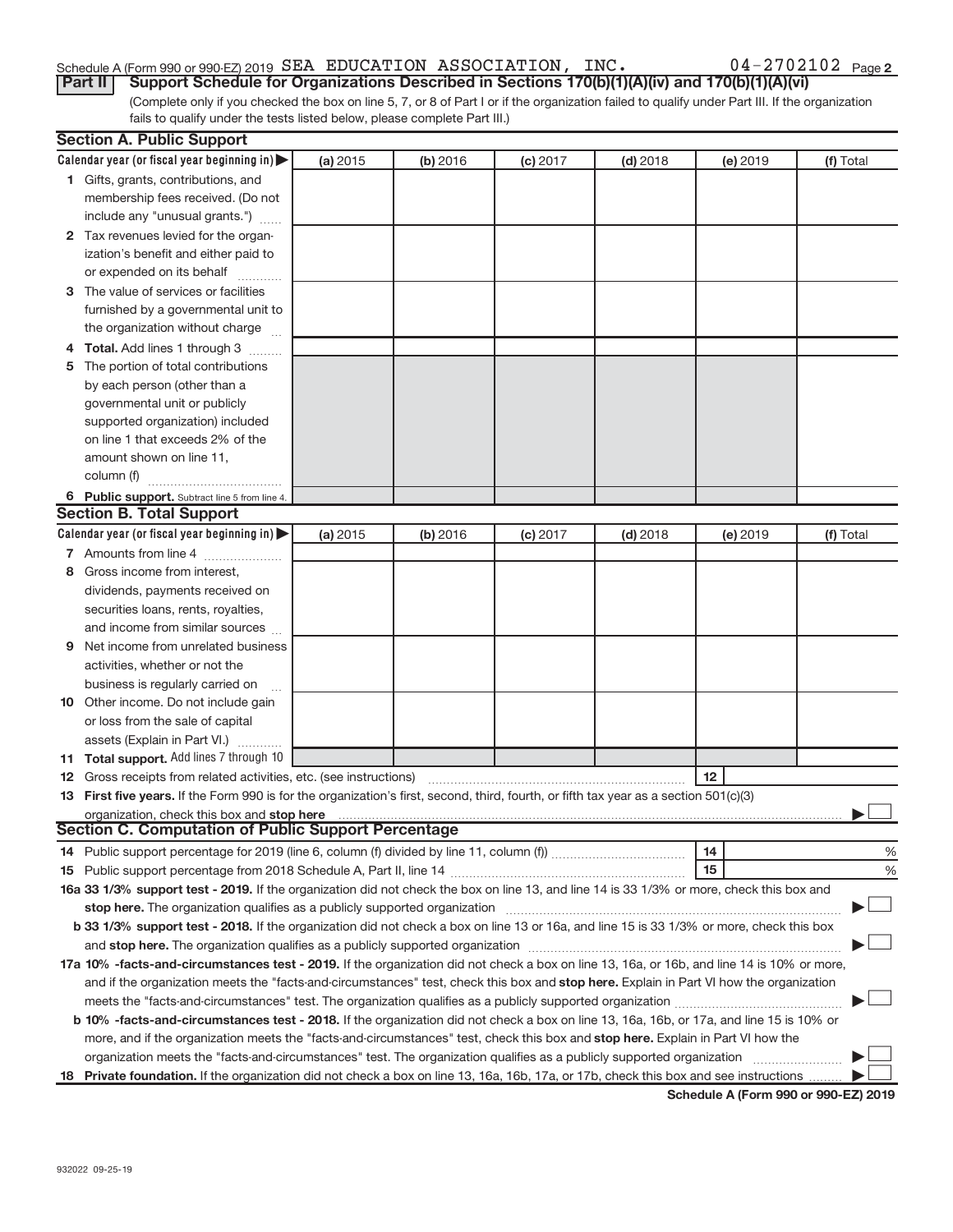Schedule A (Form 990 or 990-EZ) 2019 SEA EDUCATION ASSOCIATION, INC. 04-2702102 Page 2

**Part II** **Support Schedule for Organizations Described in Sections 170(b)(1)(A)(iv) and 170(b)(1)(A)(vi)**

(Complete only if you checked the box on line 5, 7, or 8 of Part I or if the organization failed to qualify under Part III. If the organization fails to qualify under the tests listed below, please complete Part III.)

**Section A. Public Support**

| Calendar year (or fiscal year beginning in) ▶ | (a) 2015 | (b) 2016 | (c) 2017 | (d) 2018 | (e) 2019 | (f) Total |
|---|---|---|---|---|---|---|
| 1 Gifts, grants, contributions, and membership fees received. (Do not include any "unusual grants.") | | | | | | |
| 2 Tax revenues levied for the organization's benefit and either paid to or expended on its behalf | | | | | | |
| 3 The value of services or facilities furnished by a governmental unit to the organization without charge | | | | | | |
| 4 **Total.** Add lines 1 through 3 | | | | | | |
| 5 The portion of total contributions by each person (other than a governmental unit or publicly supported organization) included on line 1 that exceeds 2% of the amount shown on line 11, column (f) | | | | | | |
| 6 **Public support.** Subtract line 5 from line 4. | | | | | | |

**Section B. Total Support**

| Calendar year (or fiscal year beginning in) ▶ | (a) 2015 | (b) 2016 | (c) 2017 | (d) 2018 | (e) 2019 | (f) Total |
|---|---|---|---|---|---|---|
| 7 Amounts from line 4 | | | | | | |
| 8 Gross income from interest, dividends, payments received on securities loans, rents, royalties, and income from similar sources | | | | | | |
| 9 Net income from unrelated business activities, whether or not the business is regularly carried on | | | | | | |
| 10 Other income. Do not include gain or loss from the sale of capital assets (Explain in Part VI.) | | | | | | |
| 11 **Total support.** Add lines 7 through 10 | | | | | | |

12 Gross receipts from related activities, etc. (see instructions) | 12 |

13 **First five years.** If the Form 990 is for the organization's first, second, third, fourth, or fifth tax year as a section 501(c)(3) organization, check this box and **stop here** ▶ ☐

**Section C. Computation of Public Support Percentage**

14 Public support percentage for 2019 (line 6, column (f) divided by line 11, column (f)) | 14 | %

15 Public support percentage from 2018 Schedule A, Part II, line 14 | 15 | %

**16a 33 1/3% support test - 2019.** If the organization did not check the box on line 13, and line 14 is 33 1/3% or more, check this box and **stop here.** The organization qualifies as a publicly supported organization ▶ ☐

**b 33 1/3% support test - 2018.** If the organization did not check a box on line 13 or 16a, and line 15 is 33 1/3% or more, check this box and **stop here.** The organization qualifies as a publicly supported organization ▶ ☐

**17a 10% -facts-and-circumstances test - 2019.** If the organization did not check a box on line 13, 16a, or 16b, and line 14 is 10% or more, and if the organization meets the "facts-and-circumstances" test, check this box and **stop here.** Explain in Part VI how the organization meets the "facts-and-circumstances" test. The organization qualifies as a publicly supported organization ▶ ☐

**b 10% -facts-and-circumstances test - 2018.** If the organization did not check a box on line 13, 16a, 16b, or 17a, and line 15 is 10% or more, and if the organization meets the "facts-and-circumstances" test, check this box and **stop here.** Explain in Part VI how the organization meets the "facts-and-circumstances" test. The organization qualifies as a publicly supported organization ▶ ☐

**18 Private foundation.** If the organization did not check a box on line 13, 16a, 16b, 17a, or 17b, check this box and see instructions ▶ ☐

**Schedule A (Form 990 or 990-EZ) 2019**

932022 09-25-19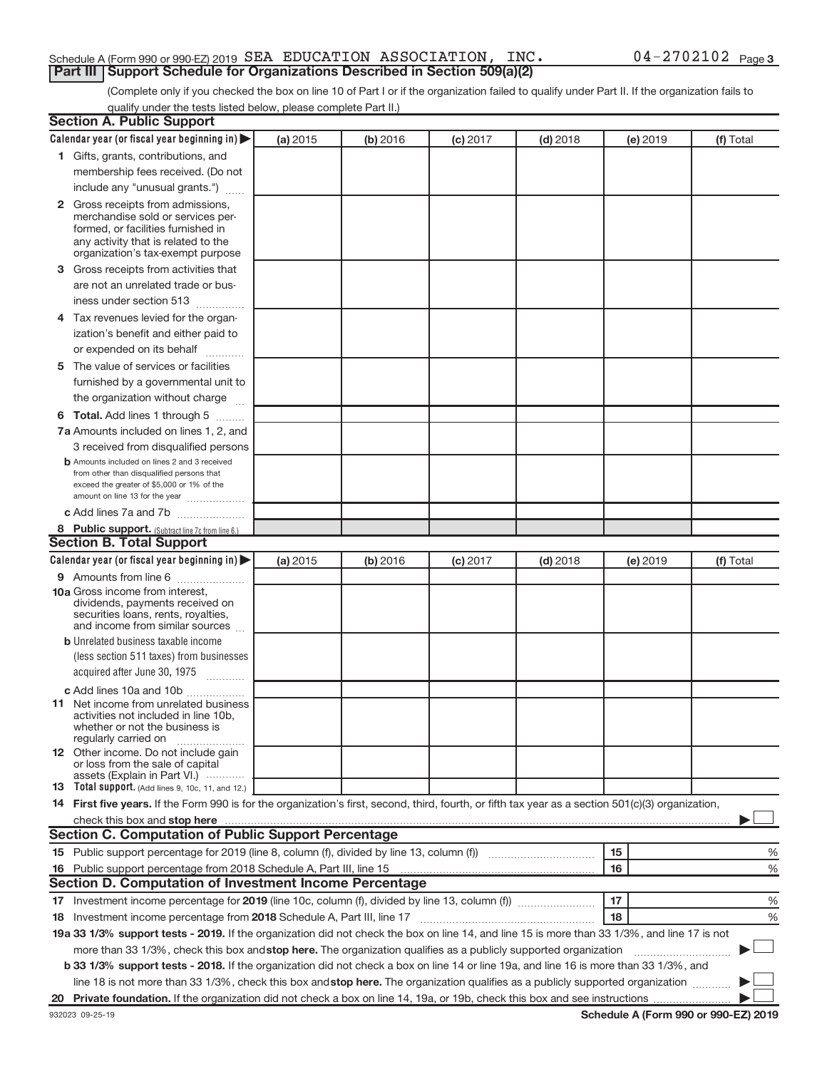Schedule A (Form 990 or 990-EZ) 2019 SEA EDUCATION ASSOCIATION, INC. 04-2702102 Page 3

## Part III Support Schedule for Organizations Described in Section 509(a)(2)

(Complete only if you checked the box on line 10 of Part I or if the organization failed to qualify under Part II. If the organization fails to qualify under the tests listed below, please complete Part II.)

### Section A. Public Support

| Calendar year (or fiscal year beginning in) ▶ | (a) 2015 | (b) 2016 | (c) 2017 | (d) 2018 | (e) 2019 | (f) Total |
|---|---|---|---|---|---|---|
| 1 Gifts, grants, contributions, and membership fees received. (Do not include any "unusual grants.") | | | | | | |
| 2 Gross receipts from admissions, merchandise sold or services performed, or facilities furnished in any activity that is related to the organization's tax-exempt purpose | | | | | | |
| 3 Gross receipts from activities that are not an unrelated trade or business under section 513 | | | | | | |
| 4 Tax revenues levied for the organization's benefit and either paid to or expended on its behalf | | | | | | |
| 5 The value of services or facilities furnished by a governmental unit to the organization without charge | | | | | | |
| 6 **Total.** Add lines 1 through 5 | | | | | | |
| 7a Amounts included on lines 1, 2, and 3 received from disqualified persons | | | | | | |
| b Amounts included on lines 2 and 3 received from other than disqualified persons that exceed the greater of $5,000 or 1% of the amount on line 13 for the year | | | | | | |
| c Add lines 7a and 7b | | | | | | |
| 8 **Public support.** (Subtract line 7c from line 6.) | | | | | | |

### Section B. Total Support

| Calendar year (or fiscal year beginning in) ▶ | (a) 2015 | (b) 2016 | (c) 2017 | (d) 2018 | (e) 2019 | (f) Total |
|---|---|---|---|---|---|---|
| 9 Amounts from line 6 | | | | | | |
| 10a Gross income from interest, dividends, payments received on securities loans, rents, royalties, and income from similar sources | | | | | | |
| b Unrelated business taxable income (less section 511 taxes) from businesses acquired after June 30, 1975 | | | | | | |
| c Add lines 10a and 10b | | | | | | |
| 11 Net income from unrelated business activities not included in line 10b, whether or not the business is regularly carried on | | | | | | |
| 12 Other income. Do not include gain or loss from the sale of capital assets (Explain in Part VI.) | | | | | | |
| 13 **Total support.** (Add lines 9, 10c, 11, and 12.) | | | | | | |

14 **First five years.** If the Form 990 is for the organization's first, second, third, fourth, or fifth tax year as a section 501(c)(3) organization, check this box and **stop here** ▶ ☐

### Section C. Computation of Public Support Percentage

| | | | |
|---|---|---|---|
| 15 | Public support percentage for 2019 (line 8, column (f), divided by line 13, column (f)) | 15 | % |
| 16 | Public support percentage from 2018 Schedule A, Part III, line 15 | 16 | % |

### Section D. Computation of Investment Income Percentage

| | | | |
|---|---|---|---|
| 17 | Investment income percentage for **2019** (line 10c, column (f), divided by line 13, column (f)) | 17 | % |
| 18 | Investment income percentage from **2018** Schedule A, Part III, line 17 | 18 | % |

**19a 33 1/3% support tests - 2019.** If the organization did not check the box on line 14, and line 15 is more than 33 1/3%, and line 17 is not more than 33 1/3%, check this box and **stop here.** The organization qualifies as a publicly supported organization ▶ ☐

**b 33 1/3% support tests - 2018.** If the organization did not check a box on line 14 or line 19a, and line 16 is more than 33 1/3%, and line 18 is not more than 33 1/3%, check this box and **stop here.** The organization qualifies as a publicly supported organization ▶ ☐

**20 Private foundation.** If the organization did not check a box on line 14, 19a, or 19b, check this box and see instructions ▶ ☐

932023 09-25-19 **Schedule A (Form 990 or 990-EZ) 2019**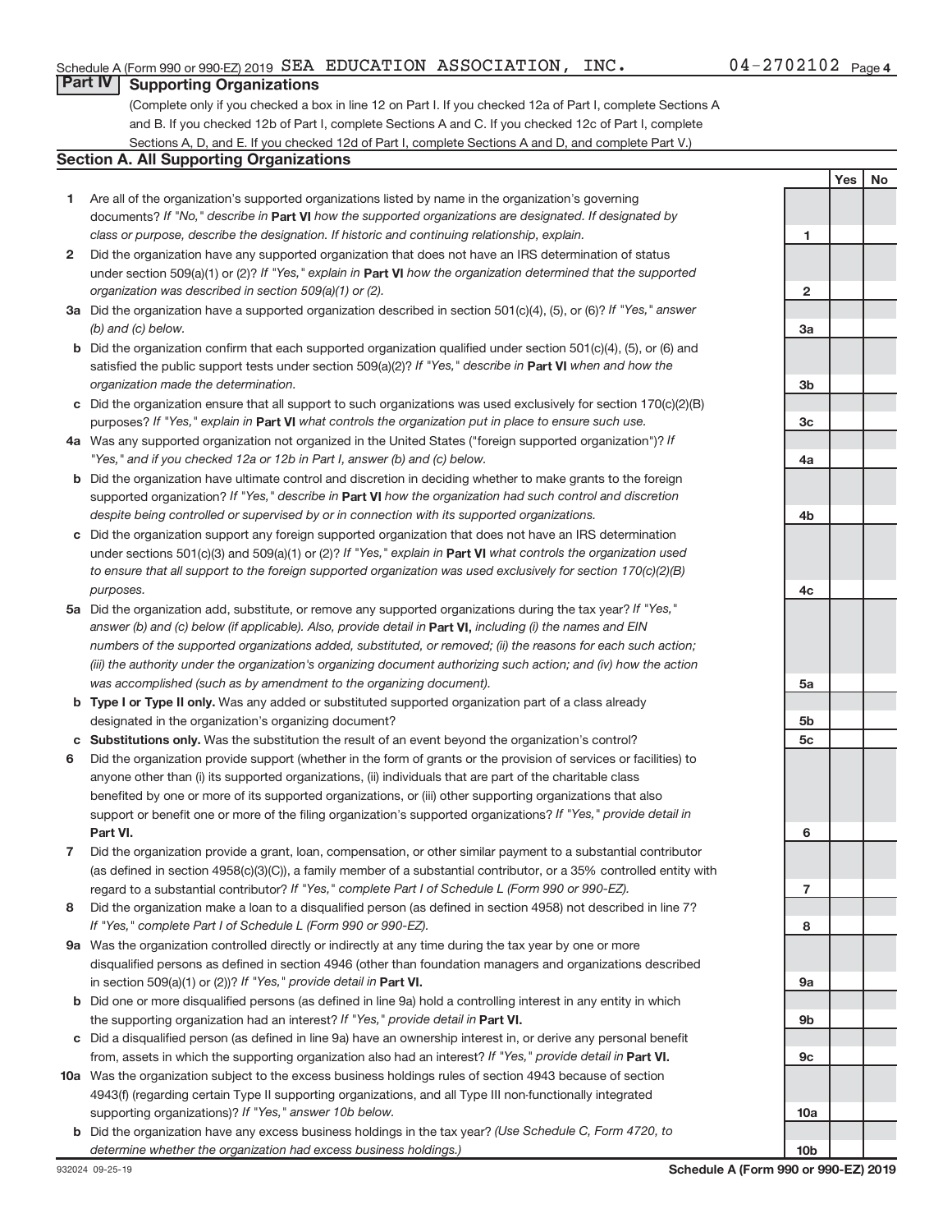Schedule A (Form 990 or 990-EZ) 2019 SEA EDUCATION ASSOCIATION, INC. 04-2702102 Page 4

## Part IV Supporting Organizations

(Complete only if you checked a box in line 12 on Part I. If you checked 12a of Part I, complete Sections A and B. If you checked 12b of Part I, complete Sections A and C. If you checked 12c of Part I, complete Sections A, D, and E. If you checked 12d of Part I, complete Sections A and D, and complete Part V.)

### Section A. All Supporting Organizations

| | | | Yes | No |
|---|---|---|---|---|
| **1** | Are all of the organization's supported organizations listed by name in the organization's governing documents? *If "No," describe in* **Part VI** *how the supported organizations are designated. If designated by class or purpose, describe the designation. If historic and continuing relationship, explain.* | 1 | | |
| **2** | Did the organization have any supported organization that does not have an IRS determination of status under section 509(a)(1) or (2)? *If "Yes," explain in* **Part VI** *how the organization determined that the supported organization was described in section 509(a)(1) or (2).* | 2 | | |
| **3a** | Did the organization have a supported organization described in section 501(c)(4), (5), or (6)? *If "Yes," answer (b) and (c) below.* | 3a | | |
| **b** | Did the organization confirm that each supported organization qualified under section 501(c)(4), (5), or (6) and satisfied the public support tests under section 509(a)(2)? *If "Yes," describe in* **Part VI** *when and how the organization made the determination.* | 3b | | |
| **c** | Did the organization ensure that all support to such organizations was used exclusively for section 170(c)(2)(B) purposes? *If "Yes," explain in* **Part VI** *what controls the organization put in place to ensure such use.* | 3c | | |
| **4a** | Was any supported organization not organized in the United States ("foreign supported organization")? *If "Yes," and if you checked 12a or 12b in Part I, answer (b) and (c) below.* | 4a | | |
| **b** | Did the organization have ultimate control and discretion in deciding whether to make grants to the foreign supported organization? *If "Yes," describe in* **Part VI** *how the organization had such control and discretion despite being controlled or supervised by or in connection with its supported organizations.* | 4b | | |
| **c** | Did the organization support any foreign supported organization that does not have an IRS determination under sections 501(c)(3) and 509(a)(1) or (2)? *If "Yes," explain in* **Part VI** *what controls the organization used to ensure that all support to the foreign supported organization was used exclusively for section 170(c)(2)(B) purposes.* | 4c | | |
| **5a** | Did the organization add, substitute, or remove any supported organizations during the tax year? *If "Yes," answer (b) and (c) below (if applicable). Also, provide detail in* **Part VI,** *including (i) the names and EIN numbers of the supported organizations added, substituted, or removed; (ii) the reasons for each such action; (iii) the authority under the organization's organizing document authorizing such action; and (iv) how the action was accomplished (such as by amendment to the organizing document).* | 5a | | |
| **b** | **Type I or Type II only.** Was any added or substituted supported organization part of a class already designated in the organization's organizing document? | 5b | | |
| **c** | **Substitutions only.** Was the substitution the result of an event beyond the organization's control? | 5c | | |
| **6** | Did the organization provide support (whether in the form of grants or the provision of services or facilities) to anyone other than (i) its supported organizations, (ii) individuals that are part of the charitable class benefited by one or more of its supported organizations, or (iii) other supporting organizations that also support or benefit one or more of the filing organization's supported organizations? *If "Yes," provide detail in* **Part VI.** | 6 | | |
| **7** | Did the organization provide a grant, loan, compensation, or other similar payment to a substantial contributor (as defined in section 4958(c)(3)(C)), a family member of a substantial contributor, or a 35% controlled entity with regard to a substantial contributor? *If "Yes," complete Part I of Schedule L (Form 990 or 990-EZ).* | 7 | | |
| **8** | Did the organization make a loan to a disqualified person (as defined in section 4958) not described in line 7? *If "Yes," complete Part I of Schedule L (Form 990 or 990-EZ).* | 8 | | |
| **9a** | Was the organization controlled directly or indirectly at any time during the tax year by one or more disqualified persons as defined in section 4946 (other than foundation managers and organizations described in section 509(a)(1) or (2))? *If "Yes," provide detail in* **Part VI.** | 9a | | |
| **b** | Did one or more disqualified persons (as defined in line 9a) hold a controlling interest in any entity in which the supporting organization had an interest? *If "Yes," provide detail in* **Part VI.** | 9b | | |
| **c** | Did a disqualified person (as defined in line 9a) have an ownership interest in, or derive any personal benefit from, assets in which the supporting organization also had an interest? *If "Yes," provide detail in* **Part VI.** | 9c | | |
| **10a** | Was the organization subject to the excess business holdings rules of section 4943 because of section 4943(f) (regarding certain Type II supporting organizations, and all Type III non-functionally integrated supporting organizations)? *If "Yes," answer 10b below.* | 10a | | |
| **b** | Did the organization have any excess business holdings in the tax year? *(Use Schedule C, Form 4720, to determine whether the organization had excess business holdings.)* | 10b | | |

932024 09-25-19 **Schedule A (Form 990 or 990-EZ) 2019**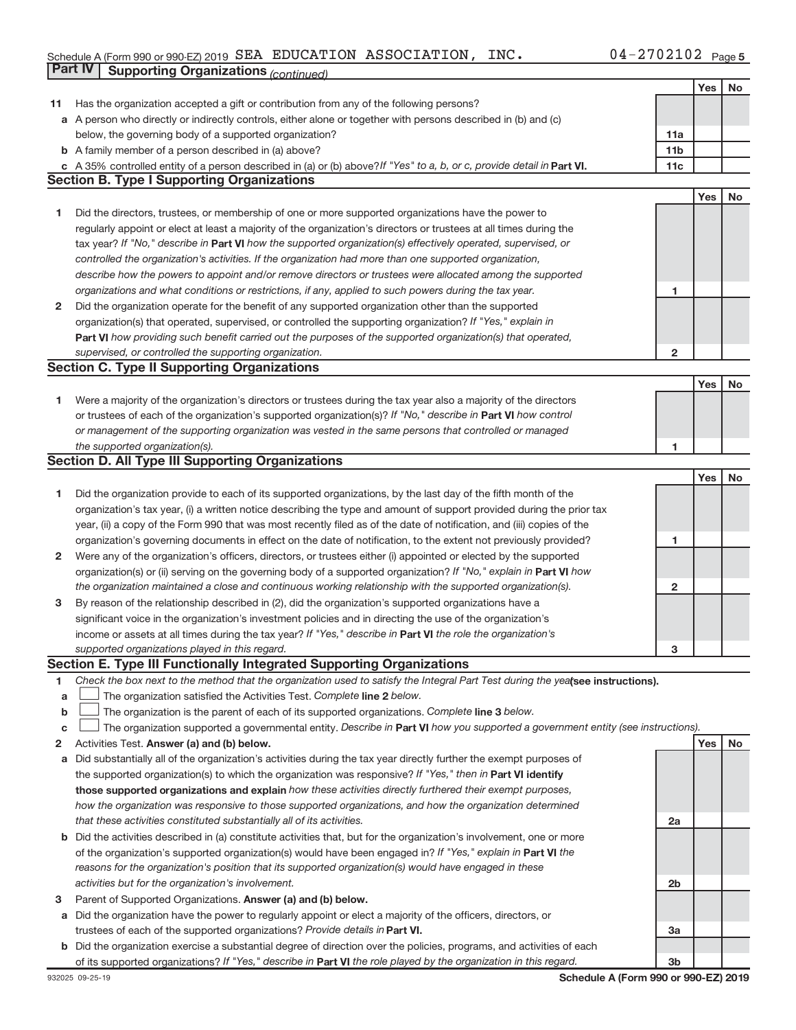Schedule A (Form 990 or 990-EZ) 2019 SEA EDUCATION ASSOCIATION, INC. 04-2702102 Page 5

## Part IV Supporting Organizations *(continued)*

| | | | Yes | No |
|---|---|---|---|---|
| **11** | Has the organization accepted a gift or contribution from any of the following persons? | | | |
| **a** | A person who directly or indirectly controls, either alone or together with persons described in (b) and (c) below, the governing body of a supported organization? | **11a** | | |
| **b** | A family member of a person described in (a) above? | **11b** | | |
| **c** | A 35% controlled entity of a person described in (a) or (b) above? *If "Yes" to a, b, or c, provide detail in* **Part VI.** | **11c** | | |

### Section B. Type I Supporting Organizations

| | | | Yes | No |
|---|---|---|---|---|
| **1** | Did the directors, trustees, or membership of one or more supported organizations have the power to regularly appoint or elect at least a majority of the organization's directors or trustees at all times during the tax year? *If "No," describe in* **Part VI** *how the supported organization(s) effectively operated, supervised, or controlled the organization's activities. If the organization had more than one supported organization, describe how the powers to appoint and/or remove directors or trustees were allocated among the supported organizations and what conditions or restrictions, if any, applied to such powers during the tax year.* | **1** | | |
| **2** | Did the organization operate for the benefit of any supported organization other than the supported organization(s) that operated, supervised, or controlled the supporting organization? *If "Yes," explain in* **Part VI** *how providing such benefit carried out the purposes of the supported organization(s) that operated, supervised, or controlled the supporting organization.* | **2** | | |

### Section C. Type II Supporting Organizations

| | | | Yes | No |
|---|---|---|---|---|
| **1** | Were a majority of the organization's directors or trustees during the tax year also a majority of the directors or trustees of each of the organization's supported organization(s)? *If "No," describe in* **Part VI** *how control or management of the supporting organization was vested in the same persons that controlled or managed the supported organization(s).* | **1** | | |

### Section D. All Type III Supporting Organizations

| | | | Yes | No |
|---|---|---|---|---|
| **1** | Did the organization provide to each of its supported organizations, by the last day of the fifth month of the organization's tax year, (i) a written notice describing the type and amount of support provided during the prior tax year, (ii) a copy of the Form 990 that was most recently filed as of the date of notification, and (iii) copies of the organization's governing documents in effect on the date of notification, to the extent not previously provided? | **1** | | |
| **2** | Were any of the organization's officers, directors, or trustees either (i) appointed or elected by the supported organization(s) or (ii) serving on the governing body of a supported organization? *If "No," explain in* **Part VI** *how the organization maintained a close and continuous working relationship with the supported organization(s).* | **2** | | |
| **3** | By reason of the relationship described in (2), did the organization's supported organizations have a significant voice in the organization's investment policies and in directing the use of the organization's income or assets at all times during the tax year? *If "Yes," describe in* **Part VI** *the role the organization's supported organizations played in this regard.* | **3** | | |

### Section E. Type III Functionally Integrated Supporting Organizations

**1** *Check the box next to the method that the organization used to satisfy the Integral Part Test during the year* **(see instructions).**

- **a** ☐ The organization satisfied the Activities Test. *Complete* **line 2** *below.*
- **b** ☐ The organization is the parent of each of its supported organizations. *Complete* **line 3** *below.*
- **c** ☐ The organization supported a governmental entity. *Describe in* **Part VI** *how you supported a government entity (see instructions).*

| | | | Yes | No |
|---|---|---|---|---|
| **2** | Activities Test. **Answer (a) and (b) below.** | | | |
| **a** | Did substantially all of the organization's activities during the tax year directly further the exempt purposes of the supported organization(s) to which the organization was responsive? *If "Yes," then in* **Part VI identify those supported organizations and explain** *how these activities directly furthered their exempt purposes, how the organization was responsive to those supported organizations, and how the organization determined that these activities constituted substantially all of its activities.* | **2a** | | |
| **b** | Did the activities described in (a) constitute activities that, but for the organization's involvement, one or more of the organization's supported organization(s) would have been engaged in? *If "Yes," explain in* **Part VI** *the reasons for the organization's position that its supported organization(s) would have engaged in these activities but for the organization's involvement.* | **2b** | | |
| **3** | Parent of Supported Organizations. **Answer (a) and (b) below.** | | | |
| **a** | Did the organization have the power to regularly appoint or elect a majority of the officers, directors, or trustees of each of the supported organizations? *Provide details in* **Part VI.** | **3a** | | |
| **b** | Did the organization exercise a substantial degree of direction over the policies, programs, and activities of each of its supported organizations? *If "Yes," describe in* **Part VI** *the role played by the organization in this regard.* | **3b** | | |

932025 09-25-19 **Schedule A (Form 990 or 990-EZ) 2019**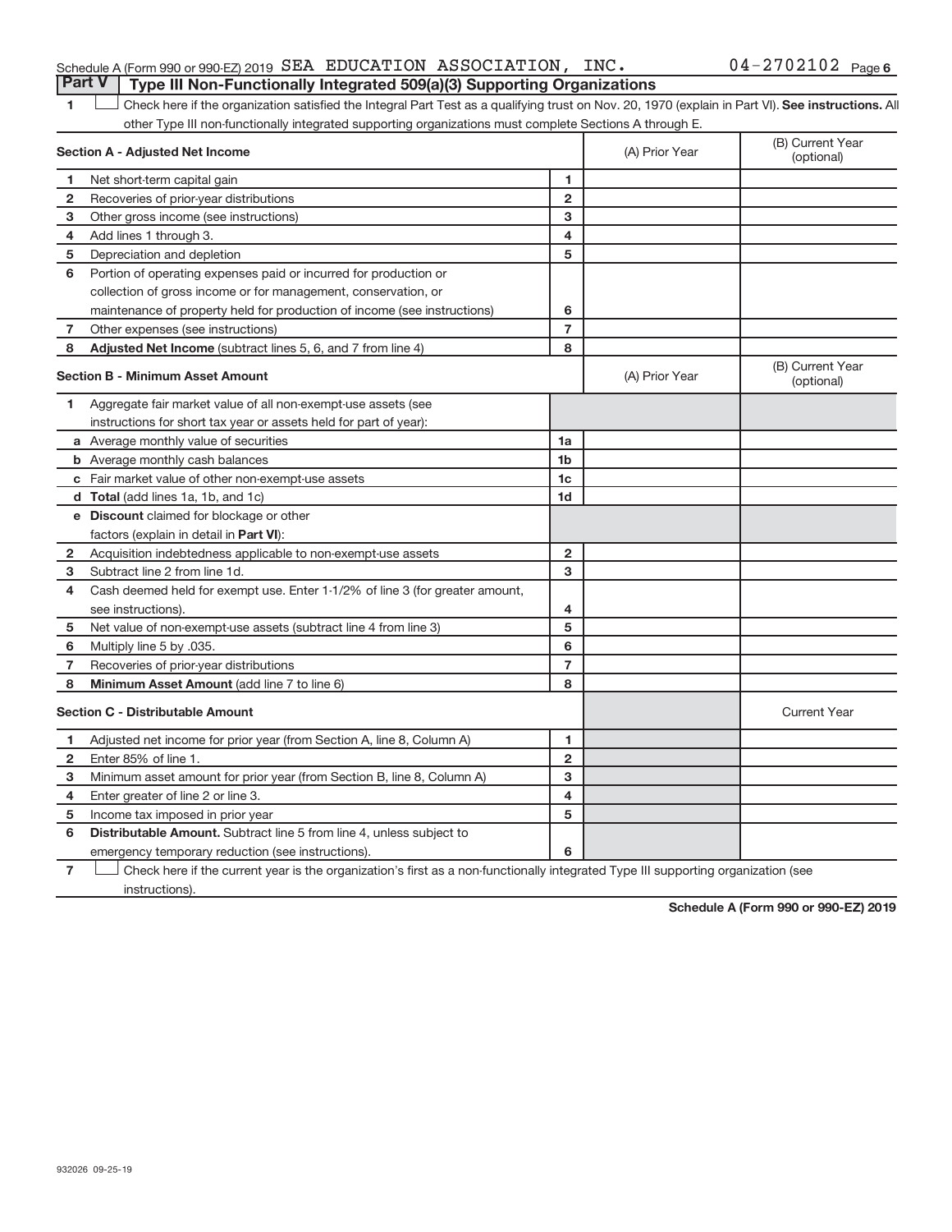Schedule A (Form 990 or 990-EZ) 2019 SEA EDUCATION ASSOCIATION, INC. 04-2702102 Page 6

## Part V | Type III Non-Functionally Integrated 509(a)(3) Supporting Organizations

1 ☐ Check here if the organization satisfied the Integral Part Test as a qualifying trust on Nov. 20, 1970 (explain in Part VI). **See instructions.** All other Type III non-functionally integrated supporting organizations must complete Sections A through E.

| **Section A - Adjusted Net Income** | | | (A) Prior Year | (B) Current Year (optional) |
|---|---|---|---|---|
| 1 | Net short-term capital gain | 1 | | |
| 2 | Recoveries of prior-year distributions | 2 | | |
| 3 | Other gross income (see instructions) | 3 | | |
| 4 | Add lines 1 through 3. | 4 | | |
| 5 | Depreciation and depletion | 5 | | |
| 6 | Portion of operating expenses paid or incurred for production or collection of gross income or for management, conservation, or maintenance of property held for production of income (see instructions) | 6 | | |
| 7 | Other expenses (see instructions) | 7 | | |
| 8 | **Adjusted Net Income** (subtract lines 5, 6, and 7 from line 4) | 8 | | |

| **Section B - Minimum Asset Amount** | | | (A) Prior Year | (B) Current Year (optional) |
|---|---|---|---|---|
| 1 | Aggregate fair market value of all non-exempt-use assets (see instructions for short tax year or assets held for part of year): | | | |
| a | Average monthly value of securities | 1a | | |
| b | Average monthly cash balances | 1b | | |
| c | Fair market value of other non-exempt-use assets | 1c | | |
| d | **Total** (add lines 1a, 1b, and 1c) | 1d | | |
| e | **Discount** claimed for blockage or other factors (explain in detail in **Part VI**): | | | |
| 2 | Acquisition indebtedness applicable to non-exempt-use assets | 2 | | |
| 3 | Subtract line 2 from line 1d. | 3 | | |
| 4 | Cash deemed held for exempt use. Enter 1-1/2% of line 3 (for greater amount, see instructions). | 4 | | |
| 5 | Net value of non-exempt-use assets (subtract line 4 from line 3) | 5 | | |
| 6 | Multiply line 5 by .035. | 6 | | |
| 7 | Recoveries of prior-year distributions | 7 | | |
| 8 | **Minimum Asset Amount** (add line 7 to line 6) | 8 | | |

| **Section C - Distributable Amount** | | | | Current Year |
|---|---|---|---|---|
| 1 | Adjusted net income for prior year (from Section A, line 8, Column A) | 1 | | |
| 2 | Enter 85% of line 1. | 2 | | |
| 3 | Minimum asset amount for prior year (from Section B, line 8, Column A) | 3 | | |
| 4 | Enter greater of line 2 or line 3. | 4 | | |
| 5 | Income tax imposed in prior year | 5 | | |
| 6 | **Distributable Amount.** Subtract line 5 from line 4, unless subject to emergency temporary reduction (see instructions). | 6 | | |

7 ☐ Check here if the current year is the organization's first as a non-functionally integrated Type III supporting organization (see instructions).

**Schedule A (Form 990 or 990-EZ) 2019**

932026 09-25-19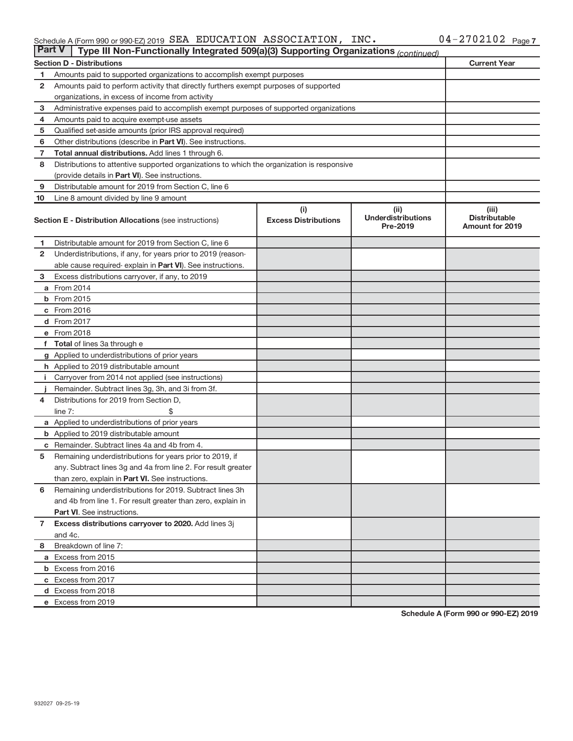Schedule A (Form 990 or 990-EZ) 2019 SEA EDUCATION ASSOCIATION, INC. 04-2702102 Page 7

**Part V** Type III Non-Functionally Integrated 509(a)(3) Supporting Organizations *(continued)*

| Section D - Distributions | | Current Year |
|---|---|---|
| 1 | Amounts paid to supported organizations to accomplish exempt purposes | |
| 2 | Amounts paid to perform activity that directly furthers exempt purposes of supported organizations, in excess of income from activity | |
| 3 | Administrative expenses paid to accomplish exempt purposes of supported organizations | |
| 4 | Amounts paid to acquire exempt-use assets | |
| 5 | Qualified set-aside amounts (prior IRS approval required) | |
| 6 | Other distributions (describe in **Part VI**). See instructions. | |
| 7 | **Total annual distributions.** Add lines 1 through 6. | |
| 8 | Distributions to attentive supported organizations to which the organization is responsive (provide details in **Part VI**). See instructions. | |
| 9 | Distributable amount for 2019 from Section C, line 6 | |
| 10 | Line 8 amount divided by line 9 amount | |

| | **Section E - Distribution Allocations** (see instructions) | (i) Excess Distributions | (ii) Underdistributions Pre-2019 | (iii) Distributable Amount for 2019 |
|---|---|---|---|---|
| 1 | Distributable amount for 2019 from Section C, line 6 | | | |
| 2 | Underdistributions, if any, for years prior to 2019 (reasonable cause required- explain in **Part VI**). See instructions. | | | |
| 3 | Excess distributions carryover, if any, to 2019 | | | |
| a | From 2014 | | | |
| b | From 2015 | | | |
| c | From 2016 | | | |
| d | From 2017 | | | |
| e | From 2018 | | | |
| f | **Total** of lines 3a through e | | | |
| g | Applied to underdistributions of prior years | | | |
| h | Applied to 2019 distributable amount | | | |
| i | Carryover from 2014 not applied (see instructions) | | | |
| j | Remainder. Subtract lines 3g, 3h, and 3i from 3f. | | | |
| 4 | Distributions for 2019 from Section D, line 7: $ | | | |
| a | Applied to underdistributions of prior years | | | |
| b | Applied to 2019 distributable amount | | | |
| c | Remainder. Subtract lines 4a and 4b from 4. | | | |
| 5 | Remaining underdistributions for years prior to 2019, if any. Subtract lines 3g and 4a from line 2. For result greater than zero, explain in **Part VI.** See instructions. | | | |
| 6 | Remaining underdistributions for 2019. Subtract lines 3h and 4b from line 1. For result greater than zero, explain in **Part VI**. See instructions. | | | |
| 7 | **Excess distributions carryover to 2020.** Add lines 3j and 4c. | | | |
| 8 | Breakdown of line 7: | | | |
| a | Excess from 2015 | | | |
| b | Excess from 2016 | | | |
| c | Excess from 2017 | | | |
| d | Excess from 2018 | | | |
| e | Excess from 2019 | | | |

**Schedule A (Form 990 or 990-EZ) 2019**

932027 09-25-19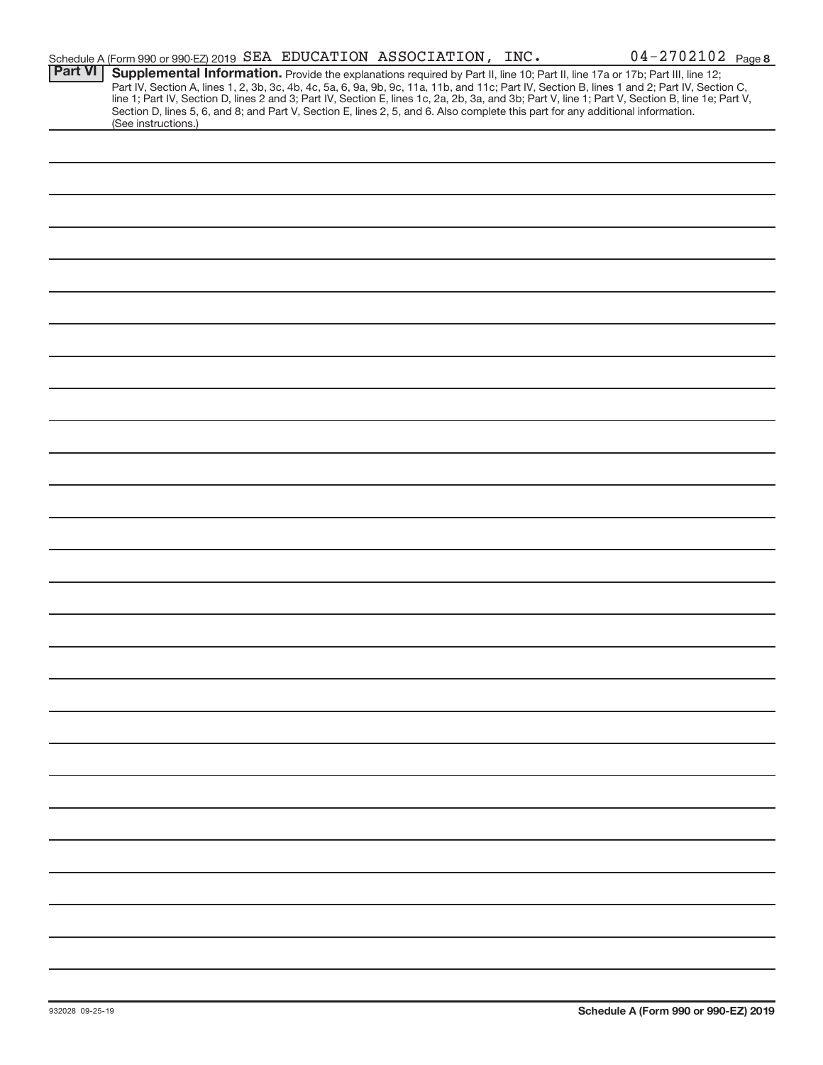Schedule A (Form 990 or 990-EZ) 2019 SEA EDUCATION ASSOCIATION, INC. 04-2702102 Page 8

**Part VI** **Supplemental Information.** Provide the explanations required by Part II, line 10; Part II, line 17a or 17b; Part III, line 12; Part IV, Section A, lines 1, 2, 3b, 3c, 4b, 4c, 5a, 6, 9a, 9b, 9c, 11a, 11b, and 11c; Part IV, Section B, lines 1 and 2; Part IV, Section C, line 1; Part IV, Section D, lines 2 and 3; Part IV, Section E, lines 1c, 2a, 2b, 3a, and 3b; Part V, line 1; Part V, Section B, line 1e; Part V, Section D, lines 5, 6, and 8; and Part V, Section E, lines 2, 5, and 6. Also complete this part for any additional information. (See instructions.)

932028 09-25-19

**Schedule A (Form 990 or 990-EZ) 2019**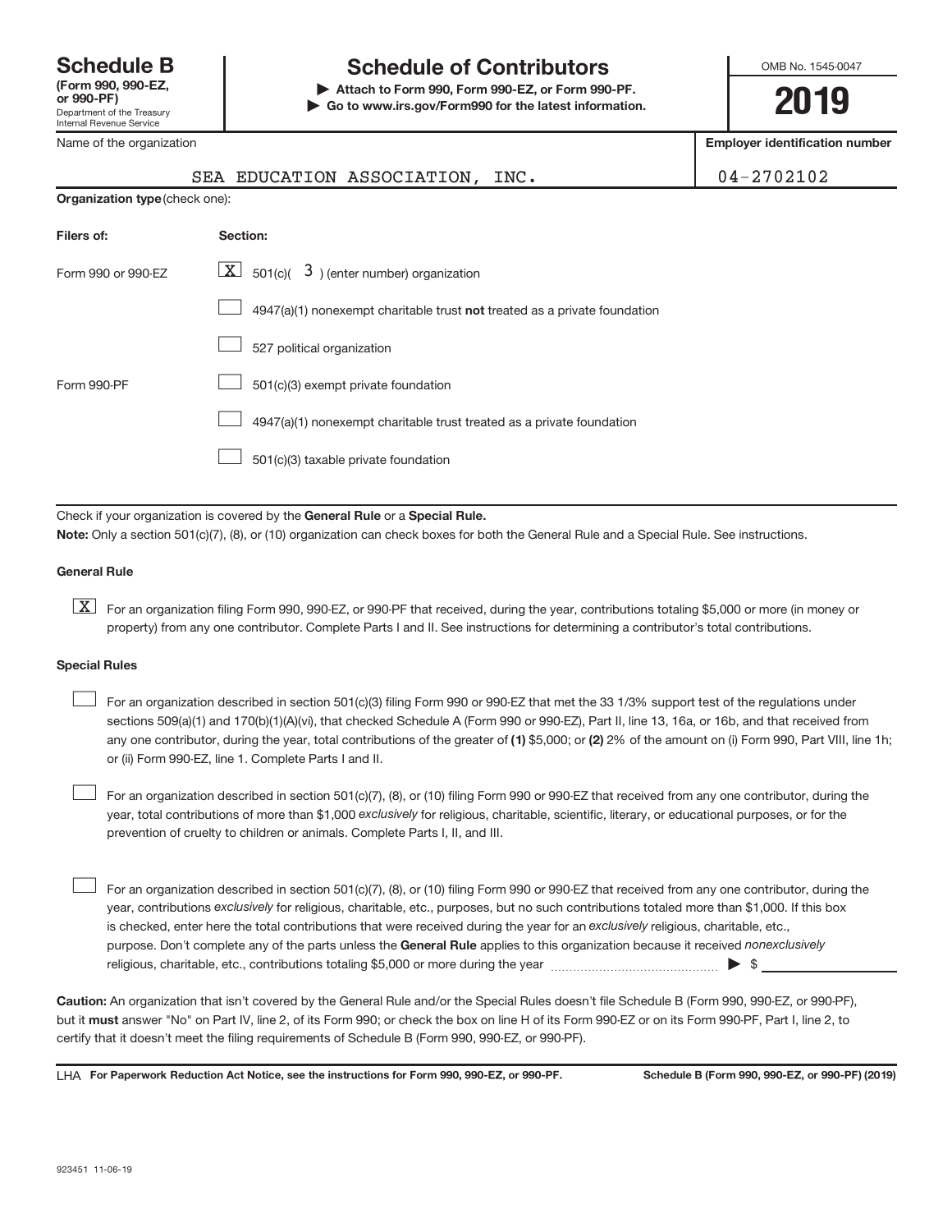# Schedule B (Form 990, 990-EZ, or 990-PF)

Department of the Treasury
Internal Revenue Service

## Schedule of Contributors

▶ Attach to Form 990, Form 990-EZ, or Form 990-PF.
▶ Go to www.irs.gov/Form990 for the latest information.

OMB No. 1545-0047

**2019**

| Name of the organization | Employer identification number |
| --- | --- |
| SEA EDUCATION ASSOCIATION, INC. | 04-2702102 |

**Organization type** (check one):

| Filers of: | Section: |
| --- | --- |
| Form 990 or 990-EZ | [X] 501(c)( 3 ) (enter number) organization |
| | [ ] 4947(a)(1) nonexempt charitable trust **not** treated as a private foundation |
| | [ ] 527 political organization |
| Form 990-PF | [ ] 501(c)(3) exempt private foundation |
| | [ ] 4947(a)(1) nonexempt charitable trust treated as a private foundation |
| | [ ] 501(c)(3) taxable private foundation |

Check if your organization is covered by the **General Rule** or a **Special Rule.**

**Note:** Only a section 501(c)(7), (8), or (10) organization can check boxes for both the General Rule and a Special Rule. See instructions.

### General Rule

[X] For an organization filing Form 990, 990-EZ, or 990-PF that received, during the year, contributions totaling $5,000 or more (in money or property) from any one contributor. Complete Parts I and II. See instructions for determining a contributor's total contributions.

### Special Rules

[ ] For an organization described in section 501(c)(3) filing Form 990 or 990-EZ that met the 33 1/3% support test of the regulations under sections 509(a)(1) and 170(b)(1)(A)(vi), that checked Schedule A (Form 990 or 990-EZ), Part II, line 13, 16a, or 16b, and that received from any one contributor, during the year, total contributions of the greater of **(1)** $5,000; or **(2)** 2% of the amount on (i) Form 990, Part VIII, line 1h; or (ii) Form 990-EZ, line 1. Complete Parts I and II.

[ ] For an organization described in section 501(c)(7), (8), or (10) filing Form 990 or 990-EZ that received from any one contributor, during the year, total contributions of more than $1,000 *exclusively* for religious, charitable, scientific, literary, or educational purposes, or for the prevention of cruelty to children or animals. Complete Parts I, II, and III.

[ ] For an organization described in section 501(c)(7), (8), or (10) filing Form 990 or 990-EZ that received from any one contributor, during the year, contributions *exclusively* for religious, charitable, etc., purposes, but no such contributions totaled more than $1,000. If this box is checked, enter here the total contributions that were received during the year for an *exclusively* religious, charitable, etc., purpose. Don't complete any of the parts unless the **General Rule** applies to this organization because it received *nonexclusively* religious, charitable, etc., contributions totaling $5,000 or more during the year ▶ $ ______

**Caution:** An organization that isn't covered by the General Rule and/or the Special Rules doesn't file Schedule B (Form 990, 990-EZ, or 990-PF), but it **must** answer "No" on Part IV, line 2, of its Form 990; or check the box on line H of its Form 990-EZ or on its Form 990-PF, Part I, line 2, to certify that it doesn't meet the filing requirements of Schedule B (Form 990, 990-EZ, or 990-PF).

LHA **For Paperwork Reduction Act Notice, see the instructions for Form 990, 990-EZ, or 990-PF.** **Schedule B (Form 990, 990-EZ, or 990-PF) (2019)**

923451 11-06-19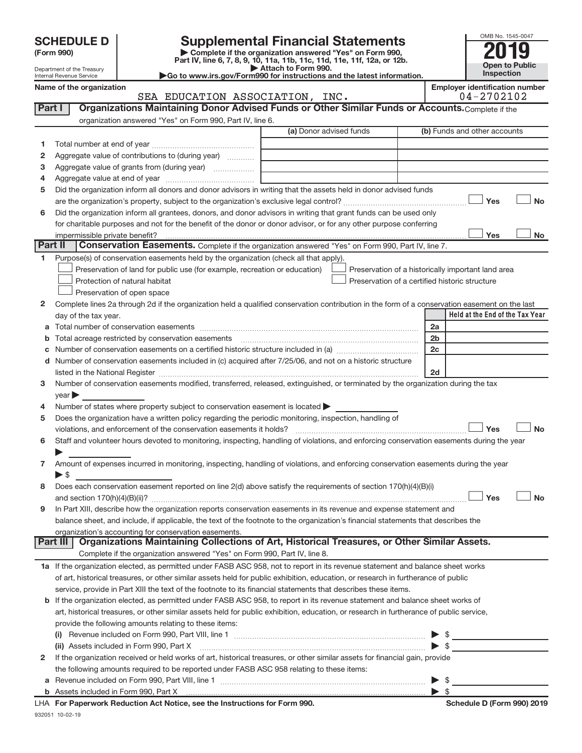# SCHEDULE D (Form 990)

Department of the Treasury
Internal Revenue Service

## Supplemental Financial Statements

▶ Complete if the organization answered "Yes" on Form 990, Part IV, line 6, 7, 8, 9, 10, 11a, 11b, 11c, 11d, 11e, 11f, 12a, or 12b.
▶ Attach to Form 990.
▶Go to www.irs.gov/Form990 for instructions and the latest information.

OMB No. 1545-0047
**2019**
**Open to Public Inspection**

**Name of the organization**
SEA EDUCATION ASSOCIATION, INC.

**Employer identification number**
04-2702102

### Part I Organizations Maintaining Donor Advised Funds or Other Similar Funds or Accounts. Complete if the organization answered "Yes" on Form 990, Part IV, line 6.

| | | (a) Donor advised funds | (b) Funds and other accounts |
|---|---|---|---|
| 1 | Total number at end of year | | |
| 2 | Aggregate value of contributions to (during year) | | |
| 3 | Aggregate value of grants from (during year) | | |
| 4 | Aggregate value at end of year | | |

5 Did the organization inform all donors and donor advisors in writing that the assets held in donor advised funds are the organization's property, subject to the organization's exclusive legal control? ☐ Yes ☐ No

6 Did the organization inform all grantees, donors, and donor advisors in writing that grant funds can be used only for charitable purposes and not for the benefit of the donor or donor advisor, or for any other purpose conferring impermissible private benefit? ☐ Yes ☐ No

### Part II Conservation Easements. Complete if the organization answered "Yes" on Form 990, Part IV, line 7.

1 Purpose(s) of conservation easements held by the organization (check all that apply).
- ☐ Preservation of land for public use (for example, recreation or education)
- ☐ Protection of natural habitat
- ☐ Preservation of open space
- ☐ Preservation of a historically important land area
- ☐ Preservation of a certified historic structure

2 Complete lines 2a through 2d if the organization held a qualified conservation contribution in the form of a conservation easement on the last day of the tax year.

| | | | Held at the End of the Tax Year |
|---|---|---|---|
| a | Total number of conservation easements | 2a | |
| b | Total acreage restricted by conservation easements | 2b | |
| c | Number of conservation easements on a certified historic structure included in (a) | 2c | |
| d | Number of conservation easements included in (c) acquired after 7/25/06, and not on a historic structure listed in the National Register | 2d | |

3 Number of conservation easements modified, transferred, released, extinguished, or terminated by the organization during the tax year ▶

4 Number of states where property subject to conservation easement is located ▶

5 Does the organization have a written policy regarding the periodic monitoring, inspection, handling of violations, and enforcement of the conservation easements it holds? ☐ Yes ☐ No

6 Staff and volunteer hours devoted to monitoring, inspecting, handling of violations, and enforcing conservation easements during the year ▶

7 Amount of expenses incurred in monitoring, inspecting, handling of violations, and enforcing conservation easements during the year ▶ $

8 Does each conservation easement reported on line 2(d) above satisfy the requirements of section 170(h)(4)(B)(i) and section 170(h)(4)(B)(ii)? ☐ Yes ☐ No

9 In Part XIII, describe how the organization reports conservation easements in its revenue and expense statement and balance sheet, and include, if applicable, the text of the footnote to the organization's financial statements that describes the organization's accounting for conservation easements.

### Part III Organizations Maintaining Collections of Art, Historical Treasures, or Other Similar Assets. Complete if the organization answered "Yes" on Form 990, Part IV, line 8.

1a If the organization elected, as permitted under FASB ASC 958, not to report in its revenue statement and balance sheet works of art, historical treasures, or other similar assets held for public exhibition, education, or research in furtherance of public service, provide in Part XIII the text of the footnote to its financial statements that describes these items.

b If the organization elected, as permitted under FASB ASC 958, to report in its revenue statement and balance sheet works of art, historical treasures, or other similar assets held for public exhibition, education, or research in furtherance of public service, provide the following amounts relating to these items:

(i) Revenue included on Form 990, Part VIII, line 1 ▶ $

(ii) Assets included in Form 990, Part X ▶ $

2 If the organization received or held works of art, historical treasures, or other similar assets for financial gain, provide the following amounts required to be reported under FASB ASC 958 relating to these items:

a Revenue included on Form 990, Part VIII, line 1 ▶ $

b Assets included in Form 990, Part X ▶ $

LHA For Paperwork Reduction Act Notice, see the Instructions for Form 990. Schedule D (Form 990) 2019

932051 10-02-19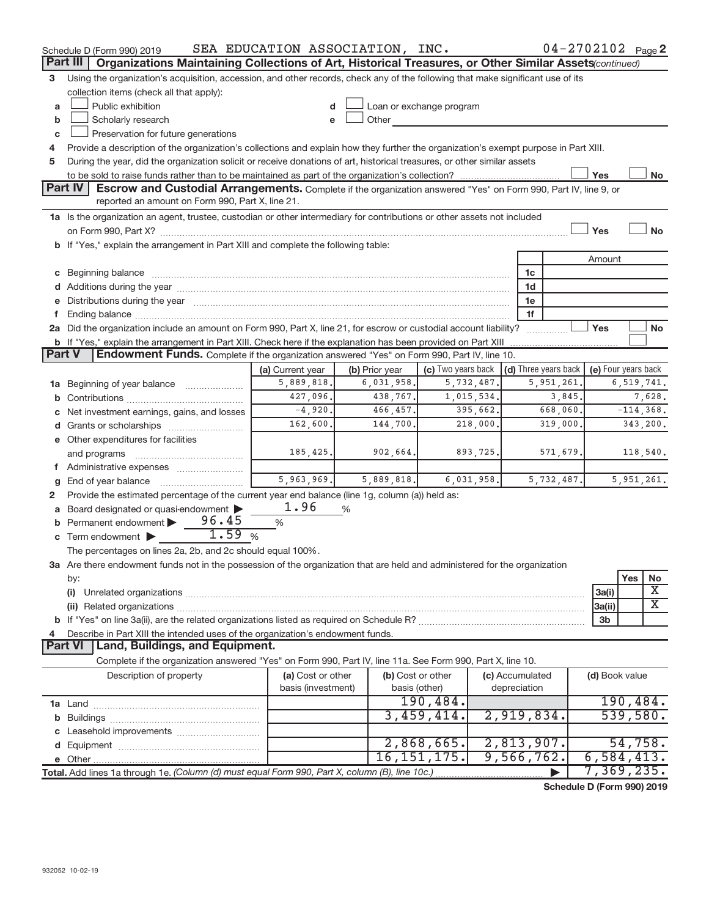Schedule D (Form 990) 2019 SEA EDUCATION ASSOCIATION, INC. 04-2702102 Page 2

## Part III Organizations Maintaining Collections of Art, Historical Treasures, or Other Similar Assets *(continued)*

3 Using the organization's acquisition, accession, and other records, check any of the following that make significant use of its collection items (check all that apply):

- a ☐ Public exhibition
- b ☐ Scholarly research
- c ☐ Preservation for future generations
- d ☐ Loan or exchange program
- e ☐ Other

4 Provide a description of the organization's collections and explain how they further the organization's exempt purpose in Part XIII.

5 During the year, did the organization solicit or receive donations of art, historical treasures, or other similar assets to be sold to raise funds rather than to be maintained as part of the organization's collection? ☐ Yes ☐ No

## Part IV Escrow and Custodial Arrangements.

Complete if the organization answered "Yes" on Form 990, Part IV, line 9, or reported an amount on Form 990, Part X, line 21.

1a Is the organization an agent, trustee, custodian or other intermediary for contributions or other assets not included on Form 990, Part X? ☐ Yes ☐ No

b If "Yes," explain the arrangement in Part XIII and complete the following table:

| | | Amount |
|---|---|---|
| c Beginning balance | 1c | |
| d Additions during the year | 1d | |
| e Distributions during the year | 1e | |
| f Ending balance | 1f | |

2a Did the organization include an amount on Form 990, Part X, line 21, for escrow or custodial account liability? ☐ Yes ☐ No

b If "Yes," explain the arrangement in Part XIII. Check here if the explanation has been provided on Part XIII ☐

## Part V Endowment Funds.

Complete if the organization answered "Yes" on Form 990, Part IV, line 10.

| | (a) Current year | (b) Prior year | (c) Two years back | (d) Three years back | (e) Four years back |
|---|---|---|---|---|---|
| 1a Beginning of year balance | 5,889,818. | 6,031,958. | 5,732,487. | 5,951,261. | 6,519,741. |
| b Contributions | 427,096. | 438,767. | 1,015,534. | 3,845. | 7,628. |
| c Net investment earnings, gains, and losses | -4,920. | 466,457. | 395,662. | 668,060. | -114,368. |
| d Grants or scholarships | 162,600. | 144,700. | 218,000. | 319,000. | 343,200. |
| e Other expenditures for facilities and programs | 185,425. | 902,664. | 893,725. | 571,679. | 118,540. |
| f Administrative expenses | | | | | |
| g End of year balance | 5,963,969. | 5,889,818. | 6,031,958. | 5,732,487. | 5,951,261. |

2 Provide the estimated percentage of the current year end balance (line 1g, column (a)) held as:

- a Board designated or quasi-endowment ▶ 1.96 %
- b Permanent endowment ▶ 96.45 %
- c Term endowment ▶ 1.59 %

The percentages on lines 2a, 2b, and 2c should equal 100%.

3a Are there endowment funds not in the possession of the organization that are held and administered for the organization by:

| | | Yes | No |
|---|---|---|---|
| (i) Unrelated organizations | 3a(i) | | X |
| (ii) Related organizations | 3a(ii) | | X |
| b If "Yes" on line 3a(ii), are the related organizations listed as required on Schedule R? | 3b | | |

4 Describe in Part XIII the intended uses of the organization's endowment funds.

## Part VI Land, Buildings, and Equipment.

Complete if the organization answered "Yes" on Form 990, Part IV, line 11a. See Form 990, Part X, line 10.

| Description of property | (a) Cost or other basis (investment) | (b) Cost or other basis (other) | (c) Accumulated depreciation | (d) Book value |
|---|---|---|---|---|
| 1a Land | | 190,484. | | 190,484. |
| b Buildings | | 3,459,414. | 2,919,834. | 539,580. |
| c Leasehold improvements | | | | |
| d Equipment | | 2,868,665. | 2,813,907. | 54,758. |
| e Other | | 16,151,175. | 9,566,762. | 6,584,413. |
| **Total.** Add lines 1a through 1e. *(Column (d) must equal Form 990, Part X, column (B), line 10c.)* ▶ | | | | 7,369,235. |

**Schedule D (Form 990) 2019**

932052 10-02-19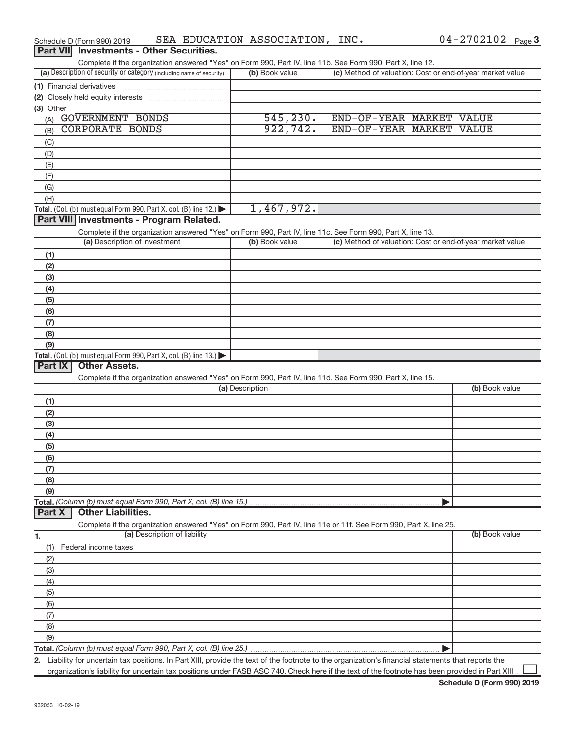Schedule D (Form 990) 2019 SEA EDUCATION ASSOCIATION, INC. 04-2702102 Page 3

## Part VII Investments - Other Securities.

Complete if the organization answered "Yes" on Form 990, Part IV, line 11b. See Form 990, Part X, line 12.

| (a) Description of security or category (including name of security) | (b) Book value | (c) Method of valuation: Cost or end-of-year market value |
|---|---|---|
| (1) Financial derivatives | | |
| (2) Closely held equity interests | | |
| (3) Other | | |
| (A) GOVERNMENT BONDS | 545,230. | END-OF-YEAR MARKET VALUE |
| (B) CORPORATE BONDS | 922,742. | END-OF-YEAR MARKET VALUE |
| (C) | | |
| (D) | | |
| (E) | | |
| (F) | | |
| (G) | | |
| (H) | | |
| **Total.** (Col. (b) must equal Form 990, Part X, col. (B) line 12.) ▶ | 1,467,972. | |

## Part VIII Investments - Program Related.

Complete if the organization answered "Yes" on Form 990, Part IV, line 11c. See Form 990, Part X, line 13.

| (a) Description of investment | (b) Book value | (c) Method of valuation: Cost or end-of-year market value |
|---|---|---|
| (1) | | |
| (2) | | |
| (3) | | |
| (4) | | |
| (5) | | |
| (6) | | |
| (7) | | |
| (8) | | |
| (9) | | |
| **Total.** (Col. (b) must equal Form 990, Part X, col. (B) line 13.) ▶ | | |

## Part IX Other Assets.

Complete if the organization answered "Yes" on Form 990, Part IV, line 11d. See Form 990, Part X, line 15.

| (a) Description | (b) Book value |
|---|---|
| (1) | |
| (2) | |
| (3) | |
| (4) | |
| (5) | |
| (6) | |
| (7) | |
| (8) | |
| (9) | |
| **Total.** *(Column (b) must equal Form 990, Part X, col. (B) line 15.)* ▶ | |

## Part X Other Liabilities.

Complete if the organization answered "Yes" on Form 990, Part IV, line 11e or 11f. See Form 990, Part X, line 25.

| 1. (a) Description of liability | (b) Book value |
|---|---|
| (1) Federal income taxes | |
| (2) | |
| (3) | |
| (4) | |
| (5) | |
| (6) | |
| (7) | |
| (8) | |
| (9) | |
| **Total.** *(Column (b) must equal Form 990, Part X, col. (B) line 25.)* ▶ | |

**2.** Liability for uncertain tax positions. In Part XIII, provide the text of the footnote to the organization's financial statements that reports the organization's liability for uncertain tax positions under FASB ASC 740. Check here if the text of the footnote has been provided in Part XIII ☐

**Schedule D (Form 990) 2019**

932053 10-02-19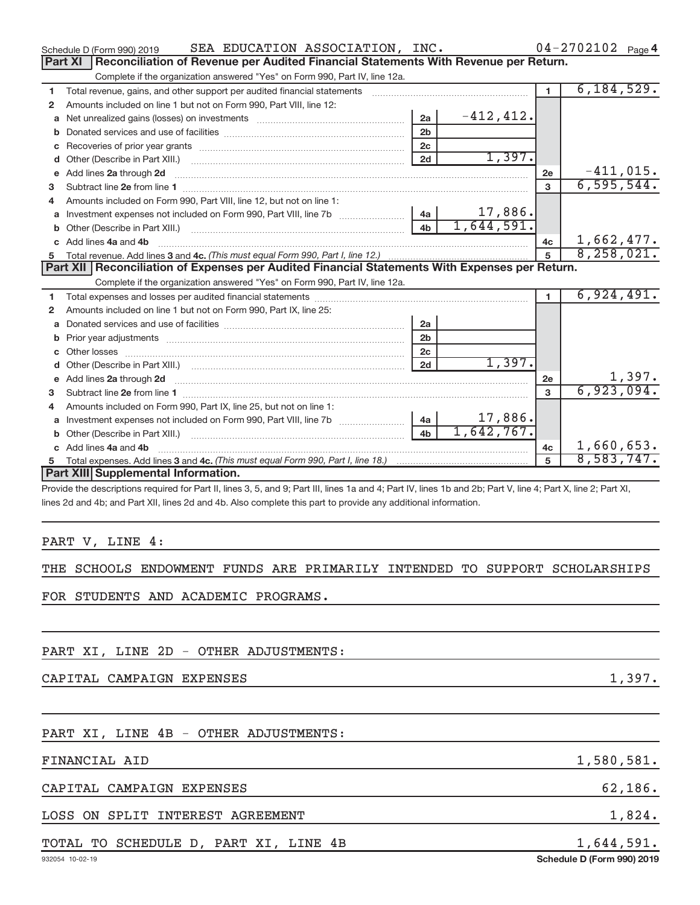Schedule D (Form 990) 2019 SEA EDUCATION ASSOCIATION, INC. 04-2702102 Page 4

## Part XI Reconciliation of Revenue per Audited Financial Statements With Revenue per Return.

Complete if the organization answered "Yes" on Form 990, Part IV, line 12a.

| | | | | | |
|---|---|---|---|---|---|
| 1 | Total revenue, gains, and other support per audited financial statements | | | 1 | 6,184,529. |
| 2 | Amounts included on line 1 but not on Form 990, Part VIII, line 12: | | | | |
| a | Net unrealized gains (losses) on investments | 2a | -412,412. | | |
| b | Donated services and use of facilities | 2b | | | |
| c | Recoveries of prior year grants | 2c | | | |
| d | Other (Describe in Part XIII.) | 2d | 1,397. | | |
| e | Add lines 2a through 2d | | | 2e | -411,015. |
| 3 | Subtract line 2e from line 1 | | | 3 | 6,595,544. |
| 4 | Amounts included on Form 990, Part VIII, line 12, but not on line 1: | | | | |
| a | Investment expenses not included on Form 990, Part VIII, line 7b | 4a | 17,886. | | |
| b | Other (Describe in Part XIII.) | 4b | 1,644,591. | | |
| c | Add lines 4a and 4b | | | 4c | 1,662,477. |
| 5 | Total revenue. Add lines 3 and 4c. *(This must equal Form 990, Part I, line 12.)* | | | 5 | 8,258,021. |

## Part XII Reconciliation of Expenses per Audited Financial Statements With Expenses per Return.

Complete if the organization answered "Yes" on Form 990, Part IV, line 12a.

| | | | | | |
|---|---|---|---|---|---|
| 1 | Total expenses and losses per audited financial statements | | | 1 | 6,924,491. |
| 2 | Amounts included on line 1 but not on Form 990, Part IX, line 25: | | | | |
| a | Donated services and use of facilities | 2a | | | |
| b | Prior year adjustments | 2b | | | |
| c | Other losses | 2c | | | |
| d | Other (Describe in Part XIII.) | 2d | 1,397. | | |
| e | Add lines 2a through 2d | | | 2e | 1,397. |
| 3 | Subtract line 2e from line 1 | | | 3 | 6,923,094. |
| 4 | Amounts included on Form 990, Part IX, line 25, but not on line 1: | | | | |
| a | Investment expenses not included on Form 990, Part VIII, line 7b | 4a | 17,886. | | |
| b | Other (Describe in Part XIII.) | 4b | 1,642,767. | | |
| c | Add lines 4a and 4b | | | 4c | 1,660,653. |
| 5 | Total expenses. Add lines 3 and 4c. *(This must equal Form 990, Part I, line 18.)* | | | 5 | 8,583,747. |

## Part XIII Supplemental Information.

Provide the descriptions required for Part II, lines 3, 5, and 9; Part III, lines 1a and 4; Part IV, lines 1b and 2b; Part V, line 4; Part X, line 2; Part XI, lines 2d and 4b; and Part XII, lines 2d and 4b. Also complete this part to provide any additional information.

PART V, LINE 4:

THE SCHOOLS ENDOWMENT FUNDS ARE PRIMARILY INTENDED TO SUPPORT SCHOLARSHIPS FOR STUDENTS AND ACADEMIC PROGRAMS.

PART XI, LINE 2D - OTHER ADJUSTMENTS:

| | |
|---|---|
| CAPITAL CAMPAIGN EXPENSES | 1,397. |

PART XI, LINE 4B - OTHER ADJUSTMENTS:

| | |
|---|---|
| FINANCIAL AID | 1,580,581. |
| CAPITAL CAMPAIGN EXPENSES | 62,186. |
| LOSS ON SPLIT INTEREST AGREEMENT | 1,824. |
| TOTAL TO SCHEDULE D, PART XI, LINE 4B | 1,644,591. |

932054 10-02-19 Schedule D (Form 990) 2019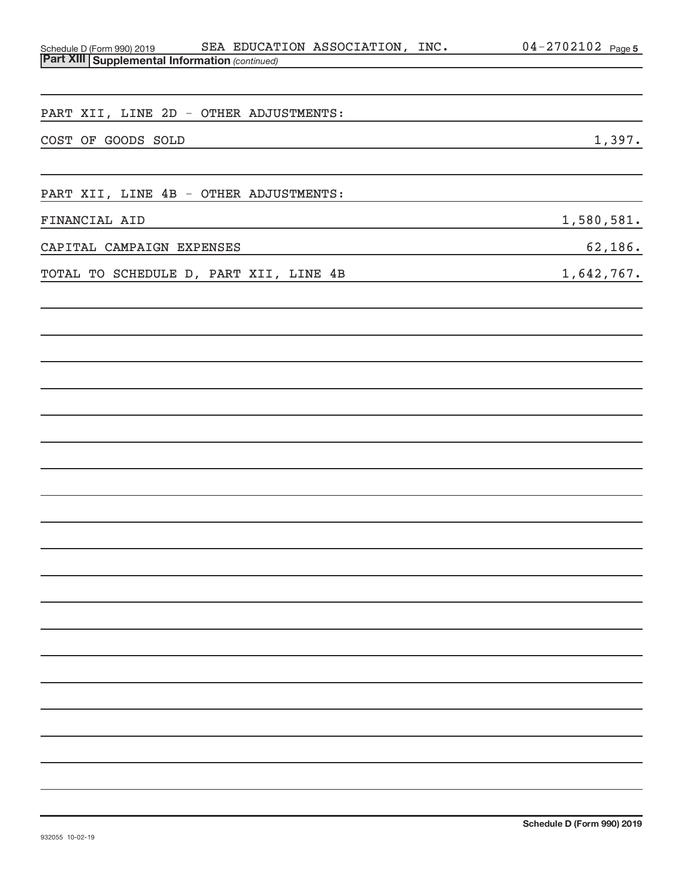## Part XIII Supplemental Information *(continued)*

PART XII, LINE 2D - OTHER ADJUSTMENTS:

| | |
|---|---|
| COST OF GOODS SOLD | 1,397. |

PART XII, LINE 4B - OTHER ADJUSTMENTS:

| | |
|---|---|
| FINANCIAL AID | 1,580,581. |
| CAPITAL CAMPAIGN EXPENSES | 62,186. |
| TOTAL TO SCHEDULE D, PART XII, LINE 4B | 1,642,767. |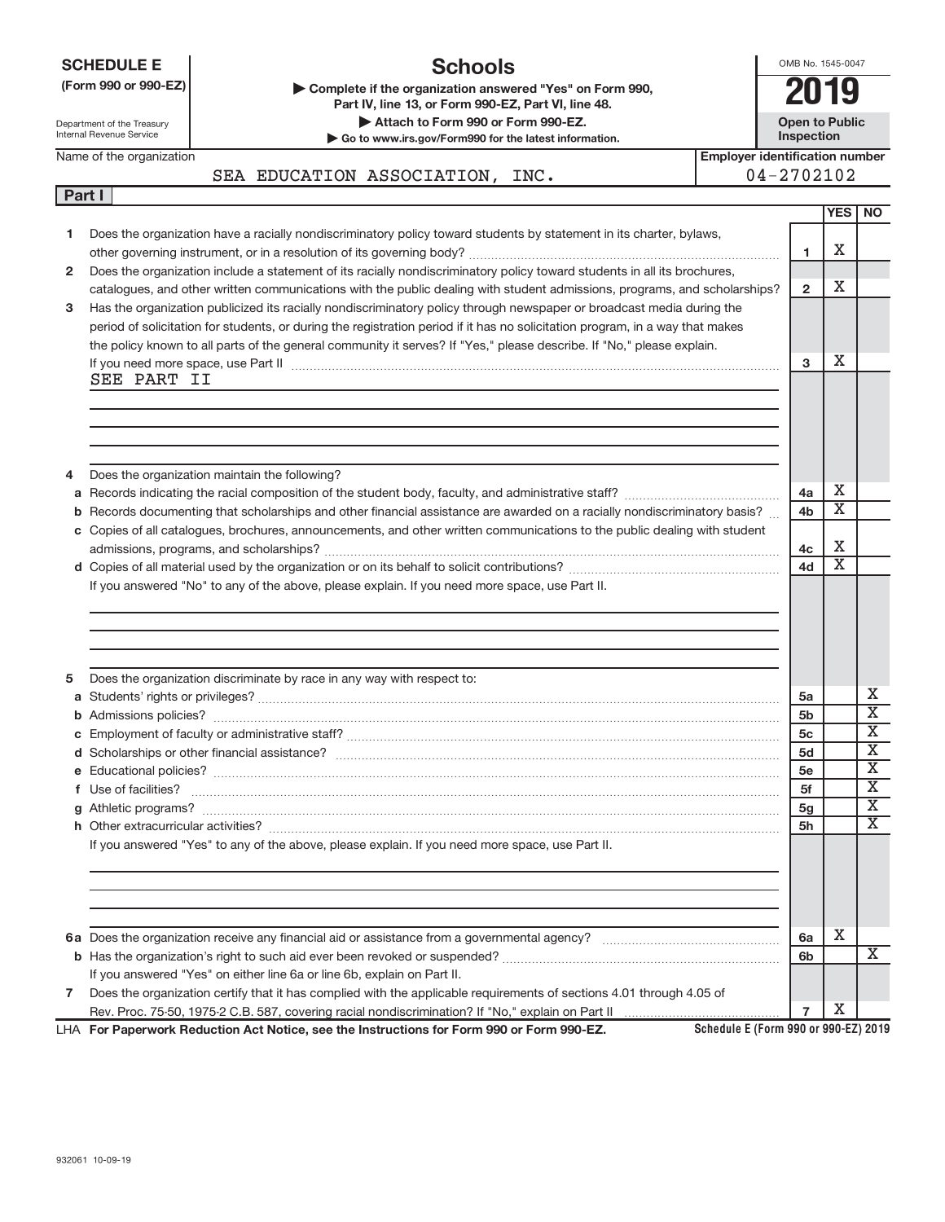**SCHEDULE E**
**(Form 990 or 990-EZ)**

Department of the Treasury
Internal Revenue Service

# Schools

▶ **Complete if the organization answered "Yes" on Form 990, Part IV, line 13, or Form 990-EZ, Part VI, line 48.**
▶ **Attach to Form 990 or Form 990-EZ.**
▶ **Go to www.irs.gov/Form990 for the latest information.**

OMB No. 1545-0047

**2019**

**Open to Public Inspection**

Name of the organization: SEA EDUCATION ASSOCIATION, INC.

**Employer identification number:** 04-2702102

**Part I**

| | | | YES | NO |
|---|---|---|---|---|
| 1 | Does the organization have a racially nondiscriminatory policy toward students by statement in its charter, bylaws, other governing instrument, or in a resolution of its governing body? | 1 | X | |
| 2 | Does the organization include a statement of its racially nondiscriminatory policy toward students in all its brochures, catalogues, and other written communications with the public dealing with student admissions, programs, and scholarships? | 2 | X | |
| 3 | Has the organization publicized its racially nondiscriminatory policy through newspaper or broadcast media during the period of solicitation for students, or during the registration period if it has no solicitation program, in a way that makes the policy known to all parts of the general community it serves? If "Yes," please describe. If "No," please explain. If you need more space, use Part II<br>SEE PART II | 3 | X | |
| 4 | Does the organization maintain the following? | | | |
| a | Records indicating the racial composition of the student body, faculty, and administrative staff? | 4a | X | |
| b | Records documenting that scholarships and other financial assistance are awarded on a racially nondiscriminatory basis? | 4b | X | |
| c | Copies of all catalogues, brochures, announcements, and other written communications to the public dealing with student admissions, programs, and scholarships? | 4c | X | |
| d | Copies of all material used by the organization or on its behalf to solicit contributions? | 4d | X | |
| | If you answered "No" to any of the above, please explain. If you need more space, use Part II. | | | |
| 5 | Does the organization discriminate by race in any way with respect to: | | | |
| a | Students' rights or privileges? | 5a | | X |
| b | Admissions policies? | 5b | | X |
| c | Employment of faculty or administrative staff? | 5c | | X |
| d | Scholarships or other financial assistance? | 5d | | X |
| e | Educational policies? | 5e | | X |
| f | Use of facilities? | 5f | | X |
| g | Athletic programs? | 5g | | X |
| h | Other extracurricular activities? | 5h | | X |
| | If you answered "Yes" to any of the above, please explain. If you need more space, use Part II. | | | |
| 6a | Does the organization receive any financial aid or assistance from a governmental agency? | 6a | X | |
| b | Has the organization's right to such aid ever been revoked or suspended? | 6b | | X |
| | If you answered "Yes" on either line 6a or line 6b, explain on Part II. | | | |
| 7 | Does the organization certify that it has complied with the applicable requirements of sections 4.01 through 4.05 of Rev. Proc. 75-50, 1975-2 C.B. 587, covering racial nondiscrimination? If "No," explain on Part II | 7 | X | |

LHA **For Paperwork Reduction Act Notice, see the Instructions for Form 990 or Form 990-EZ.** **Schedule E (Form 990 or 990-EZ) 2019**

932061 10-09-19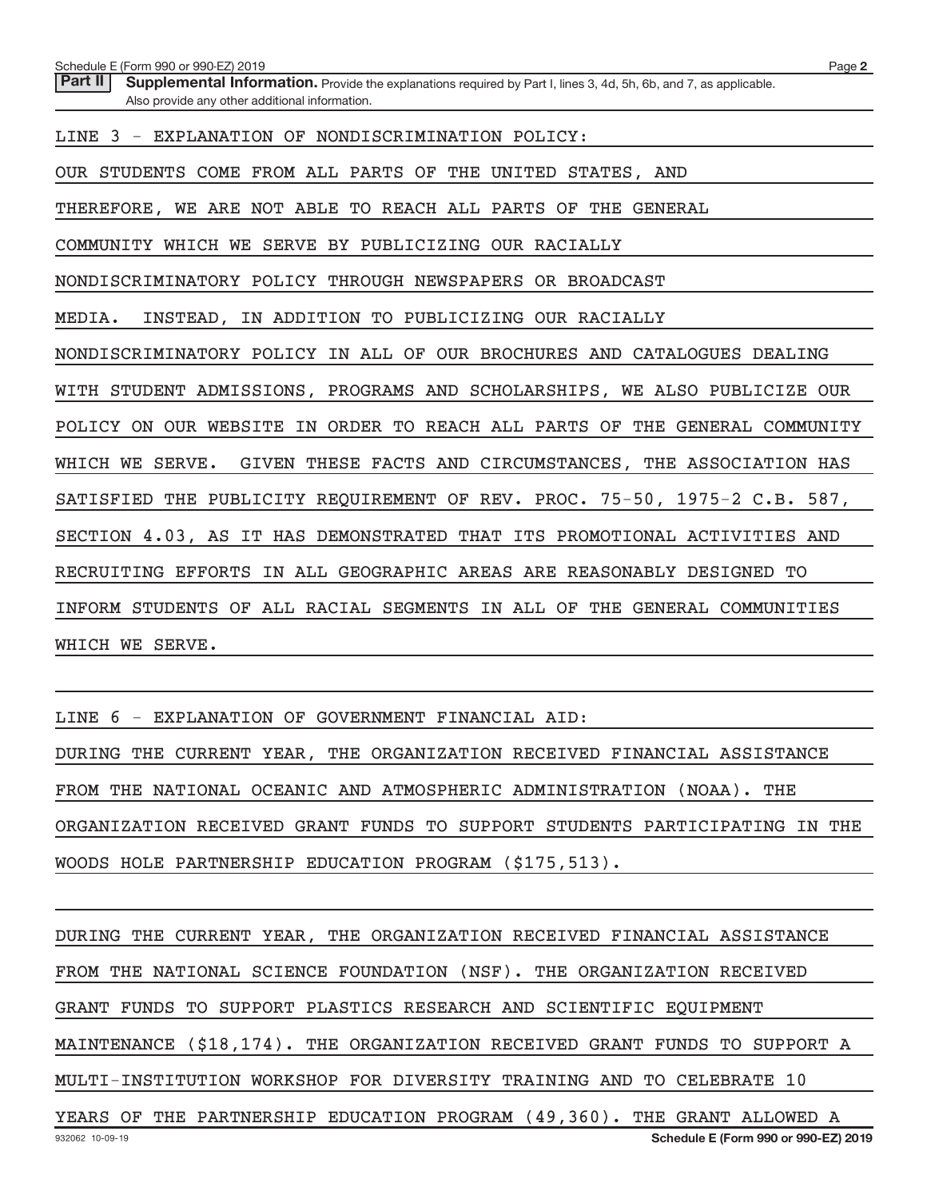**Part II** **Supplemental Information.** Provide the explanations required by Part I, lines 3, 4d, 5h, 6b, and 7, as applicable. Also provide any other additional information.

LINE 3 - EXPLANATION OF NONDISCRIMINATION POLICY:

OUR STUDENTS COME FROM ALL PARTS OF THE UNITED STATES, AND THEREFORE, WE ARE NOT ABLE TO REACH ALL PARTS OF THE GENERAL COMMUNITY WHICH WE SERVE BY PUBLICIZING OUR RACIALLY NONDISCRIMINATORY POLICY THROUGH NEWSPAPERS OR BROADCAST MEDIA. INSTEAD, IN ADDITION TO PUBLICIZING OUR RACIALLY NONDISCRIMINATORY POLICY IN ALL OF OUR BROCHURES AND CATALOGUES DEALING WITH STUDENT ADMISSIONS, PROGRAMS AND SCHOLARSHIPS, WE ALSO PUBLICIZE OUR POLICY ON OUR WEBSITE IN ORDER TO REACH ALL PARTS OF THE GENERAL COMMUNITY WHICH WE SERVE. GIVEN THESE FACTS AND CIRCUMSTANCES, THE ASSOCIATION HAS SATISFIED THE PUBLICITY REQUIREMENT OF REV. PROC. 75-50, 1975-2 C.B. 587, SECTION 4.03, AS IT HAS DEMONSTRATED THAT ITS PROMOTIONAL ACTIVITIES AND RECRUITING EFFORTS IN ALL GEOGRAPHIC AREAS ARE REASONABLY DESIGNED TO INFORM STUDENTS OF ALL RACIAL SEGMENTS IN ALL OF THE GENERAL COMMUNITIES WHICH WE SERVE.

LINE 6 - EXPLANATION OF GOVERNMENT FINANCIAL AID:

DURING THE CURRENT YEAR, THE ORGANIZATION RECEIVED FINANCIAL ASSISTANCE FROM THE NATIONAL OCEANIC AND ATMOSPHERIC ADMINISTRATION (NOAA). THE ORGANIZATION RECEIVED GRANT FUNDS TO SUPPORT STUDENTS PARTICIPATING IN THE WOODS HOLE PARTNERSHIP EDUCATION PROGRAM ($175,513).

DURING THE CURRENT YEAR, THE ORGANIZATION RECEIVED FINANCIAL ASSISTANCE FROM THE NATIONAL SCIENCE FOUNDATION (NSF). THE ORGANIZATION RECEIVED GRANT FUNDS TO SUPPORT PLASTICS RESEARCH AND SCIENTIFIC EQUIPMENT MAINTENANCE ($18,174). THE ORGANIZATION RECEIVED GRANT FUNDS TO SUPPORT A MULTI-INSTITUTION WORKSHOP FOR DIVERSITY TRAINING AND TO CELEBRATE 10 YEARS OF THE PARTNERSHIP EDUCATION PROGRAM (49,360). THE GRANT ALLOWED A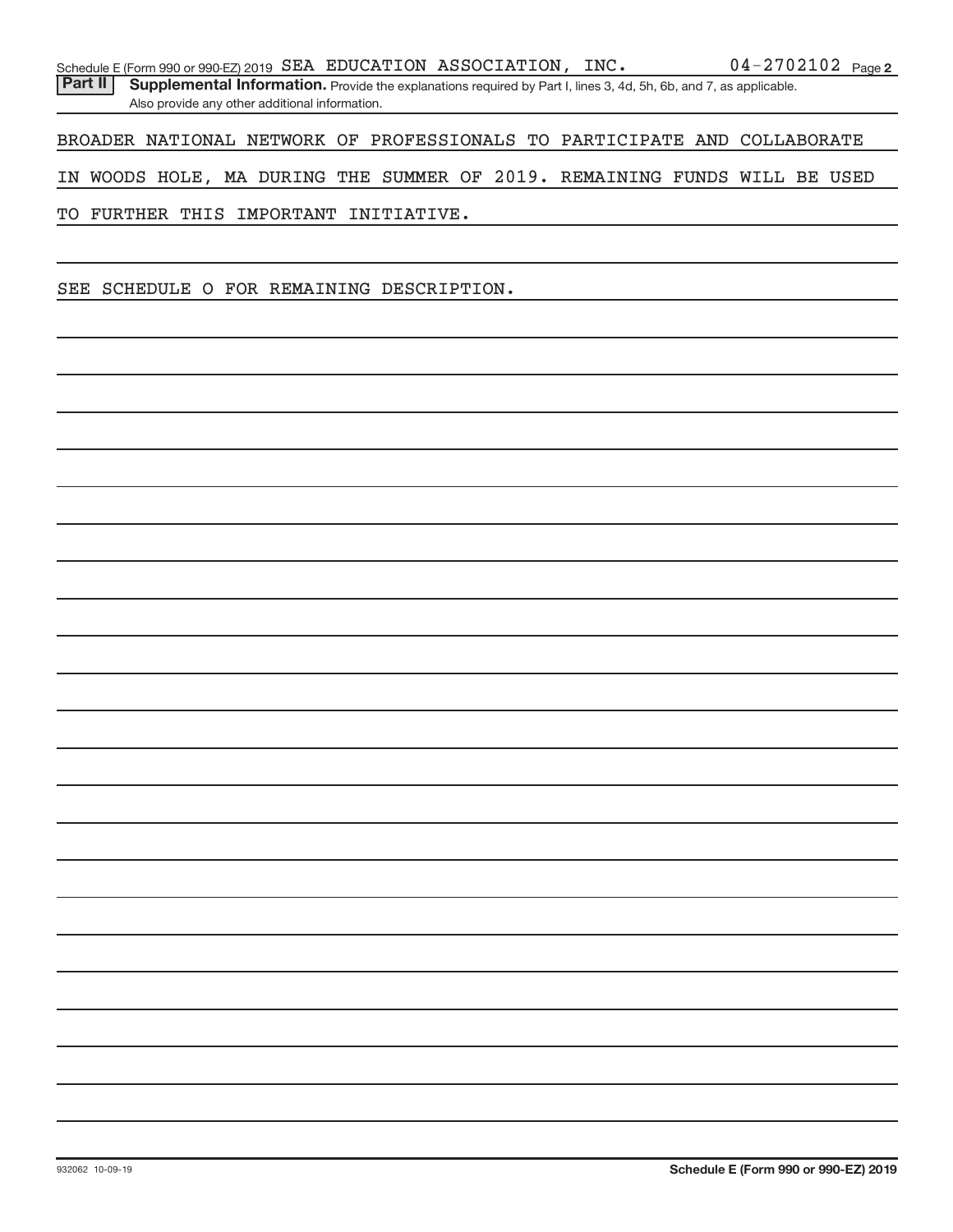Schedule E (Form 990 or 990-EZ) 2019 SEA EDUCATION ASSOCIATION, INC. 04-2702102 Page **2**

**Part II** **Supplemental Information.** Provide the explanations required by Part I, lines 3, 4d, 5h, 6b, and 7, as applicable. Also provide any other additional information.

BROADER NATIONAL NETWORK OF PROFESSIONALS TO PARTICIPATE AND COLLABORATE IN WOODS HOLE, MA DURING THE SUMMER OF 2019. REMAINING FUNDS WILL BE USED TO FURTHER THIS IMPORTANT INITIATIVE.

SEE SCHEDULE O FOR REMAINING DESCRIPTION.

932062 10-09-19 **Schedule E (Form 990 or 990-EZ) 2019**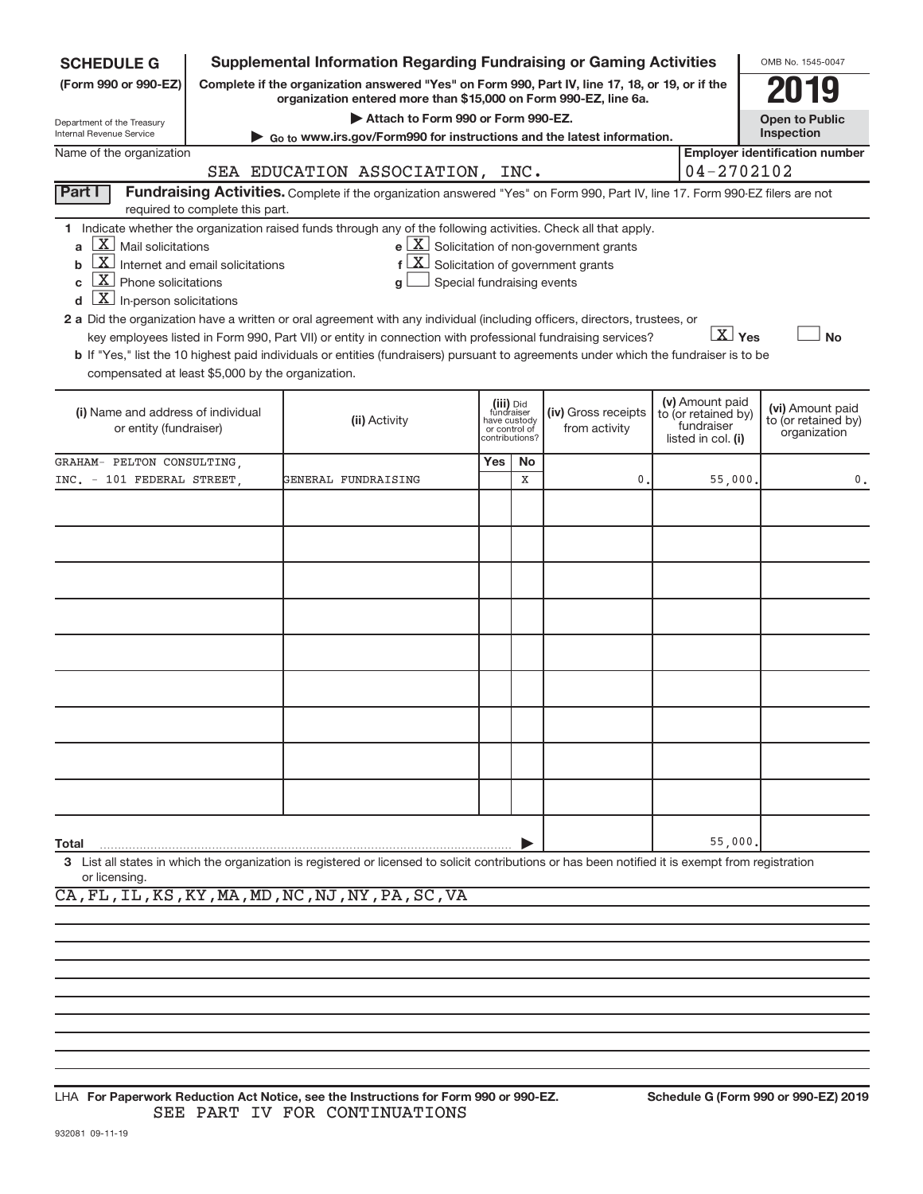**SCHEDULE G**
**(Form 990 or 990-EZ)**

Department of the Treasury
Internal Revenue Service

# Supplemental Information Regarding Fundraising or Gaming Activities

**Complete if the organization answered "Yes" on Form 990, Part IV, line 17, 18, or 19, or if the organization entered more than $15,000 on Form 990-EZ, line 6a.**

**▶ Attach to Form 990 or Form 990-EZ.**

**▶ Go to www.irs.gov/Form990 for instructions and the latest information.**

OMB No. 1545-0047

**2019**

**Open to Public Inspection**

Name of the organization: SEA EDUCATION ASSOCIATION, INC.

**Employer identification number:** 04-2702102

## Part I — Fundraising Activities.

Complete if the organization answered "Yes" on Form 990, Part IV, line 17. Form 990-EZ filers are not required to complete this part.

**1** Indicate whether the organization raised funds through any of the following activities. Check all that apply.

- **a** [X] Mail solicitations
- **b** [X] Internet and email solicitations
- **c** [X] Phone solicitations
- **d** [X] In-person solicitations
- **e** [X] Solicitation of non-government grants
- **f** [X] Solicitation of government grants
- **g** [ ] Special fundraising events

**2 a** Did the organization have a written or oral agreement with any individual (including officers, directors, trustees, or key employees listed in Form 990, Part VII) or entity in connection with professional fundraising services? [X] Yes [ ] No

**b** If "Yes," list the 10 highest paid individuals or entities (fundraisers) pursuant to agreements under which the fundraiser is to be compensated at least $5,000 by the organization.

| (i) Name and address of individual or entity (fundraiser) | (ii) Activity | (iii) Did fundraiser have custody or control of contributions? Yes | No | (iv) Gross receipts from activity | (v) Amount paid to (or retained by) fundraiser listed in col. (i) | (vi) Amount paid to (or retained by) organization |
|---|---|---|---|---|---|---|
| GRAHAM- PELTON CONSULTING, INC. - 101 FEDERAL STREET, | GENERAL FUNDRAISING | | X | 0. | 55,000. | 0. |
| | | | | | | |
| | | | | | | |
| | | | | | | |
| | | | | | | |
| | | | | | | |
| | | | | | | |
| | | | | | | |
| | | | | | | |
| | | | | | | |
| **Total** | | | | | 55,000. | |

**3** List all states in which the organization is registered or licensed to solicit contributions or has been notified it is exempt from registration or licensing.

CA,FL,IL,KS,KY,MA,MD,NC,NJ,NY,PA,SC,VA

LHA **For Paperwork Reduction Act Notice, see the Instructions for Form 990 or 990-EZ.** **Schedule G (Form 990 or 990-EZ) 2019**

SEE PART IV FOR CONTINUATIONS

932081 09-11-19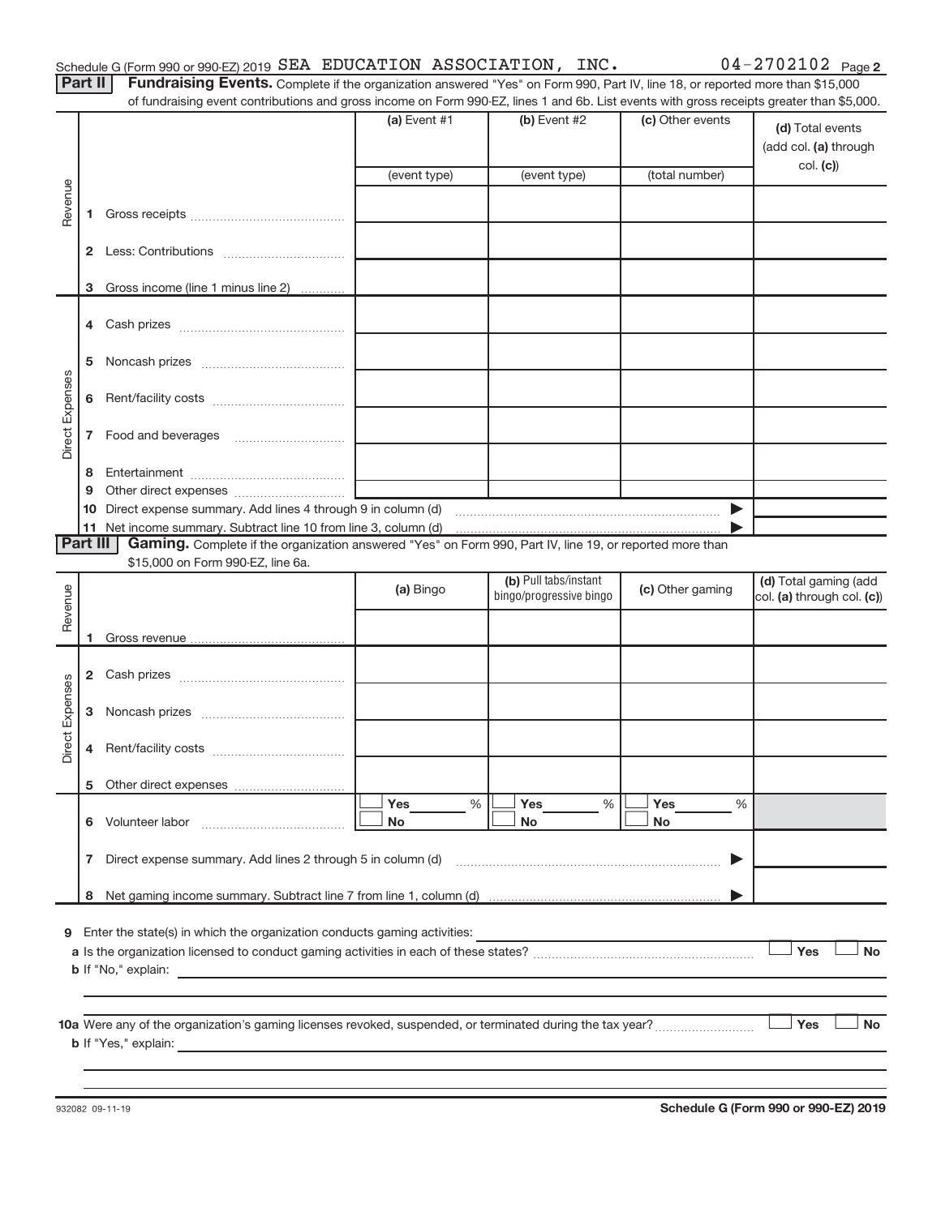Schedule G (Form 990 or 990-EZ) 2019 SEA EDUCATION ASSOCIATION, INC. 04-2702102 Page 2

**Part II** **Fundraising Events.** Complete if the organization answered "Yes" on Form 990, Part IV, line 18, or reported more than $15,000 of fundraising event contributions and gross income on Form 990-EZ, lines 1 and 6b. List events with gross receipts greater than $5,000.

| | | (a) Event #1 (event type) | (b) Event #2 (event type) | (c) Other events (total number) | (d) Total events (add col. (a) through col. (c)) |
|---|---|---|---|---|---|
| Revenue | 1 Gross receipts | | | | |
| | 2 Less: Contributions | | | | |
| | 3 Gross income (line 1 minus line 2) | | | | |
| Direct Expenses | 4 Cash prizes | | | | |
| | 5 Noncash prizes | | | | |
| | 6 Rent/facility costs | | | | |
| | 7 Food and beverages | | | | |
| | 8 Entertainment | | | | |
| | 9 Other direct expenses | | | | |
| | 10 Direct expense summary. Add lines 4 through 9 in column (d) | | | ▶ | |
| | 11 Net income summary. Subtract line 10 from line 3, column (d) | | | ▶ | |

**Part III** **Gaming.** Complete if the organization answered "Yes" on Form 990, Part IV, line 19, or reported more than $15,000 on Form 990-EZ, line 6a.

| | | (a) Bingo | (b) Pull tabs/instant bingo/progressive bingo | (c) Other gaming | (d) Total gaming (add col. (a) through col. (c)) |
|---|---|---|---|---|---|
| Revenue | 1 Gross revenue | | | | |
| Direct Expenses | 2 Cash prizes | | | | |
| | 3 Noncash prizes | | | | |
| | 4 Rent/facility costs | | | | |
| | 5 Other direct expenses | | | | |
| | 6 Volunteer labor | ☐ Yes ____ % ☐ No | ☐ Yes ____ % ☐ No | ☐ Yes ____ % ☐ No | |
| | 7 Direct expense summary. Add lines 2 through 5 in column (d) | | | ▶ | |
| | 8 Net gaming income summary. Subtract line 7 from line 1, column (d) | | | ▶ | |

9 Enter the state(s) in which the organization conducts gaming activities: ____________________

a Is the organization licensed to conduct gaming activities in each of these states? ☐ Yes ☐ No

b If "No," explain: ____________________

10a Were any of the organization's gaming licenses revoked, suspended, or terminated during the tax year? ☐ Yes ☐ No

b If "Yes," explain: ____________________

932082 09-11-19 **Schedule G (Form 990 or 990-EZ) 2019**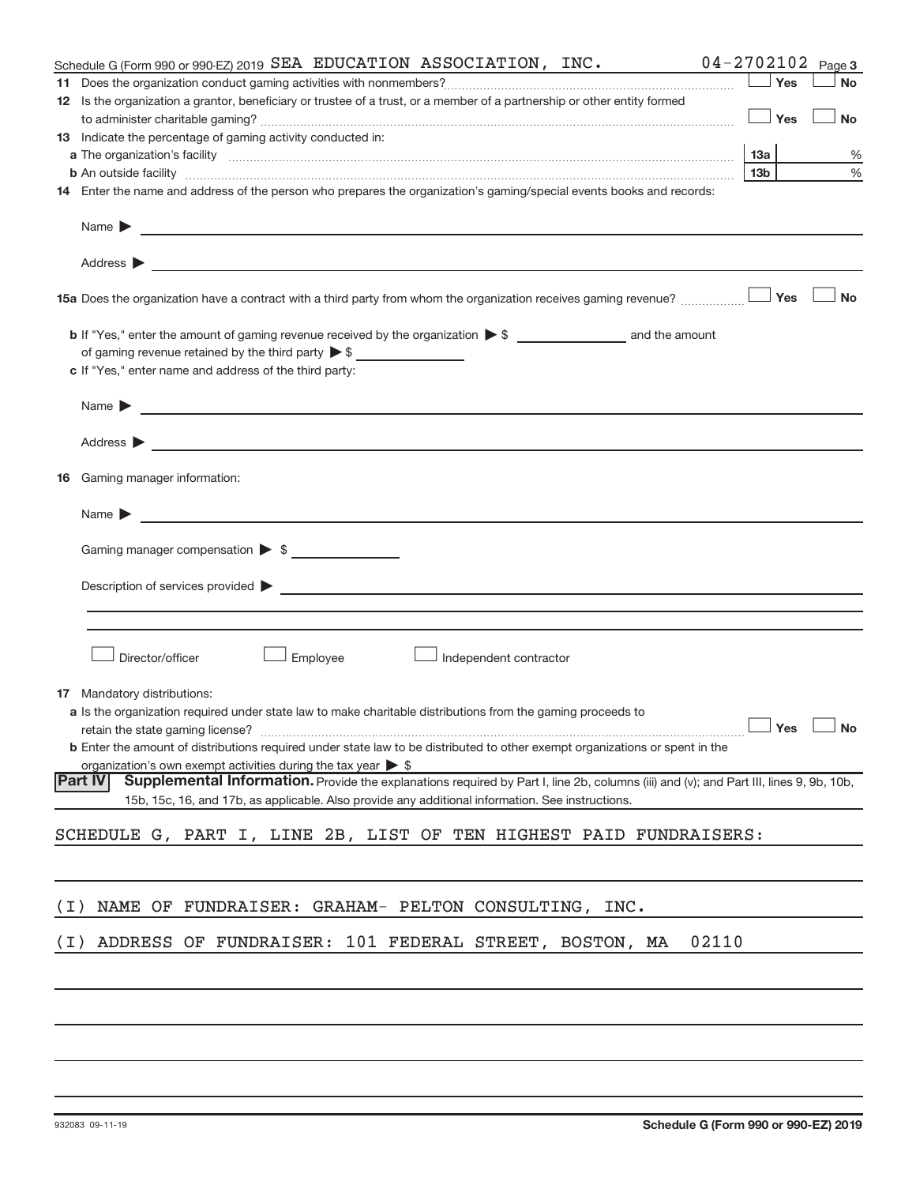Schedule G (Form 990 or 990-EZ) 2019 SEA EDUCATION ASSOCIATION, INC. 04-2702102 Page 3

**11** Does the organization conduct gaming activities with nonmembers? ☐ Yes ☐ No

**12** Is the organization a grantor, beneficiary or trustee of a trust, or a member of a partnership or other entity formed to administer charitable gaming? ☐ Yes ☐ No

**13** Indicate the percentage of gaming activity conducted in:

**a** The organization's facility **13a** %

**b** An outside facility **13b** %

**14** Enter the name and address of the person who prepares the organization's gaming/special events books and records:

Name ▶

Address ▶

**15a** Does the organization have a contract with a third party from whom the organization receives gaming revenue? ☐ Yes ☐ No

**b** If "Yes," enter the amount of gaming revenue received by the organization ▶ $ ______ and the amount of gaming revenue retained by the third party ▶ $ ______

**c** If "Yes," enter name and address of the third party:

Name ▶

Address ▶

**16** Gaming manager information:

Name ▶

Gaming manager compensation ▶ $

Description of services provided ▶

☐ Director/officer ☐ Employee ☐ Independent contractor

**17** Mandatory distributions:

**a** Is the organization required under state law to make charitable distributions from the gaming proceeds to retain the state gaming license? ☐ Yes ☐ No

**b** Enter the amount of distributions required under state law to be distributed to other exempt organizations or spent in the organization's own exempt activities during the tax year ▶ $

**Part IV** **Supplemental Information.** Provide the explanations required by Part I, line 2b, columns (iii) and (v); and Part III, lines 9, 9b, 10b, 15b, 15c, 16, and 17b, as applicable. Also provide any additional information. See instructions.

SCHEDULE G, PART I, LINE 2B, LIST OF TEN HIGHEST PAID FUNDRAISERS:

(I) NAME OF FUNDRAISER: GRAHAM- PELTON CONSULTING, INC.

(I) ADDRESS OF FUNDRAISER: 101 FEDERAL STREET, BOSTON, MA 02110

932083 09-11-19 **Schedule G (Form 990 or 990-EZ) 2019**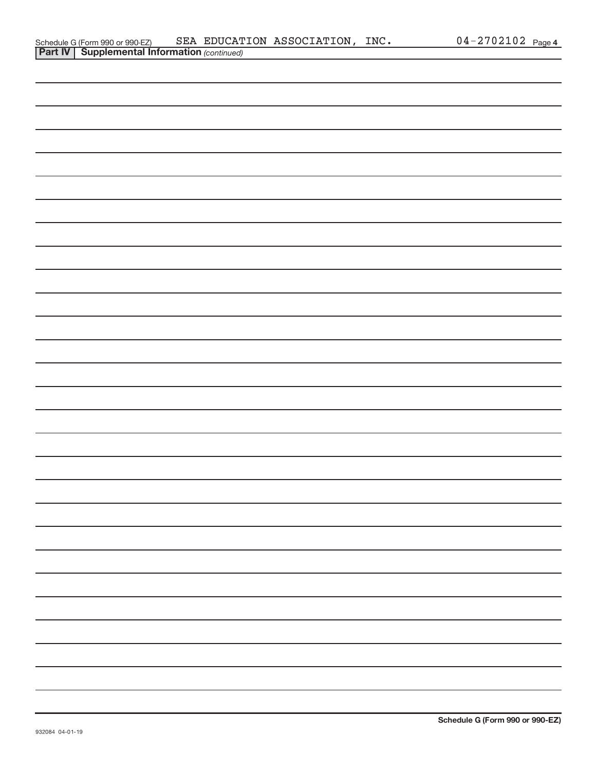Schedule G (Form 990 or 990-EZ) SEA EDUCATION ASSOCIATION, INC. 04-2702102 Page 4

**Part IV | Supplemental Information** *(continued)*

**Schedule G (Form 990 or 990-EZ)**

932084 04-01-19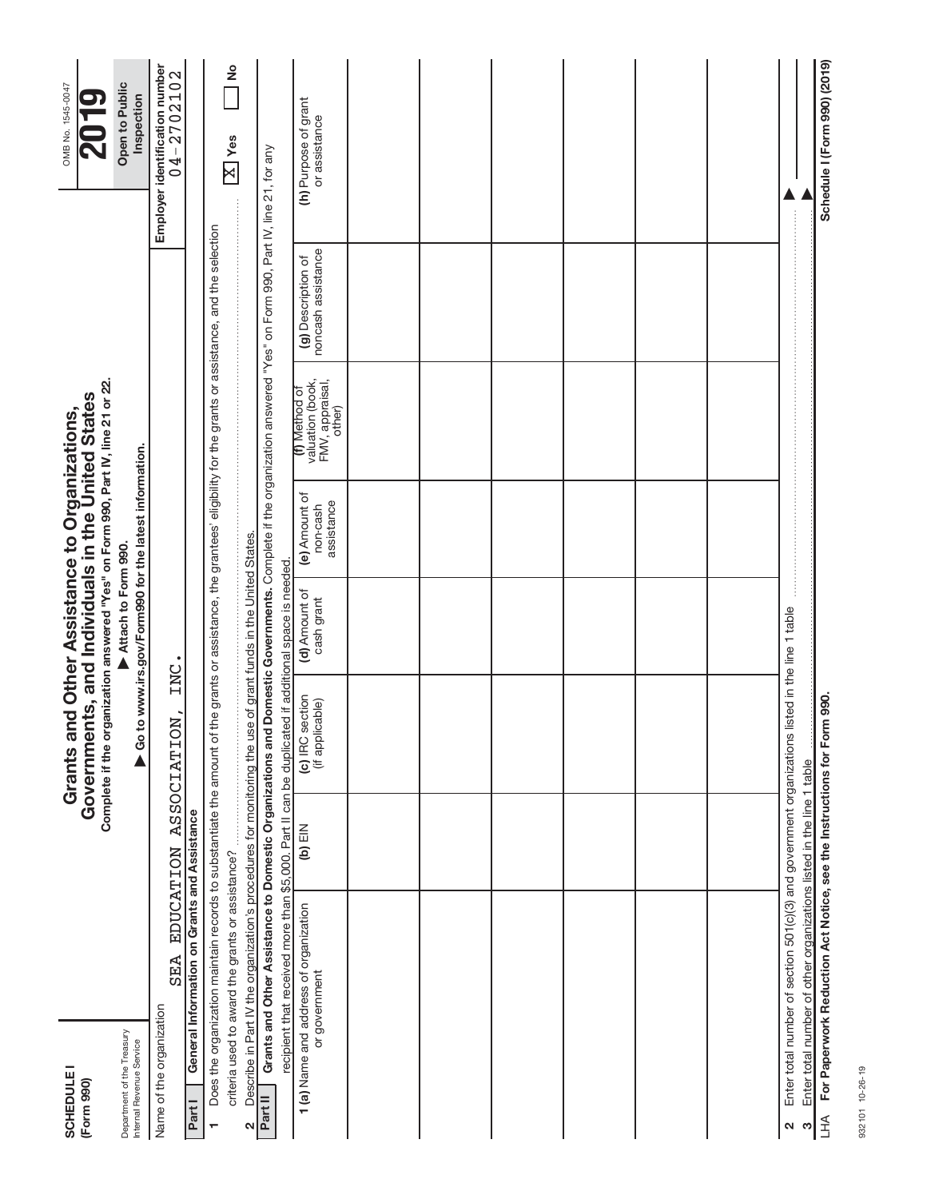**SCHEDULE I (Form 990)**

Department of the Treasury
Internal Revenue Service

# Grants and Other Assistance to Organizations, Governments, and Individuals in the United States

**Complete if the organization answered "Yes" on Form 990, Part IV, line 21 or 22.**

▶ Attach to Form 990.

▶ Go to www.irs.gov/Form990 for the latest information.

OMB No. 1545-0047

**2019**

**Open to Public Inspection**

Name of the organization: SEA EDUCATION ASSOCIATION, INC.

Employer identification number: 04-2702102

**Part I General Information on Grants and Assistance**

1 Does the organization maintain records to substantiate the amount of the grants or assistance, the grantees' eligibility for the grants or assistance, and the selection criteria used to award the grants or assistance? [X] Yes [ ] No

2 Describe in Part IV the organization's procedures for monitoring the use of grant funds in the United States.

**Part II Grants and Other Assistance to Domestic Organizations and Domestic Governments.** Complete if the organization answered "Yes" on Form 990, Part IV, line 21, for any recipient that received more than $5,000. Part II can be duplicated if additional space is needed.

| 1 (a) Name and address of organization or government | (b) EIN | (c) IRC section (if applicable) | (d) Amount of cash grant | (e) Amount of non-cash assistance | (f) Method of valuation (book, FMV, appraisal, other) | (g) Description of noncash assistance | (h) Purpose of grant or assistance |
|---|---|---|---|---|---|---|---|
| | | | | | | | |
| | | | | | | | |
| | | | | | | | |
| | | | | | | | |
| | | | | | | | |
| | | | | | | | |

2 Enter total number of section 501(c)(3) and government organizations listed in the line 1 table ▶

3 Enter total number of other organizations listed in the line 1 table ▶

LHA For Paperwork Reduction Act Notice, see the Instructions for Form 990. **Schedule I (Form 990) (2019)**

932101 10-26-19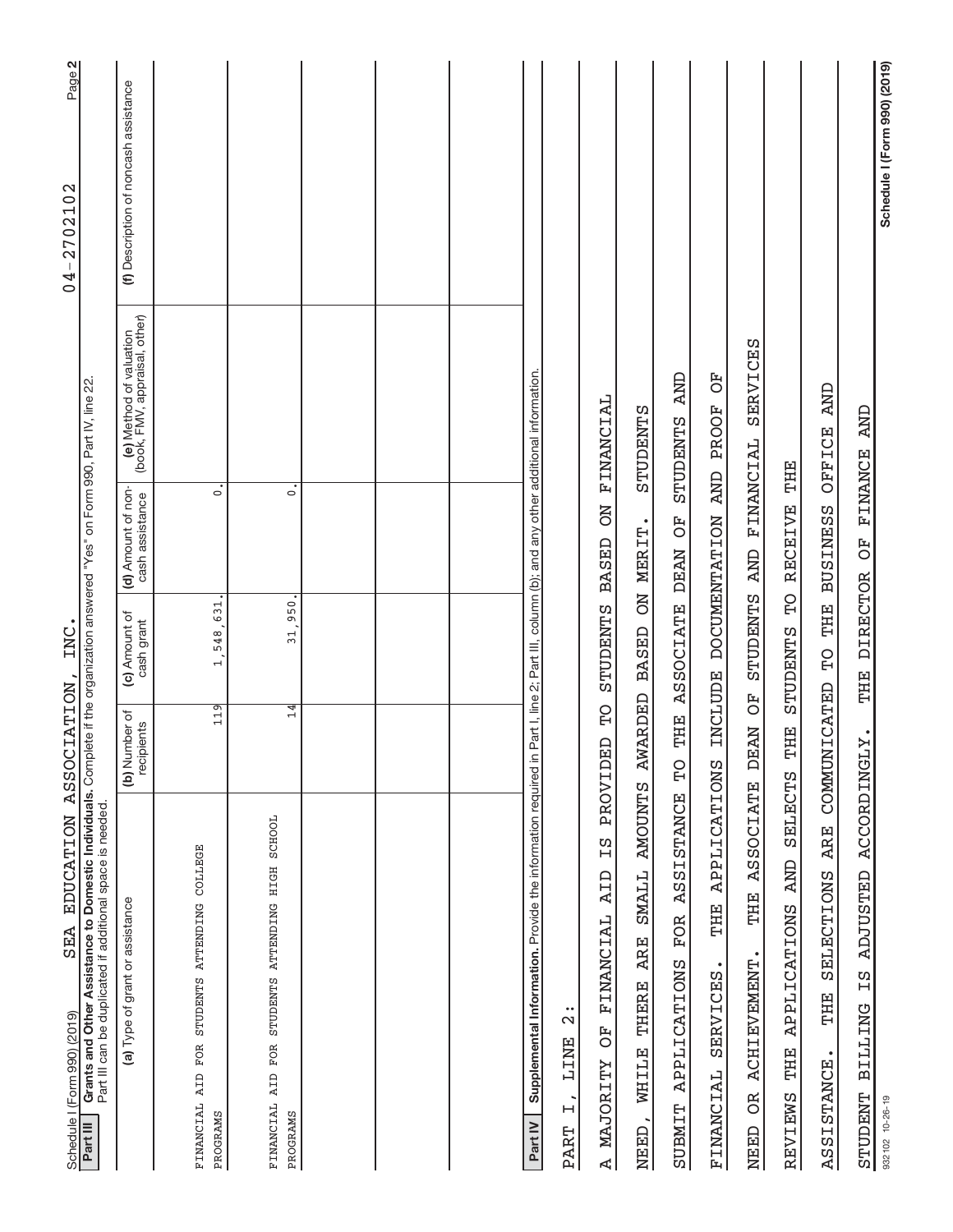Schedule I (Form 990) (2019) SEA EDUCATION ASSOCIATION, INC. 04-2702102

**Part III** **Grants and Other Assistance to Domestic Individuals.** Complete if the organization answered "Yes" on Form 990, Part IV, line 22.
Part III can be duplicated if additional space is needed.

| (a) Type of grant or assistance | (b) Number of recipients | (c) Amount of cash grant | (d) Amount of non-cash assistance | (e) Method of valuation (book, FMV, appraisal, other) | (f) Description of noncash assistance |
|---|---|---|---|---|---|
| FINANCIAL AID FOR STUDENTS ATTENDING COLLEGE PROGRAMS | 119 | 1,548,631. | 0. | | |
| FINANCIAL AID FOR STUDENTS ATTENDING HIGH SCHOOL PROGRAMS | 14 | 31,950. | 0. | | |
| | | | | | |
| | | | | | |
| | | | | | |

**Part IV** **Supplemental Information.** Provide the information required in Part I, line 2; Part III, column (b); and any other additional information.

PART I, LINE 2:

A MAJORITY OF FINANCIAL AID IS PROVIDED TO STUDENTS BASED ON FINANCIAL NEED, WHILE THERE ARE SMALL AMOUNTS AWARDED BASED ON MERIT. STUDENTS SUBMIT APPLICATIONS FOR ASSISTANCE TO THE ASSOCIATE DEAN OF STUDENTS AND FINANCIAL SERVICES. THE APPLICATIONS INCLUDE DOCUMENTATION AND PROOF OF NEED OR ACHIEVEMENT. THE ASSOCIATE DEAN OF STUDENTS AND FINANCIAL SERVICES REVIEWS THE APPLICATIONS AND SELECTS THE STUDENTS TO RECEIVE THE ASSISTANCE. THE SELECTIONS ARE COMMUNICATED TO THE BUSINESS OFFICE AND STUDENT BILLING IS ADJUSTED ACCORDINGLY. THE DIRECTOR OF FINANCE AND

932102 10-26-19 Schedule I (Form 990) (2019)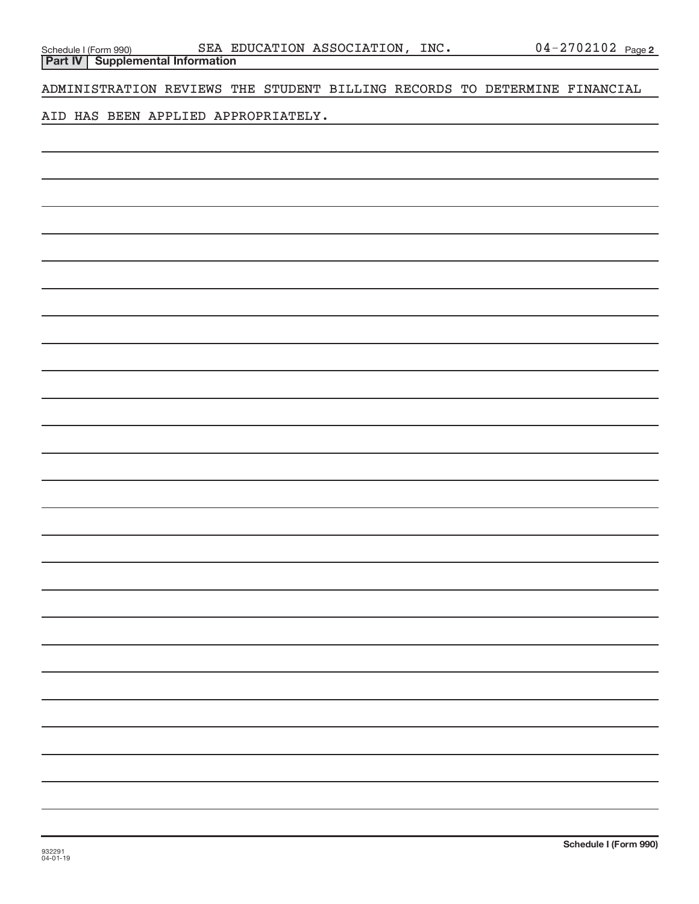Schedule I (Form 990) SEA EDUCATION ASSOCIATION, INC. 04-2702102 Page 2

**Part IV | Supplemental Information**

ADMINISTRATION REVIEWS THE STUDENT BILLING RECORDS TO DETERMINE FINANCIAL AID HAS BEEN APPLIED APPROPRIATELY.

932291 04-01-19

**Schedule I (Form 990)**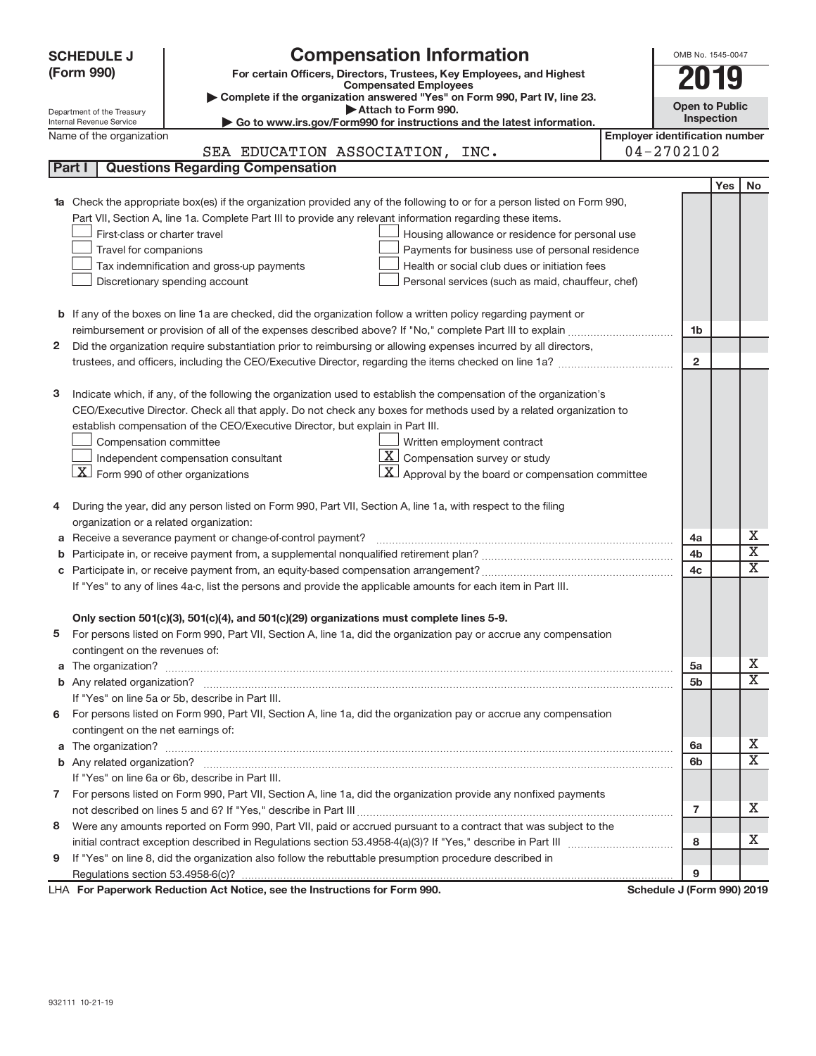# SCHEDULE J (Form 990)

Department of the Treasury
Internal Revenue Service

## Compensation Information

**For certain Officers, Directors, Trustees, Key Employees, and Highest Compensated Employees**

▶ Complete if the organization answered "Yes" on Form 990, Part IV, line 23.

▶ Attach to Form 990.

▶ Go to www.irs.gov/Form990 for instructions and the latest information.

OMB No. 1545-0047

**2019**

**Open to Public Inspection**

Name of the organization: SEA EDUCATION ASSOCIATION, INC.

Employer identification number: 04-2702102

### Part I Questions Regarding Compensation

| | | Line | Yes | No |
|---|---|---|---|---|
| **1a** | Check the appropriate box(es) if the organization provided any of the following to or for a person listed on Form 990, Part VII, Section A, line 1a. Complete Part III to provide any relevant information regarding these items.<br>☐ First-class or charter travel ☐ Housing allowance or residence for personal use<br>☐ Travel for companions ☐ Payments for business use of personal residence<br>☐ Tax indemnification and gross-up payments ☐ Health or social club dues or initiation fees<br>☐ Discretionary spending account ☐ Personal services (such as maid, chauffeur, chef) | | | |
| **b** | If any of the boxes on line 1a are checked, did the organization follow a written policy regarding payment or reimbursement or provision of all of the expenses described above? If "No," complete Part III to explain | 1b | | |
| **2** | Did the organization require substantiation prior to reimbursing or allowing expenses incurred by all directors, trustees, and officers, including the CEO/Executive Director, regarding the items checked on line 1a? | 2 | | |
| **3** | Indicate which, if any, of the following the organization used to establish the compensation of the organization's CEO/Executive Director. Check all that apply. Do not check any boxes for methods used by a related organization to establish compensation of the CEO/Executive Director, but explain in Part III.<br>☐ Compensation committee ☐ Written employment contract<br>☐ Independent compensation consultant ☒ Compensation survey or study<br>☒ Form 990 of other organizations ☒ Approval by the board or compensation committee | | | |
| **4** | During the year, did any person listed on Form 990, Part VII, Section A, line 1a, with respect to the filing organization or a related organization: | | | |
| **a** | Receive a severance payment or change-of-control payment? | 4a | | X |
| **b** | Participate in, or receive payment from, a supplemental nonqualified retirement plan? | 4b | | X |
| **c** | Participate in, or receive payment from, an equity-based compensation arrangement? | 4c | | X |
| | If "Yes" to any of lines 4a-c, list the persons and provide the applicable amounts for each item in Part III. | | | |
| | **Only section 501(c)(3), 501(c)(4), and 501(c)(29) organizations must complete lines 5-9.** | | | |
| **5** | For persons listed on Form 990, Part VII, Section A, line 1a, did the organization pay or accrue any compensation contingent on the revenues of: | | | |
| **a** | The organization? | 5a | | X |
| **b** | Any related organization? | 5b | | X |
| | If "Yes" on line 5a or 5b, describe in Part III. | | | |
| **6** | For persons listed on Form 990, Part VII, Section A, line 1a, did the organization pay or accrue any compensation contingent on the net earnings of: | | | |
| **a** | The organization? | 6a | | X |
| **b** | Any related organization? | 6b | | X |
| | If "Yes" on line 6a or 6b, describe in Part III. | | | |
| **7** | For persons listed on Form 990, Part VII, Section A, line 1a, did the organization provide any nonfixed payments not described on lines 5 and 6? If "Yes," describe in Part III | 7 | | X |
| **8** | Were any amounts reported on Form 990, Part VII, paid or accrued pursuant to a contract that was subject to the initial contract exception described in Regulations section 53.4958-4(a)(3)? If "Yes," describe in Part III | 8 | | X |
| **9** | If "Yes" on line 8, did the organization also follow the rebuttable presumption procedure described in Regulations section 53.4958-6(c)? | 9 | | |

LHA **For Paperwork Reduction Act Notice, see the Instructions for Form 990.** **Schedule J (Form 990) 2019**

932111 10-21-19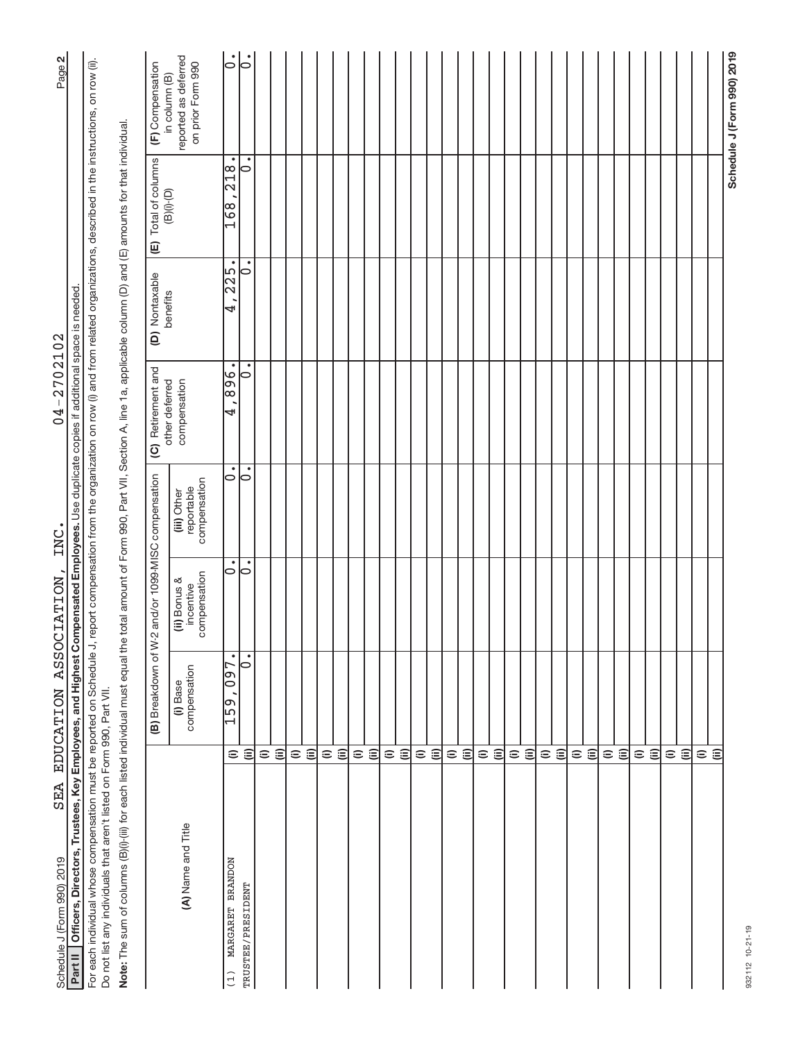Schedule J (Form 990) 2019 SEA EDUCATION ASSOCIATION, INC. 04-2702102

**Part II Officers, Directors, Trustees, Key Employees, and Highest Compensated Employees.** Use duplicate copies if additional space is needed.

For each individual whose compensation must be reported on Schedule J, report compensation from the organization on row (i) and from related organizations, described in the instructions, on row (ii). Do not list any individuals that aren't listed on Form 990, Part VII.

**Note:** The sum of columns (B)(i)-(iii) for each listed individual must equal the total amount of Form 990, Part VII, Section A, line 1a, applicable column (D) and (E) amounts for that individual.

| (A) Name and Title | | (B) Breakdown of W-2 and/or 1099-MISC compensation | | | (C) Retirement and other deferred compensation | (D) Nontaxable benefits | (E) Total of columns (B)(i)-(D) | (F) Compensation in column (B) reported as deferred on prior Form 990 |
|---|---|---|---|---|---|---|---|---|
| | | (i) Base compensation | (ii) Bonus & incentive compensation | (iii) Other reportable compensation | | | | |
| (1) MARGARET BRANDON | (i) | 159,097. | 0. | 0. | 4,896. | 4,225. | 168,218. | 0. |
| TRUSTEE/PRESIDENT | (ii) | 0. | 0. | 0. | 0. | 0. | 0. | 0. |
| | (i) | | | | | | | |
| | (ii) | | | | | | | |
| | (i) | | | | | | | |
| | (ii) | | | | | | | |
| | (i) | | | | | | | |
| | (ii) | | | | | | | |
| | (i) | | | | | | | |
| | (ii) | | | | | | | |
| | (i) | | | | | | | |
| | (ii) | | | | | | | |
| | (i) | | | | | | | |
| | (ii) | | | | | | | |
| | (i) | | | | | | | |
| | (ii) | | | | | | | |
| | (i) | | | | | | | |
| | (ii) | | | | | | | |
| | (i) | | | | | | | |
| | (ii) | | | | | | | |
| | (i) | | | | | | | |
| | (ii) | | | | | | | |
| | (i) | | | | | | | |
| | (ii) | | | | | | | |
| | (i) | | | | | | | |
| | (ii) | | | | | | | |
| | (i) | | | | | | | |
| | (ii) | | | | | | | |
| | (i) | | | | | | | |
| | (ii) | | | | | | | |
| | (i) | | | | | | | |
| | (ii) | | | | | | | |

932112 10-21-19

**Schedule J (Form 990) 2019**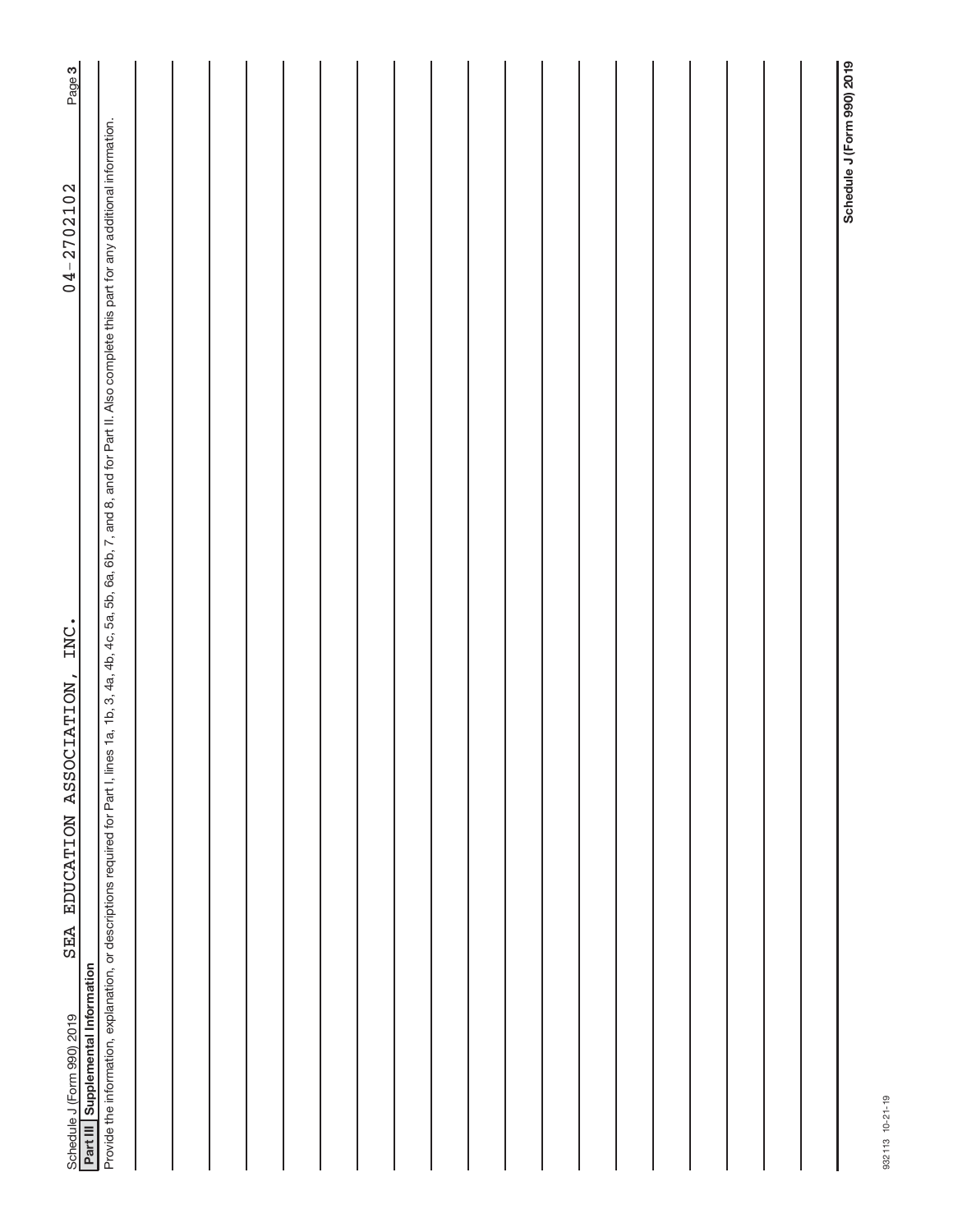Schedule J (Form 990) 2019 SEA EDUCATION ASSOCIATION, INC. 04-2702102

**Part III** **Supplemental Information**

Provide the information, explanation, or descriptions required for Part I, lines 1a, 1b, 3, 4a, 4b, 4c, 5a, 5b, 6a, 6b, 7, and 8, and for Part II. Also complete this part for any additional information.

**Schedule J (Form 990) 2019**

932113 10-21-19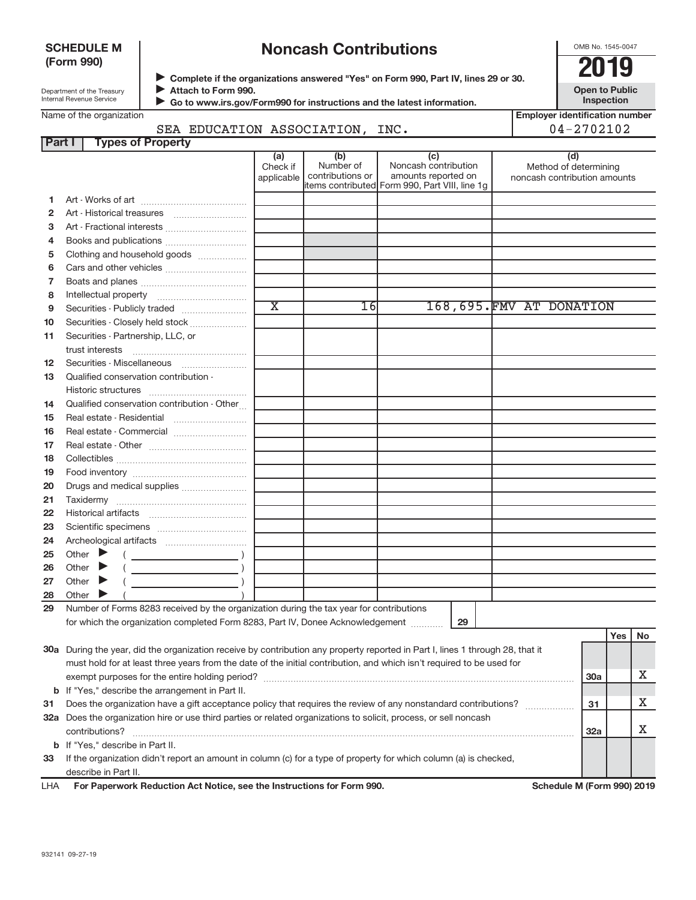**SCHEDULE M (Form 990)**

Department of the Treasury
Internal Revenue Service

# Noncash Contributions

▶ Complete if the organizations answered "Yes" on Form 990, Part IV, lines 29 or 30.
▶ Attach to Form 990.
▶ Go to www.irs.gov/Form990 for instructions and the latest information.

OMB No. 1545-0047

**2019**

**Open to Public Inspection**

Name of the organization: SEA EDUCATION ASSOCIATION, INC.

Employer identification number: 04-2702102

## Part I Types of Property

| | | (a) Check if applicable | (b) Number of contributions or items contributed | (c) Noncash contribution amounts reported on Form 990, Part VIII, line 1g | (d) Method of determining noncash contribution amounts |
|---|---|---|---|---|---|
| 1 | Art - Works of art | | | | |
| 2 | Art - Historical treasures | | | | |
| 3 | Art - Fractional interests | | | | |
| 4 | Books and publications | | | | |
| 5 | Clothing and household goods | | | | |
| 6 | Cars and other vehicles | | | | |
| 7 | Boats and planes | | | | |
| 8 | Intellectual property | | | | |
| 9 | Securities - Publicly traded | X | 16 | 168,695. | FMV AT DONATION |
| 10 | Securities - Closely held stock | | | | |
| 11 | Securities - Partnership, LLC, or trust interests | | | | |
| 12 | Securities - Miscellaneous | | | | |
| 13 | Qualified conservation contribution - Historic structures | | | | |
| 14 | Qualified conservation contribution - Other | | | | |
| 15 | Real estate - Residential | | | | |
| 16 | Real estate - Commercial | | | | |
| 17 | Real estate - Other | | | | |
| 18 | Collectibles | | | | |
| 19 | Food inventory | | | | |
| 20 | Drugs and medical supplies | | | | |
| 21 | Taxidermy | | | | |
| 22 | Historical artifacts | | | | |
| 23 | Scientific specimens | | | | |
| 24 | Archeological artifacts | | | | |
| 25 | Other ▶ ( ) | | | | |
| 26 | Other ▶ ( ) | | | | |
| 27 | Other ▶ ( ) | | | | |
| 28 | Other ▶ ( ) | | | | |

**29** Number of Forms 8283 received by the organization during the tax year for contributions for which the organization completed Form 8283, Part IV, Donee Acknowledgement ..... **29** 

| | | | Yes | No |
|---|---|---|---|---|
| **30a** | During the year, did the organization receive by contribution any property reported in Part I, lines 1 through 28, that it must hold for at least three years from the date of the initial contribution, and which isn't required to be used for exempt purposes for the entire holding period? | 30a | | X |
| **b** | If "Yes," describe the arrangement in Part II. | | | |
| **31** | Does the organization have a gift acceptance policy that requires the review of any nonstandard contributions? | 31 | | X |
| **32a** | Does the organization hire or use third parties or related organizations to solicit, process, or sell noncash contributions? | 32a | | X |
| **b** | If "Yes," describe in Part II. | | | |
| **33** | If the organization didn't report an amount in column (c) for a type of property for which column (a) is checked, describe in Part II. | | | |

LHA **For Paperwork Reduction Act Notice, see the Instructions for Form 990.** **Schedule M (Form 990) 2019**

932141 09-27-19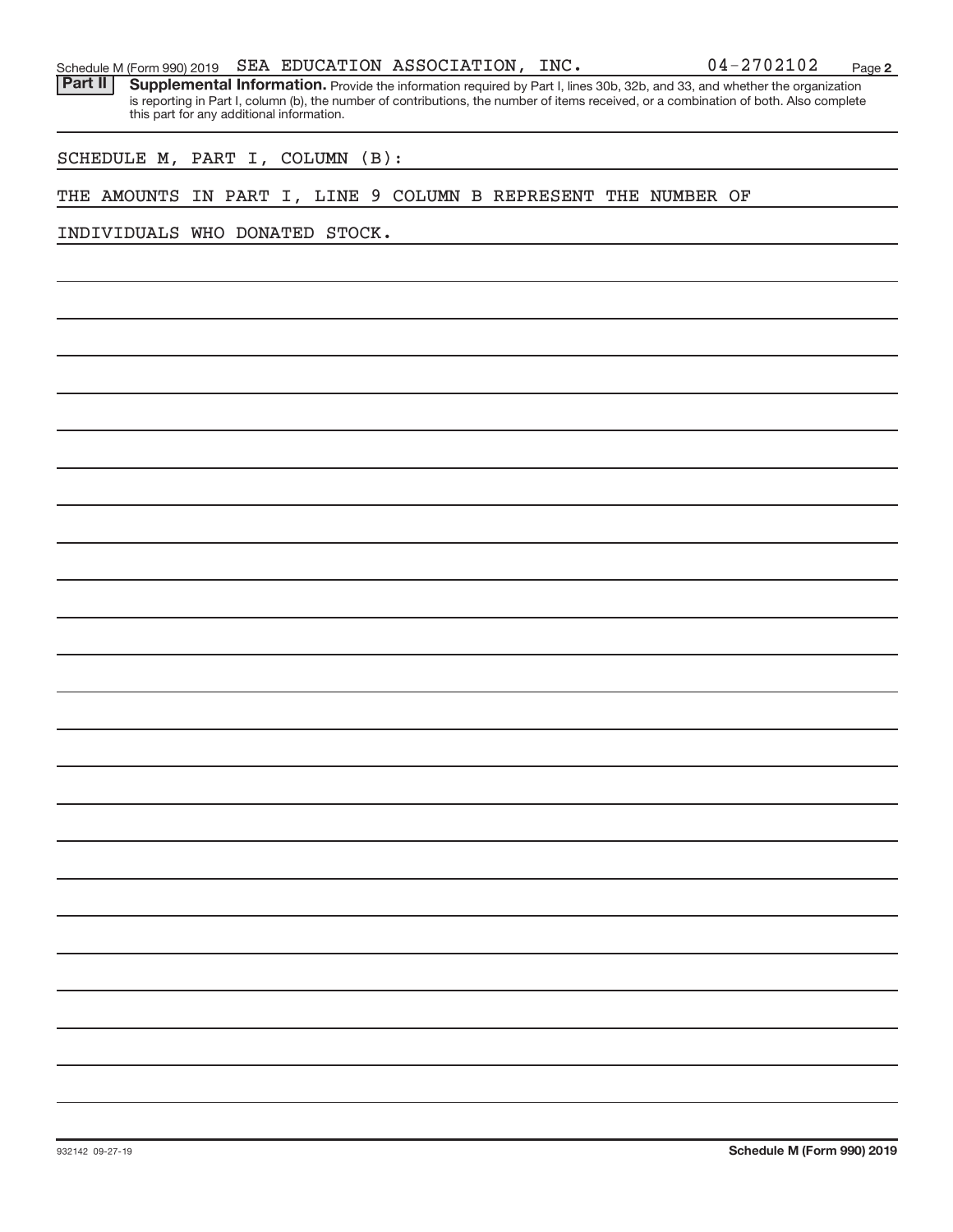Schedule M (Form 990) 2019 SEA EDUCATION ASSOCIATION, INC. 04-2702102

**Part II** **Supplemental Information.** Provide the information required by Part I, lines 30b, 32b, and 33, and whether the organization is reporting in Part I, column (b), the number of contributions, the number of items received, or a combination of both. Also complete this part for any additional information.

SCHEDULE M, PART I, COLUMN (B):

THE AMOUNTS IN PART I, LINE 9 COLUMN B REPRESENT THE NUMBER OF INDIVIDUALS WHO DONATED STOCK.

932142 09-27-19

**Schedule M (Form 990) 2019**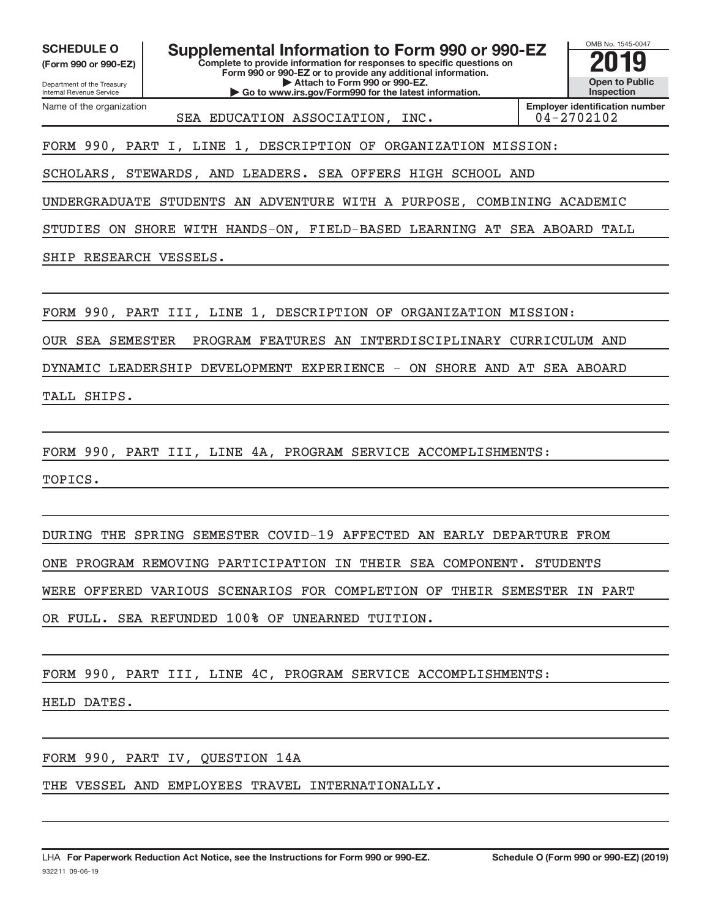**SCHEDULE O**
**(Form 990 or 990-EZ)**

Department of the Treasury
Internal Revenue Service

# Supplemental Information to Form 990 or 990-EZ

**Complete to provide information for responses to specific questions on Form 990 or 990-EZ or to provide any additional information.**
**▶ Attach to Form 990 or 990-EZ.**
**▶ Go to www.irs.gov/Form990 for the latest information.**

OMB No. 1545-0047

**2019**

**Open to Public Inspection**

| Name of the organization | Employer identification number |
|---|---|
| SEA EDUCATION ASSOCIATION, INC. | 04-2702102 |

FORM 990, PART I, LINE 1, DESCRIPTION OF ORGANIZATION MISSION:

SCHOLARS, STEWARDS, AND LEADERS. SEA OFFERS HIGH SCHOOL AND UNDERGRADUATE STUDENTS AN ADVENTURE WITH A PURPOSE, COMBINING ACADEMIC STUDIES ON SHORE WITH HANDS-ON, FIELD-BASED LEARNING AT SEA ABOARD TALL SHIP RESEARCH VESSELS.

FORM 990, PART III, LINE 1, DESCRIPTION OF ORGANIZATION MISSION:

OUR SEA SEMESTER PROGRAM FEATURES AN INTERDISCIPLINARY CURRICULUM AND DYNAMIC LEADERSHIP DEVELOPMENT EXPERIENCE - ON SHORE AND AT SEA ABOARD TALL SHIPS.

FORM 990, PART III, LINE 4A, PROGRAM SERVICE ACCOMPLISHMENTS:

TOPICS.

DURING THE SPRING SEMESTER COVID-19 AFFECTED AN EARLY DEPARTURE FROM ONE PROGRAM REMOVING PARTICIPATION IN THEIR SEA COMPONENT. STUDENTS WERE OFFERED VARIOUS SCENARIOS FOR COMPLETION OF THEIR SEMESTER IN PART OR FULL. SEA REFUNDED 100% OF UNEARNED TUITION.

FORM 990, PART III, LINE 4C, PROGRAM SERVICE ACCOMPLISHMENTS:

HELD DATES.

FORM 990, PART IV, QUESTION 14A

THE VESSEL AND EMPLOYEES TRAVEL INTERNATIONALLY.

LHA **For Paperwork Reduction Act Notice, see the Instructions for Form 990 or 990-EZ.** **Schedule O (Form 990 or 990-EZ) (2019)**
932211 09-06-19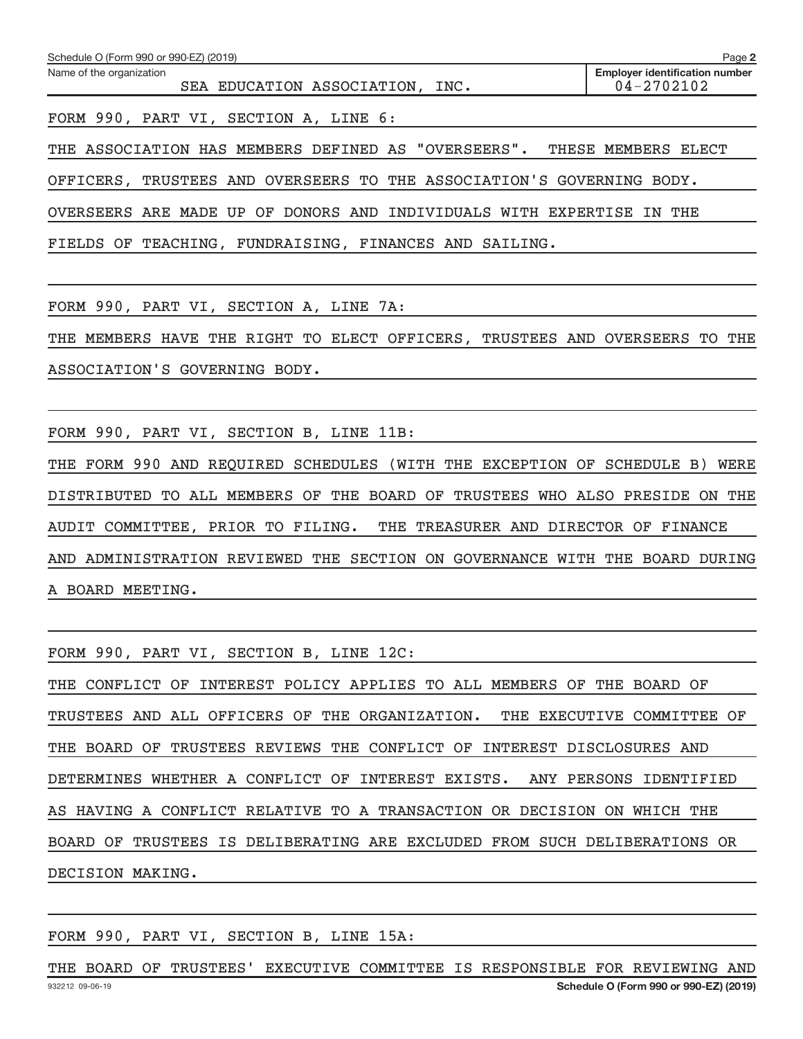Name of the organization: SEA EDUCATION ASSOCIATION, INC.

Employer identification number: 04-2702102

FORM 990, PART VI, SECTION A, LINE 6:

THE ASSOCIATION HAS MEMBERS DEFINED AS "OVERSEERS". THESE MEMBERS ELECT OFFICERS, TRUSTEES AND OVERSEERS TO THE ASSOCIATION'S GOVERNING BODY. OVERSEERS ARE MADE UP OF DONORS AND INDIVIDUALS WITH EXPERTISE IN THE FIELDS OF TEACHING, FUNDRAISING, FINANCES AND SAILING.

FORM 990, PART VI, SECTION A, LINE 7A:

THE MEMBERS HAVE THE RIGHT TO ELECT OFFICERS, TRUSTEES AND OVERSEERS TO THE ASSOCIATION'S GOVERNING BODY.

FORM 990, PART VI, SECTION B, LINE 11B:

THE FORM 990 AND REQUIRED SCHEDULES (WITH THE EXCEPTION OF SCHEDULE B) WERE DISTRIBUTED TO ALL MEMBERS OF THE BOARD OF TRUSTEES WHO ALSO PRESIDE ON THE AUDIT COMMITTEE, PRIOR TO FILING. THE TREASURER AND DIRECTOR OF FINANCE AND ADMINISTRATION REVIEWED THE SECTION ON GOVERNANCE WITH THE BOARD DURING A BOARD MEETING.

FORM 990, PART VI, SECTION B, LINE 12C:

THE CONFLICT OF INTEREST POLICY APPLIES TO ALL MEMBERS OF THE BOARD OF TRUSTEES AND ALL OFFICERS OF THE ORGANIZATION. THE EXECUTIVE COMMITTEE OF THE BOARD OF TRUSTEES REVIEWS THE CONFLICT OF INTEREST DISCLOSURES AND DETERMINES WHETHER A CONFLICT OF INTEREST EXISTS. ANY PERSONS IDENTIFIED AS HAVING A CONFLICT RELATIVE TO A TRANSACTION OR DECISION ON WHICH THE BOARD OF TRUSTEES IS DELIBERATING ARE EXCLUDED FROM SUCH DELIBERATIONS OR DECISION MAKING.

FORM 990, PART VI, SECTION B, LINE 15A:

THE BOARD OF TRUSTEES' EXECUTIVE COMMITTEE IS RESPONSIBLE FOR REVIEWING AND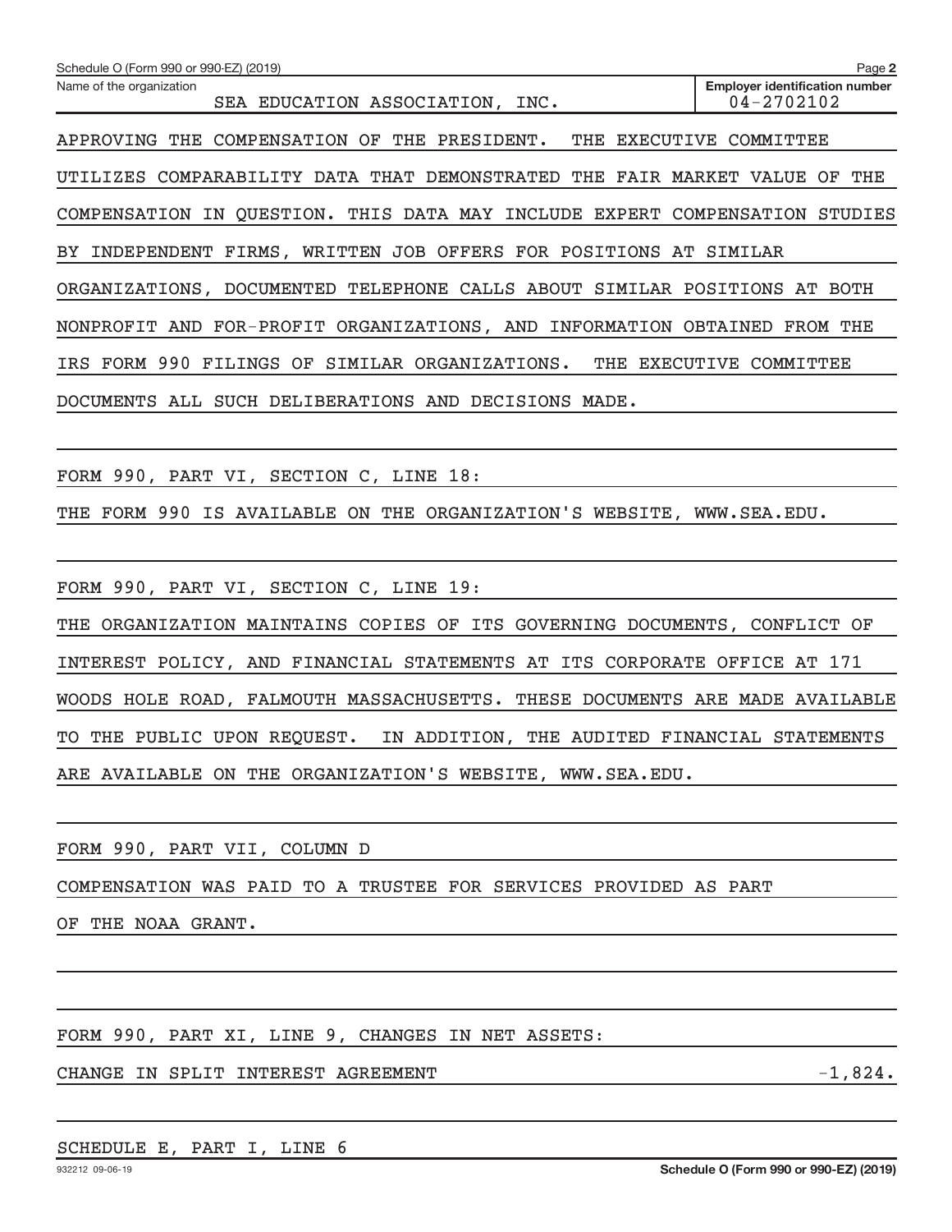Schedule O (Form 990 or 990-EZ) (2019) Page **2**

Name of the organization: SEA EDUCATION ASSOCIATION, INC.

**Employer identification number** 04-2702102

APPROVING THE COMPENSATION OF THE PRESIDENT. THE EXECUTIVE COMMITTEE UTILIZES COMPARABILITY DATA THAT DEMONSTRATED THE FAIR MARKET VALUE OF THE COMPENSATION IN QUESTION. THIS DATA MAY INCLUDE EXPERT COMPENSATION STUDIES BY INDEPENDENT FIRMS, WRITTEN JOB OFFERS FOR POSITIONS AT SIMILAR ORGANIZATIONS, DOCUMENTED TELEPHONE CALLS ABOUT SIMILAR POSITIONS AT BOTH NONPROFIT AND FOR-PROFIT ORGANIZATIONS, AND INFORMATION OBTAINED FROM THE IRS FORM 990 FILINGS OF SIMILAR ORGANIZATIONS. THE EXECUTIVE COMMITTEE DOCUMENTS ALL SUCH DELIBERATIONS AND DECISIONS MADE.

FORM 990, PART VI, SECTION C, LINE 18:

THE FORM 990 IS AVAILABLE ON THE ORGANIZATION'S WEBSITE, WWW.SEA.EDU.

FORM 990, PART VI, SECTION C, LINE 19:

THE ORGANIZATION MAINTAINS COPIES OF ITS GOVERNING DOCUMENTS, CONFLICT OF INTEREST POLICY, AND FINANCIAL STATEMENTS AT ITS CORPORATE OFFICE AT 171 WOODS HOLE ROAD, FALMOUTH MASSACHUSETTS. THESE DOCUMENTS ARE MADE AVAILABLE TO THE PUBLIC UPON REQUEST. IN ADDITION, THE AUDITED FINANCIAL STATEMENTS ARE AVAILABLE ON THE ORGANIZATION'S WEBSITE, WWW.SEA.EDU.

FORM 990, PART VII, COLUMN D

COMPENSATION WAS PAID TO A TRUSTEE FOR SERVICES PROVIDED AS PART OF THE NOAA GRANT.

FORM 990, PART XI, LINE 9, CHANGES IN NET ASSETS:

CHANGE IN SPLIT INTEREST AGREEMENT -1,824.

SCHEDULE E, PART I, LINE 6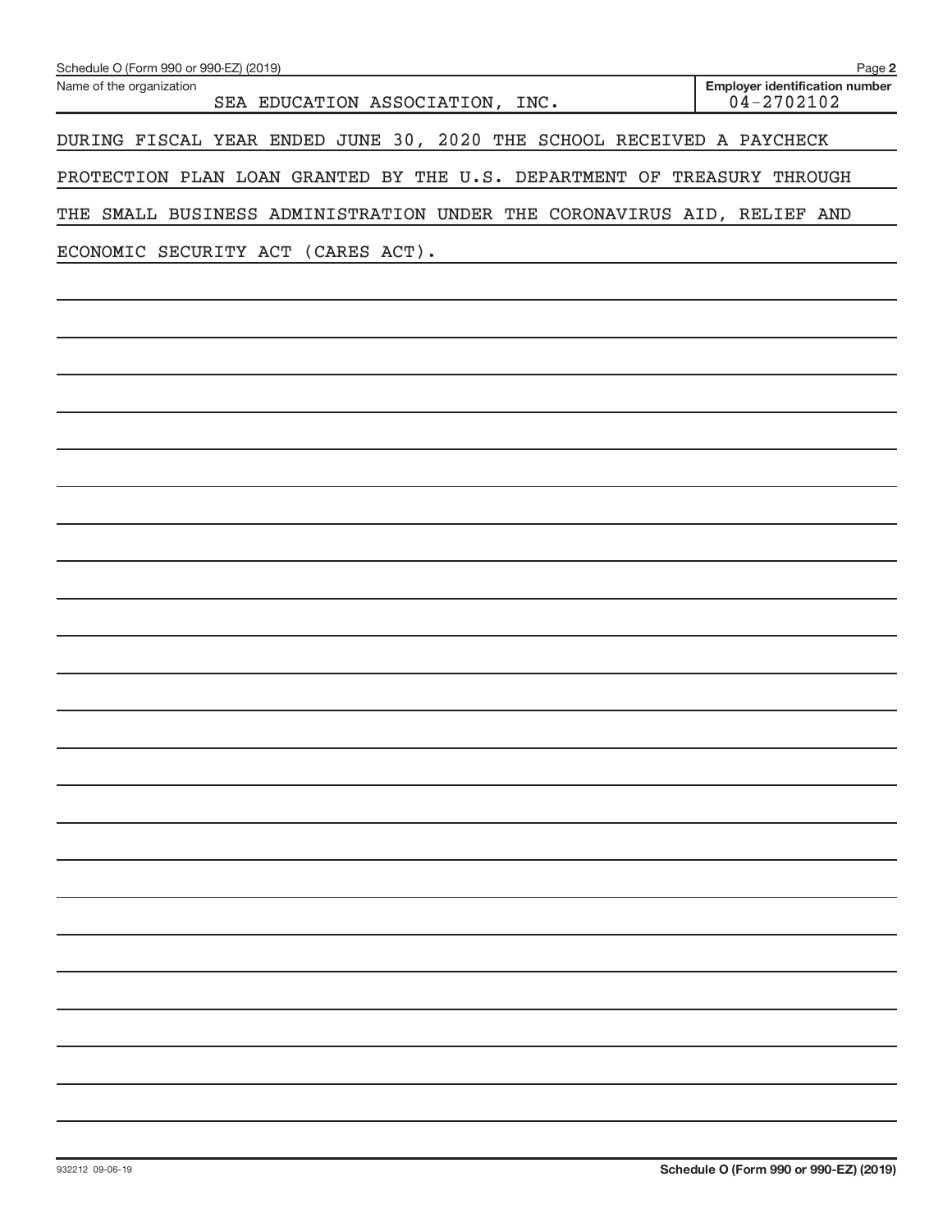Name of the organization: SEA EDUCATION ASSOCIATION, INC.

Employer identification number: 04-2702102

DURING FISCAL YEAR ENDED JUNE 30, 2020 THE SCHOOL RECEIVED A PAYCHECK PROTECTION PLAN LOAN GRANTED BY THE U.S. DEPARTMENT OF TREASURY THROUGH THE SMALL BUSINESS ADMINISTRATION UNDER THE CORONAVIRUS AID, RELIEF AND ECONOMIC SECURITY ACT (CARES ACT).